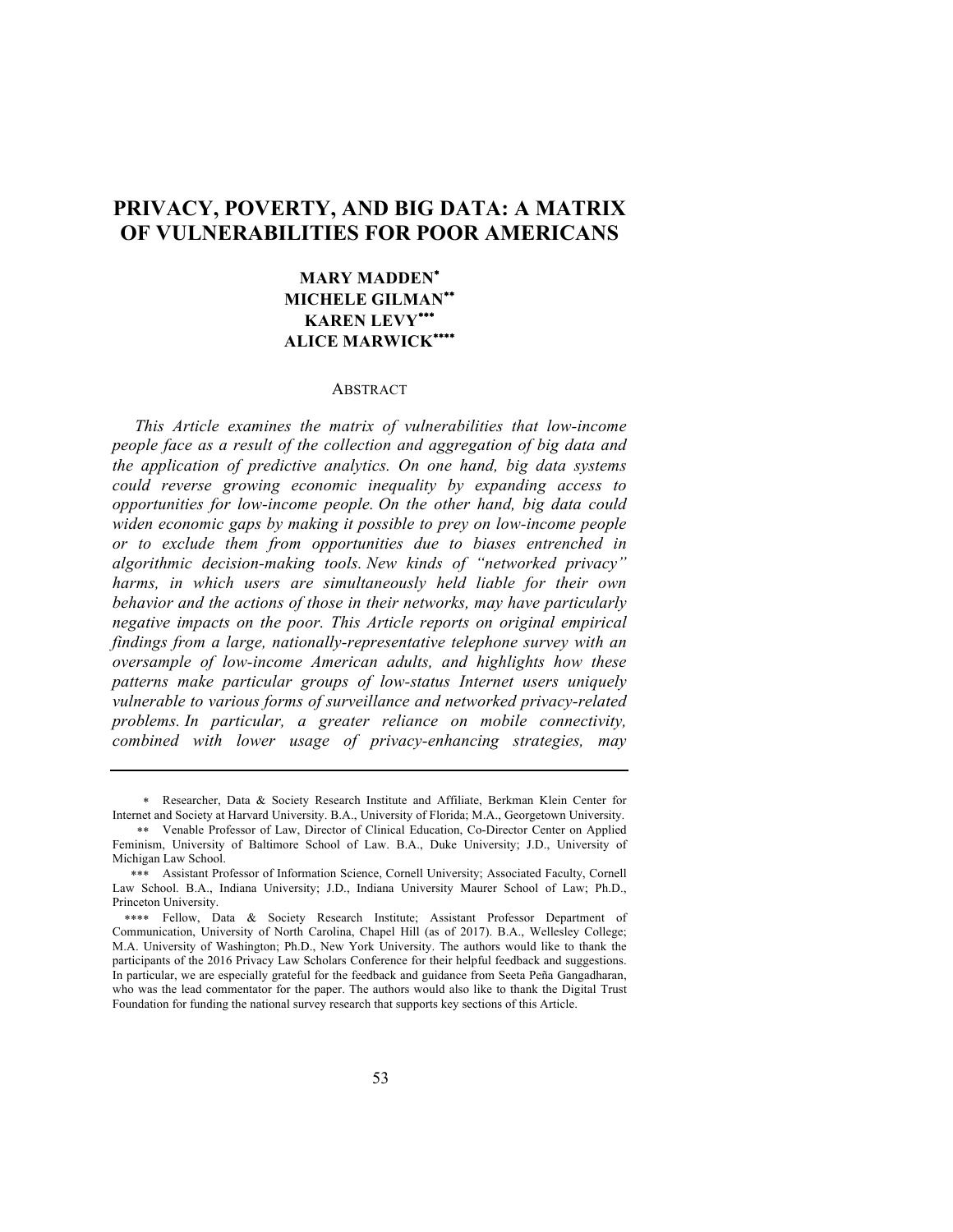# PRIVACY, POVERTY, AND BIG DATA: A MATRIX OF VULNERABILITIES FOR POOR AMERICANS

**MARY MADDEN**[\*]
**MICHELE GILMAN**[\*\*]
**KAREN LEVY**[\*\*\*]
**ALICE MARWICK**[\*\*\*\*]

## ABSTRACT

*This Article examines the matrix of vulnerabilities that low-income people face as a result of the collection and aggregation of big data and the application of predictive analytics. On one hand, big data systems could reverse growing economic inequality by expanding access to opportunities for low-income people. On the other hand, big data could widen economic gaps by making it possible to prey on low-income people or to exclude them from opportunities due to biases entrenched in algorithmic decision-making tools. New kinds of "networked privacy" harms, in which users are simultaneously held liable for their own behavior and the actions of those in their networks, may have particularly negative impacts on the poor. This Article reports on original empirical findings from a large, nationally-representative telephone survey with an oversample of low-income American adults, and highlights how these patterns make particular groups of low-status Internet users uniquely vulnerable to various forms of surveillance and networked privacy-related problems. In particular, a greater reliance on mobile connectivity, combined with lower usage of privacy-enhancing strategies, may*

---

\* Researcher, Data & Society Research Institute and Affiliate, Berkman Klein Center for Internet and Society at Harvard University. B.A., University of Florida; M.A., Georgetown University.

\*\* Venable Professor of Law, Director of Clinical Education, Co-Director Center on Applied Feminism, University of Baltimore School of Law. B.A., Duke University; J.D., University of Michigan Law School.

\*\*\* Assistant Professor of Information Science, Cornell University; Associated Faculty, Cornell Law School. B.A., Indiana University; J.D., Indiana University Maurer School of Law; Ph.D., Princeton University.

\*\*\*\* Fellow, Data & Society Research Institute; Assistant Professor Department of Communication, University of North Carolina, Chapel Hill (as of 2017). B.A., Wellesley College; M.A. University of Washington; Ph.D., New York University. The authors would like to thank the participants of the 2016 Privacy Law Scholars Conference for their helpful feedback and suggestions. In particular, we are especially grateful for the feedback and guidance from Seeta Peña Gangadharan, who was the lead commentator for the paper. The authors would also like to thank the Digital Trust Foundation for funding the national survey research that supports key sections of this Article.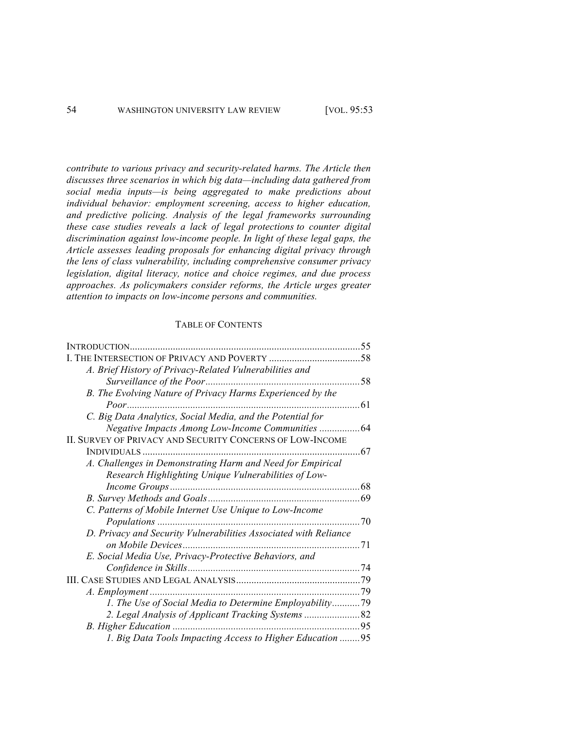*contribute to various privacy and security-related harms. The Article then discusses three scenarios in which big data—including data gathered from social media inputs—is being aggregated to make predictions about individual behavior: employment screening, access to higher education, and predictive policing. Analysis of the legal frameworks surrounding these case studies reveals a lack of legal protections to counter digital discrimination against low-income people. In light of these legal gaps, the Article assesses leading proposals for enhancing digital privacy through the lens of class vulnerability, including comprehensive consumer privacy legislation, digital literacy, notice and choice regimes, and due process approaches. As policymakers consider reforms, the Article urges greater attention to impacts on low-income persons and communities.*

## TABLE OF CONTENTS

| | |
|---|---|
| INTRODUCTION | 55 |
| I. THE INTERSECTION OF PRIVACY AND POVERTY | 58 |
| *A. Brief History of Privacy-Related Vulnerabilities and Surveillance of the Poor* | 58 |
| *B. The Evolving Nature of Privacy Harms Experienced by the Poor* | 61 |
| *C. Big Data Analytics, Social Media, and the Potential for Negative Impacts Among Low-Income Communities* | 64 |
| II. SURVEY OF PRIVACY AND SECURITY CONCERNS OF LOW-INCOME INDIVIDUALS | 67 |
| *A. Challenges in Demonstrating Harm and Need for Empirical Research Highlighting Unique Vulnerabilities of Low-Income Groups* | 68 |
| *B. Survey Methods and Goals* | 69 |
| *C. Patterns of Mobile Internet Use Unique to Low-Income Populations* | 70 |
| *D. Privacy and Security Vulnerabilities Associated with Reliance on Mobile Devices* | 71 |
| *E. Social Media Use, Privacy-Protective Behaviors, and Confidence in Skills* | 74 |
| III. CASE STUDIES AND LEGAL ANALYSIS | 79 |
| *A. Employment* | 79 |
| *1. The Use of Social Media to Determine Employability* | 79 |
| *2. Legal Analysis of Applicant Tracking Systems* | 82 |
| *B. Higher Education* | 95 |
| *1. Big Data Tools Impacting Access to Higher Education* | 95 |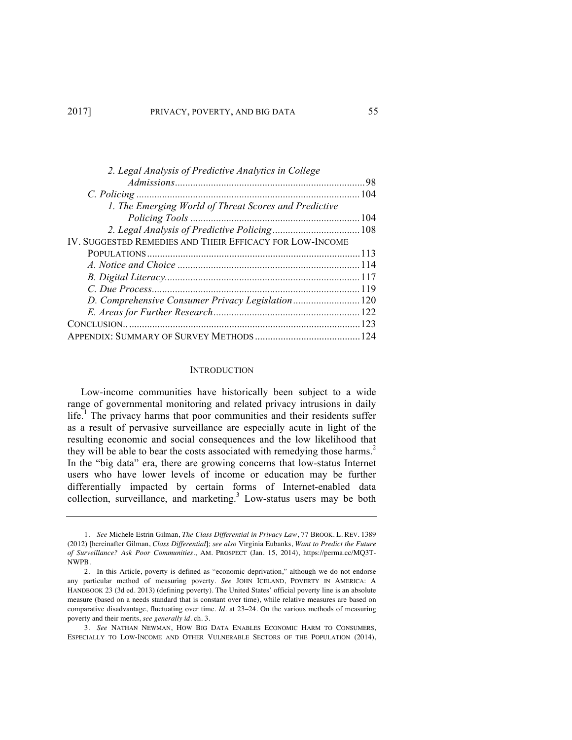*2. Legal Analysis of Predictive Analytics in College Admissions* ..........98

*C. Policing* ..........104

*1. The Emerging World of Threat Scores and Predictive Policing Tools* ..........104

*2. Legal Analysis of Predictive Policing* ..........108

IV. SUGGESTED REMEDIES AND THEIR EFFICACY FOR LOW-INCOME POPULATIONS ..........113

*A. Notice and Choice* ..........114

*B. Digital Literacy* ..........117

*C. Due Process* ..........119

*D. Comprehensive Consumer Privacy Legislation* ..........120

*E. Areas for Further Research* ..........122

CONCLUSION.. ..........123

APPENDIX: SUMMARY OF SURVEY METHODS ..........124

## INTRODUCTION

Low-income communities have historically been subject to a wide range of governmental monitoring and related privacy intrusions in daily life.[1] The privacy harms that poor communities and their residents suffer as a result of pervasive surveillance are especially acute in light of the resulting economic and social consequences and the low likelihood that they will be able to bear the costs associated with remedying those harms.[2] In the "big data" era, there are growing concerns that low-status Internet users who have lower levels of income or education may be further differentially impacted by certain forms of Internet-enabled data collection, surveillance, and marketing.[3] Low-status users may be both

---

1. *See* Michele Estrin Gilman, *The Class Differential in Privacy Law*, 77 BROOK. L. REV. 1389 (2012) [hereinafter Gilman, *Class Differential*]; *see also* Virginia Eubanks, *Want to Predict the Future of Surveillance? Ask Poor Communities.*, AM. PROSPECT (Jan. 15, 2014), https://perma.cc/MQ3T-NWPB.

2. In this Article, poverty is defined as "economic deprivation," although we do not endorse any particular method of measuring poverty. *See* JOHN ICELAND, POVERTY IN AMERICA: A HANDBOOK 23 (3d ed. 2013) (defining poverty). The United States' official poverty line is an absolute measure (based on a needs standard that is constant over time), while relative measures are based on comparative disadvantage, fluctuating over time. *Id.* at 23–24. On the various methods of measuring poverty and their merits, *see generally id.* ch. 3.

3. *See* NATHAN NEWMAN, HOW BIG DATA ENABLES ECONOMIC HARM TO CONSUMERS, ESPECIALLY TO LOW-INCOME AND OTHER VULNERABLE SECTORS OF THE POPULATION (2014),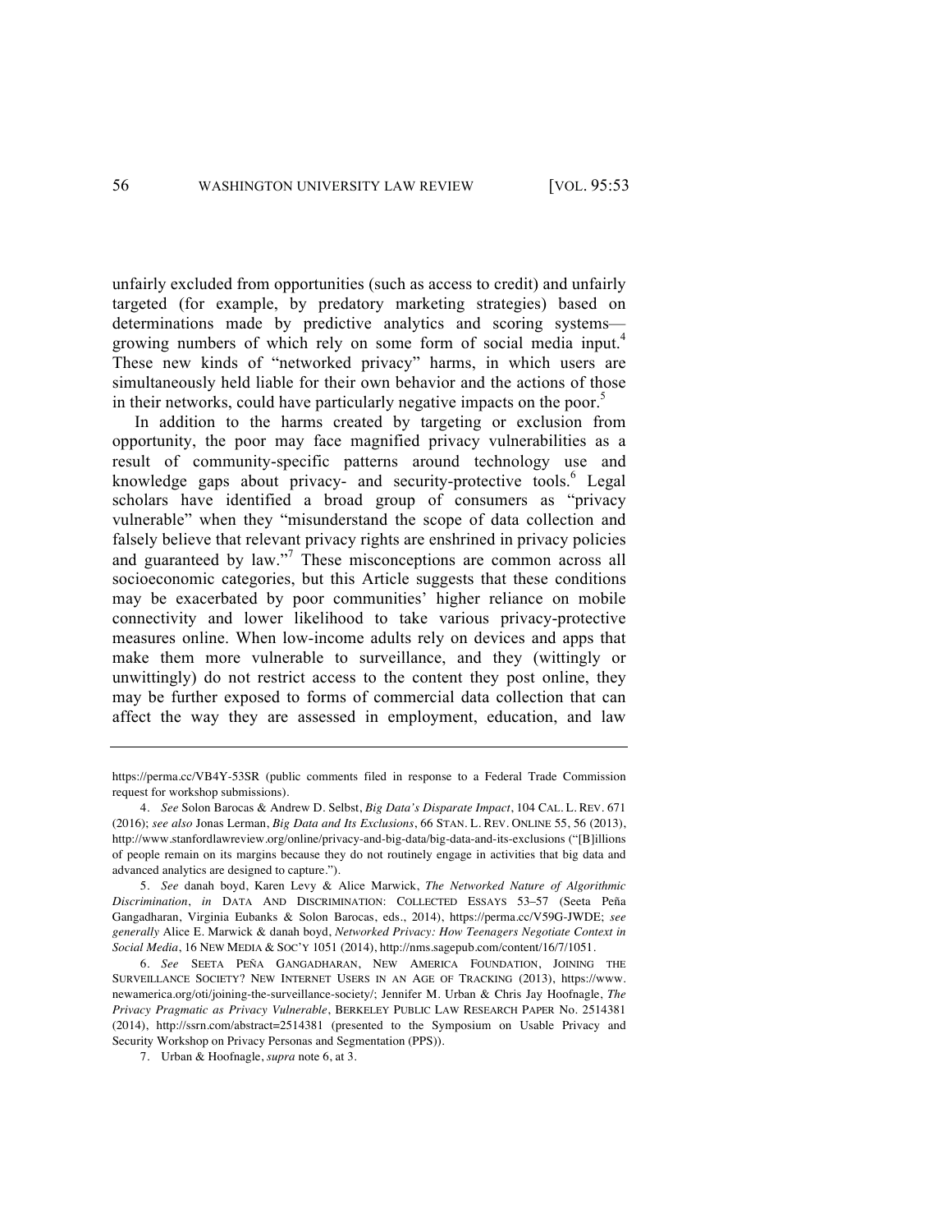unfairly excluded from opportunities (such as access to credit) and unfairly targeted (for example, by predatory marketing strategies) based on determinations made by predictive analytics and scoring systems—growing numbers of which rely on some form of social media input.[4] These new kinds of "networked privacy" harms, in which users are simultaneously held liable for their own behavior and the actions of those in their networks, could have particularly negative impacts on the poor.[5]

In addition to the harms created by targeting or exclusion from opportunity, the poor may face magnified privacy vulnerabilities as a result of community-specific patterns around technology use and knowledge gaps about privacy- and security-protective tools.[6] Legal scholars have identified a broad group of consumers as "privacy vulnerable" when they "misunderstand the scope of data collection and falsely believe that relevant privacy rights are enshrined in privacy policies and guaranteed by law."[7] These misconceptions are common across all socioeconomic categories, but this Article suggests that these conditions may be exacerbated by poor communities' higher reliance on mobile connectivity and lower likelihood to take various privacy-protective measures online. When low-income adults rely on devices and apps that make them more vulnerable to surveillance, and they (wittingly or unwittingly) do not restrict access to the content they post online, they may be further exposed to forms of commercial data collection that can affect the way they are assessed in employment, education, and law

---

https://perma.cc/VB4Y-53SR (public comments filed in response to a Federal Trade Commission request for workshop submissions).

4. *See* Solon Barocas & Andrew D. Selbst, *Big Data's Disparate Impact*, 104 CAL. L. REV. 671 (2016); *see also* Jonas Lerman, *Big Data and Its Exclusions*, 66 STAN. L. REV. ONLINE 55, 56 (2013), http://www.stanfordlawreview.org/online/privacy-and-big-data/big-data-and-its-exclusions ("[B]illions of people remain on its margins because they do not routinely engage in activities that big data and advanced analytics are designed to capture.").

5. *See* danah boyd, Karen Levy & Alice Marwick, *The Networked Nature of Algorithmic Discrimination*, *in* DATA AND DISCRIMINATION: COLLECTED ESSAYS 53–57 (Seeta Peña Gangadharan, Virginia Eubanks & Solon Barocas, eds., 2014), https://perma.cc/V59G-JWDE; *see generally* Alice E. Marwick & danah boyd, *Networked Privacy: How Teenagers Negotiate Context in Social Media*, 16 NEW MEDIA & SOC'Y 1051 (2014), http://nms.sagepub.com/content/16/7/1051.

6. *See* SEETA PEÑA GANGADHARAN, NEW AMERICA FOUNDATION, JOINING THE SURVEILLANCE SOCIETY? NEW INTERNET USERS IN AN AGE OF TRACKING (2013), https://www.newamerica.org/oti/joining-the-surveillance-society/; Jennifer M. Urban & Chris Jay Hoofnagle, *The Privacy Pragmatic as Privacy Vulnerable*, BERKELEY PUBLIC LAW RESEARCH PAPER No. 2514381 (2014), http://ssrn.com/abstract=2514381 (presented to the Symposium on Usable Privacy and Security Workshop on Privacy Personas and Segmentation (PPS)).

7. Urban & Hoofnagle, *supra* note 6, at 3.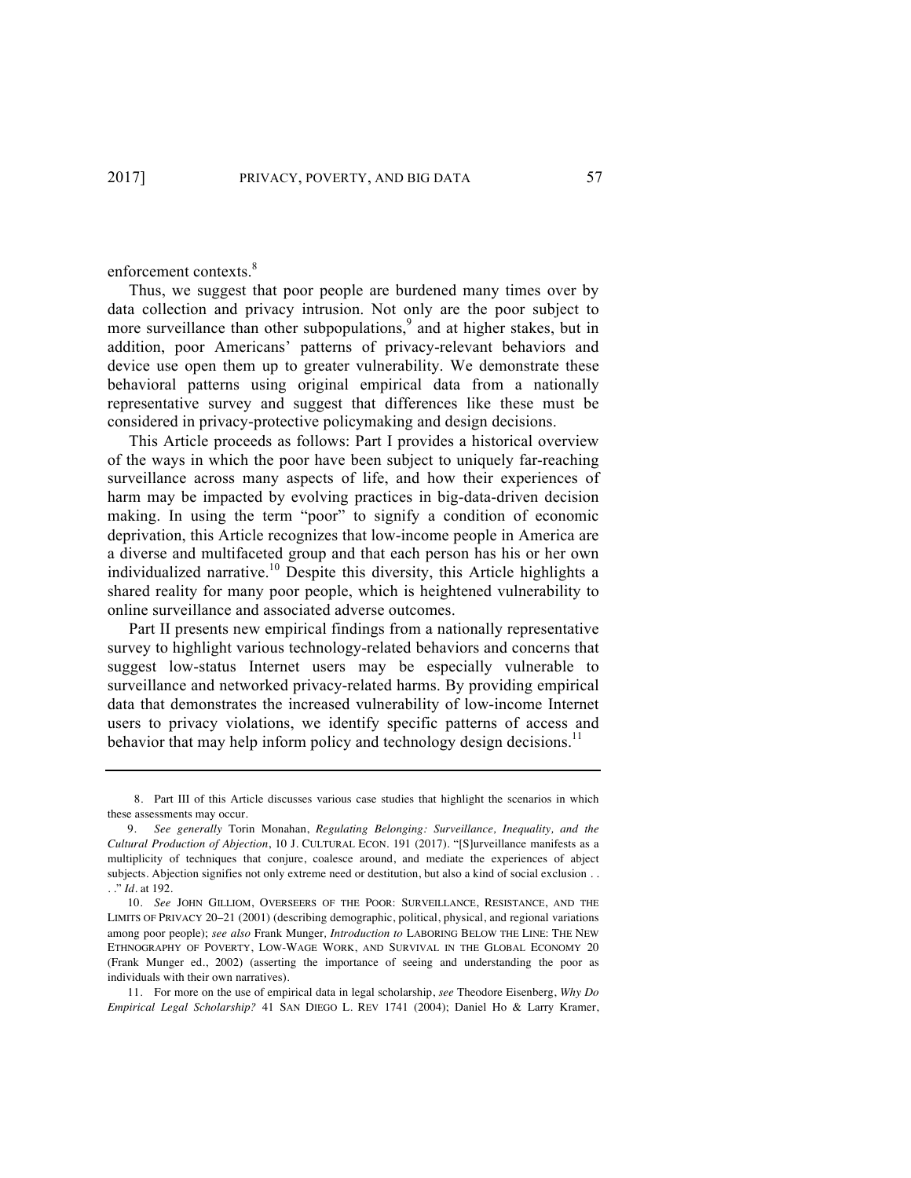enforcement contexts.[8]

Thus, we suggest that poor people are burdened many times over by data collection and privacy intrusion. Not only are the poor subject to more surveillance than other subpopulations,[9] and at higher stakes, but in addition, poor Americans' patterns of privacy-relevant behaviors and device use open them up to greater vulnerability. We demonstrate these behavioral patterns using original empirical data from a nationally representative survey and suggest that differences like these must be considered in privacy-protective policymaking and design decisions.

This Article proceeds as follows: Part I provides a historical overview of the ways in which the poor have been subject to uniquely far-reaching surveillance across many aspects of life, and how their experiences of harm may be impacted by evolving practices in big-data-driven decision making. In using the term "poor" to signify a condition of economic deprivation, this Article recognizes that low-income people in America are a diverse and multifaceted group and that each person has his or her own individualized narrative.[10] Despite this diversity, this Article highlights a shared reality for many poor people, which is heightened vulnerability to online surveillance and associated adverse outcomes.

Part II presents new empirical findings from a nationally representative survey to highlight various technology-related behaviors and concerns that suggest low-status Internet users may be especially vulnerable to surveillance and networked privacy-related harms. By providing empirical data that demonstrates the increased vulnerability of low-income Internet users to privacy violations, we identify specific patterns of access and behavior that may help inform policy and technology design decisions.[11]

---

8. Part III of this Article discusses various case studies that highlight the scenarios in which these assessments may occur.

9. *See generally* Torin Monahan, *Regulating Belonging: Surveillance, Inequality, and the Cultural Production of Abjection*, 10 J. CULTURAL ECON. 191 (2017). "[S]urveillance manifests as a multiplicity of techniques that conjure, coalesce around, and mediate the experiences of abject subjects. Abjection signifies not only extreme need or destitution, but also a kind of social exclusion . . . ." *Id*. at 192.

10. *See* JOHN GILLIOM, OVERSEERS OF THE POOR: SURVEILLANCE, RESISTANCE, AND THE LIMITS OF PRIVACY 20–21 (2001) (describing demographic, political, physical, and regional variations among poor people); *see also* Frank Munger*, Introduction to* LABORING BELOW THE LINE: THE NEW ETHNOGRAPHY OF POVERTY, LOW-WAGE WORK, AND SURVIVAL IN THE GLOBAL ECONOMY 20 (Frank Munger ed., 2002) (asserting the importance of seeing and understanding the poor as individuals with their own narratives).

11. For more on the use of empirical data in legal scholarship, *see* Theodore Eisenberg, *Why Do Empirical Legal Scholarship?* 41 SAN DIEGO L. REV 1741 (2004); Daniel Ho & Larry Kramer,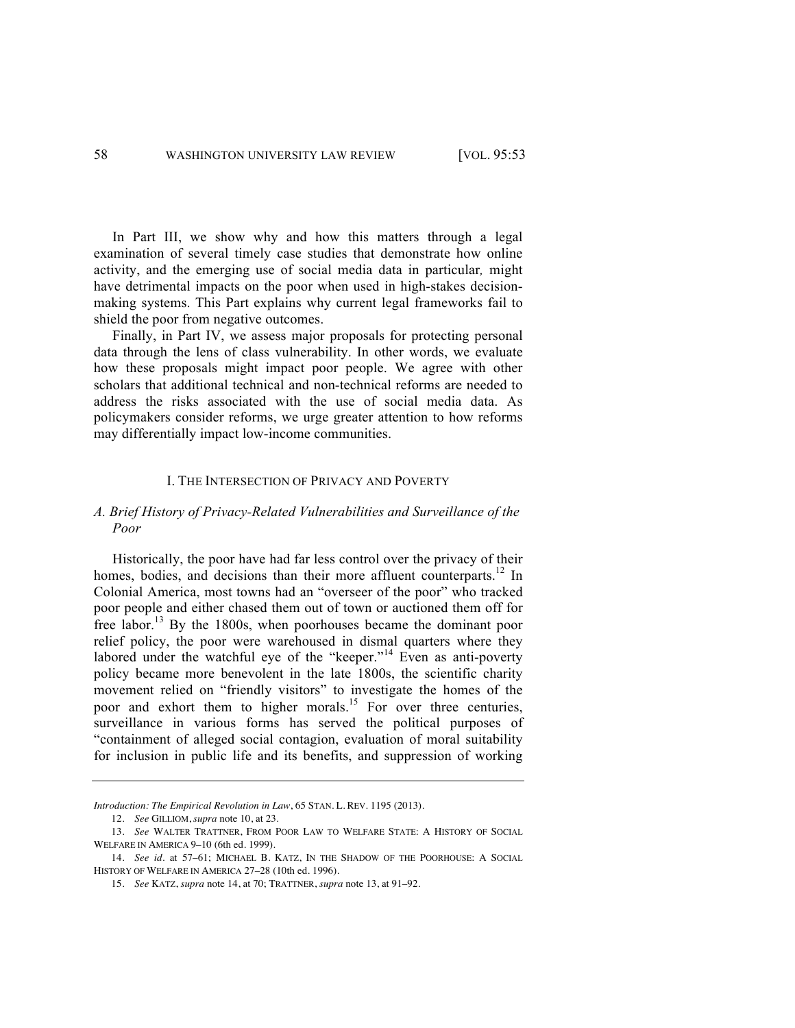In Part III, we show why and how this matters through a legal examination of several timely case studies that demonstrate how online activity, and the emerging use of social media data in particular*,* might have detrimental impacts on the poor when used in high-stakes decision-making systems. This Part explains why current legal frameworks fail to shield the poor from negative outcomes.

Finally, in Part IV, we assess major proposals for protecting personal data through the lens of class vulnerability. In other words, we evaluate how these proposals might impact poor people. We agree with other scholars that additional technical and non-technical reforms are needed to address the risks associated with the use of social media data. As policymakers consider reforms, we urge greater attention to how reforms may differentially impact low-income communities.

## I. THE INTERSECTION OF PRIVACY AND POVERTY

### *A. Brief History of Privacy-Related Vulnerabilities and Surveillance of the Poor*

Historically, the poor have had far less control over the privacy of their homes, bodies, and decisions than their more affluent counterparts.[12] In Colonial America, most towns had an "overseer of the poor" who tracked poor people and either chased them out of town or auctioned them off for free labor.[13] By the 1800s, when poorhouses became the dominant poor relief policy, the poor were warehoused in dismal quarters where they labored under the watchful eye of the "keeper."[14] Even as anti-poverty policy became more benevolent in the late 1800s, the scientific charity movement relied on "friendly visitors" to investigate the homes of the poor and exhort them to higher morals.[15] For over three centuries, surveillance in various forms has served the political purposes of "containment of alleged social contagion, evaluation of moral suitability for inclusion in public life and its benefits, and suppression of working

---

*Introduction: The Empirical Revolution in Law*, 65 STAN. L. REV. 1195 (2013).

12. *See* GILLIOM, *supra* note 10, at 23.

13. *See* WALTER TRATTNER, FROM POOR LAW TO WELFARE STATE: A HISTORY OF SOCIAL WELFARE IN AMERICA 9–10 (6th ed. 1999).

14. *See id*. at 57–61; MICHAEL B. KATZ, IN THE SHADOW OF THE POORHOUSE: A SOCIAL HISTORY OF WELFARE IN AMERICA 27–28 (10th ed. 1996).

15. *See* KATZ, *supra* note 14, at 70; TRATTNER, *supra* note 13, at 91–92.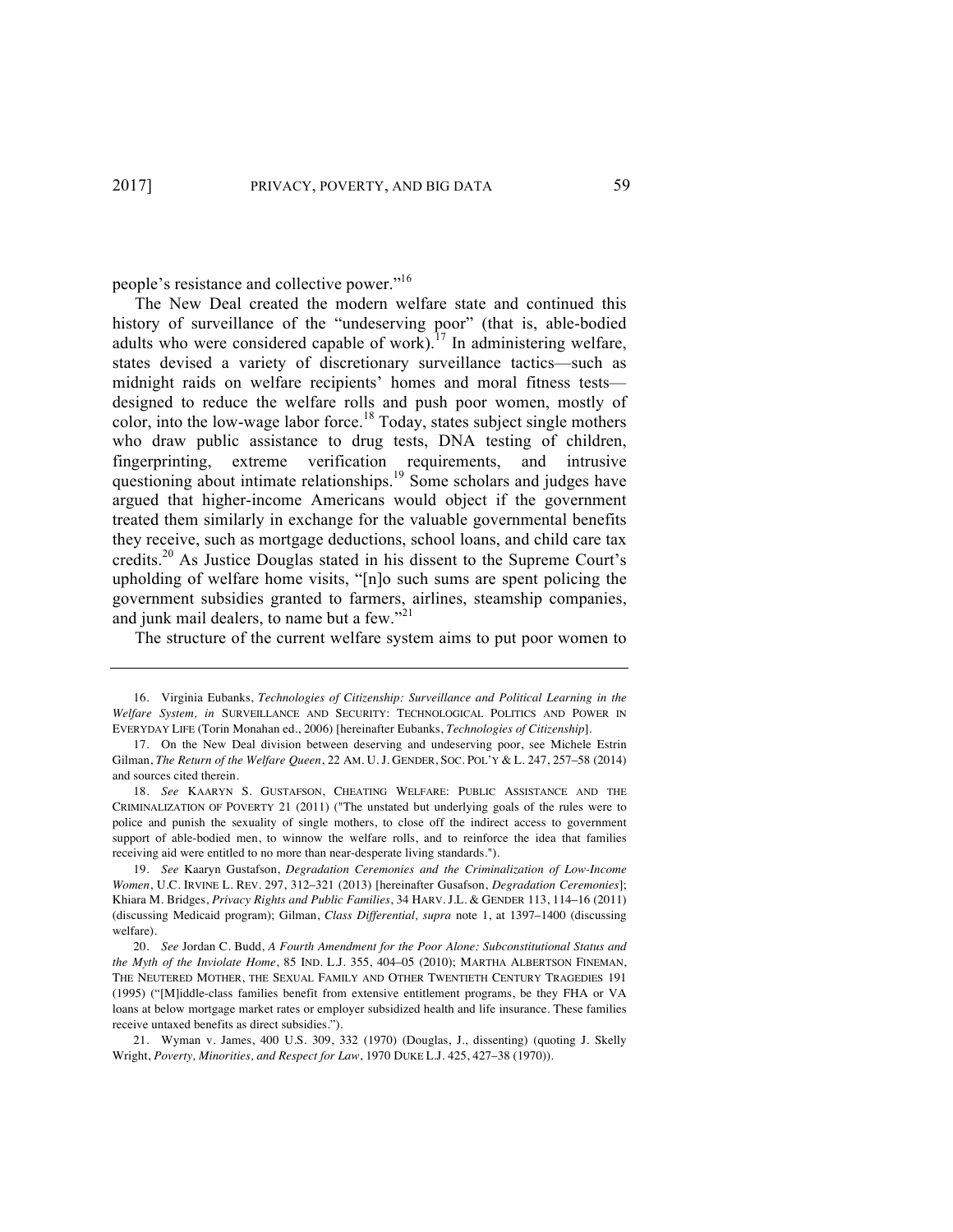people's resistance and collective power."[16]

The New Deal created the modern welfare state and continued this history of surveillance of the "undeserving poor" (that is, able-bodied adults who were considered capable of work).[17] In administering welfare, states devised a variety of discretionary surveillance tactics—such as midnight raids on welfare recipients' homes and moral fitness tests—designed to reduce the welfare rolls and push poor women, mostly of color, into the low-wage labor force.[18] Today, states subject single mothers who draw public assistance to drug tests, DNA testing of children, fingerprinting, extreme verification requirements, and intrusive questioning about intimate relationships.[19] Some scholars and judges have argued that higher-income Americans would object if the government treated them similarly in exchange for the valuable governmental benefits they receive, such as mortgage deductions, school loans, and child care tax credits.[20] As Justice Douglas stated in his dissent to the Supreme Court's upholding of welfare home visits, "[n]o such sums are spent policing the government subsidies granted to farmers, airlines, steamship companies, and junk mail dealers, to name but a few."[21]

The structure of the current welfare system aims to put poor women to

---

16. Virginia Eubanks, *Technologies of Citizenship: Surveillance and Political Learning in the Welfare System*, *in* SURVEILLANCE AND SECURITY: TECHNOLOGICAL POLITICS AND POWER IN EVERYDAY LIFE (Torin Monahan ed., 2006) [hereinafter Eubanks, *Technologies of Citizenship*].

17. On the New Deal division between deserving and undeserving poor, see Michele Estrin Gilman, *The Return of the Welfare Queen*, 22 AM. U. J. GENDER, SOC. POL'Y & L. 247, 257–58 (2014) and sources cited therein.

18. *See* KAARYN S. GUSTAFSON, CHEATING WELFARE: PUBLIC ASSISTANCE AND THE CRIMINALIZATION OF POVERTY 21 (2011) ("The unstated but underlying goals of the rules were to police and punish the sexuality of single mothers, to close off the indirect access to government support of able-bodied men, to winnow the welfare rolls, and to reinforce the idea that families receiving aid were entitled to no more than near-desperate living standards.").

19. *See* Kaaryn Gustafson, *Degradation Ceremonies and the Criminalization of Low-Income Women*, U.C. IRVINE L. REV. 297, 312–321 (2013) [hereinafter Gusafson, *Degradation Ceremonies*]; Khiara M. Bridges, *Privacy Rights and Public Families*, 34 HARV. J.L. & GENDER 113, 114–16 (2011) (discussing Medicaid program); Gilman, *Class Differential, supra* note 1, at 1397–1400 (discussing welfare).

20. *See* Jordan C. Budd, *A Fourth Amendment for the Poor Alone: Subconstitutional Status and the Myth of the Inviolate Home*, 85 IND. L.J. 355, 404–05 (2010); MARTHA ALBERTSON FINEMAN, THE NEUTERED MOTHER, THE SEXUAL FAMILY AND OTHER TWENTIETH CENTURY TRAGEDIES 191 (1995) ("[M]iddle-class families benefit from extensive entitlement programs, be they FHA or VA loans at below mortgage market rates or employer subsidized health and life insurance. These families receive untaxed benefits as direct subsidies.").

21. Wyman v. James, 400 U.S. 309, 332 (1970) (Douglas, J., dissenting) (quoting J. Skelly Wright, *Poverty, Minorities, and Respect for Law*, 1970 DUKE L.J. 425, 427–38 (1970)).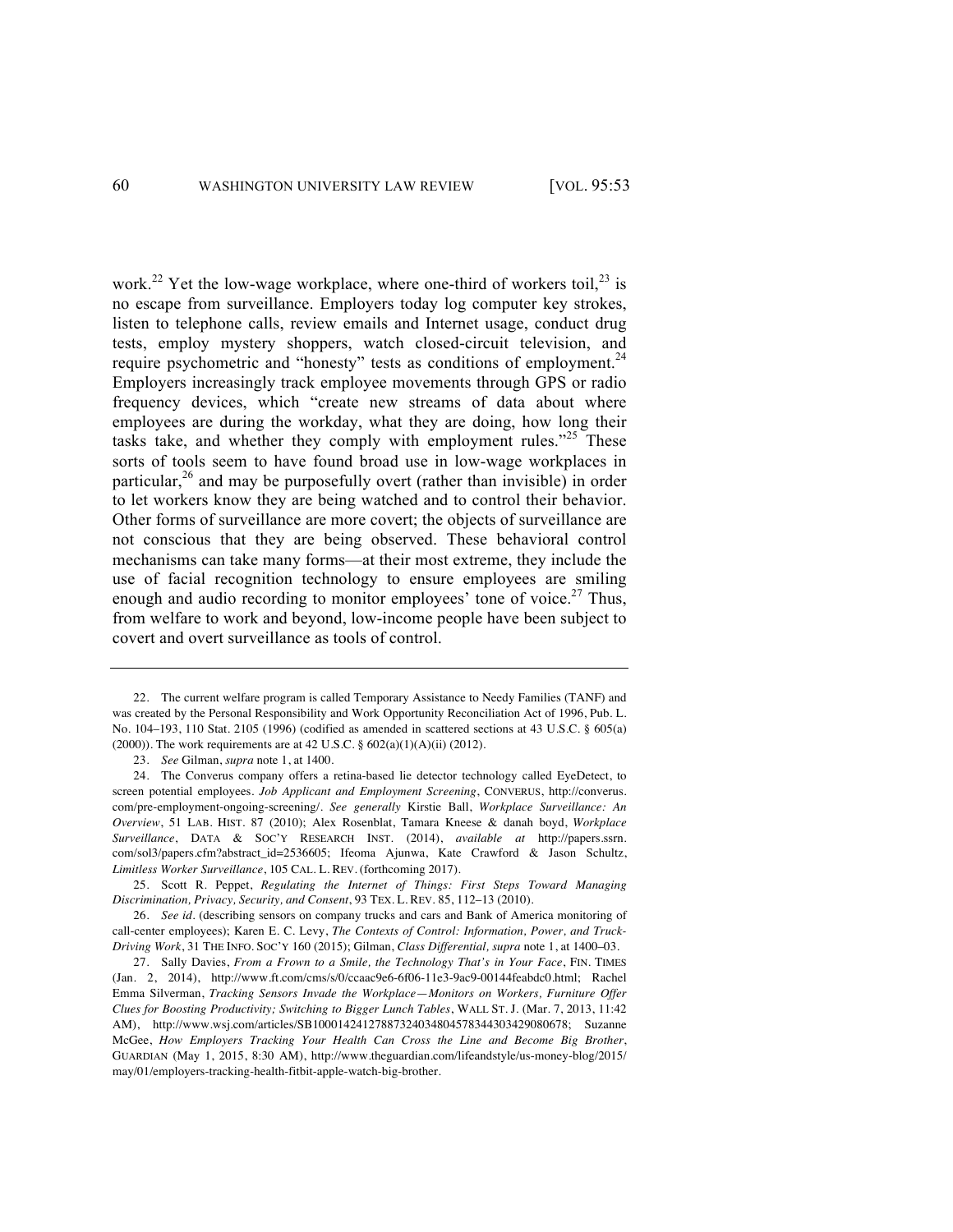work.[22] Yet the low-wage workplace, where one-third of workers toil,[23] is no escape from surveillance. Employers today log computer key strokes, listen to telephone calls, review emails and Internet usage, conduct drug tests, employ mystery shoppers, watch closed-circuit television, and require psychometric and "honesty" tests as conditions of employment.[24] Employers increasingly track employee movements through GPS or radio frequency devices, which "create new streams of data about where employees are during the workday, what they are doing, how long their tasks take, and whether they comply with employment rules."[25] These sorts of tools seem to have found broad use in low-wage workplaces in particular,[26] and may be purposefully overt (rather than invisible) in order to let workers know they are being watched and to control their behavior. Other forms of surveillance are more covert; the objects of surveillance are not conscious that they are being observed. These behavioral control mechanisms can take many forms—at their most extreme, they include the use of facial recognition technology to ensure employees are smiling enough and audio recording to monitor employees' tone of voice.[27] Thus, from welfare to work and beyond, low-income people have been subject to covert and overt surveillance as tools of control.

---

22. The current welfare program is called Temporary Assistance to Needy Families (TANF) and was created by the Personal Responsibility and Work Opportunity Reconciliation Act of 1996, Pub. L. No. 104–193, 110 Stat. 2105 (1996) (codified as amended in scattered sections at 43 U.S.C. § 605(a) (2000)). The work requirements are at 42 U.S.C. § 602(a)(1)(A)(ii) (2012).

23. *See* Gilman, *supra* note 1, at 1400.

24. The Converus company offers a retina-based lie detector technology called EyeDetect, to screen potential employees. *Job Applicant and Employment Screening*, CONVERUS, http://converus.com/pre-employment-ongoing-screening/. *See generally* Kirstie Ball, *Workplace Surveillance: An Overview*, 51 LAB. HIST. 87 (2010); Alex Rosenblat, Tamara Kneese & danah boyd, *Workplace Surveillance*, DATA & SOC'Y RESEARCH INST. (2014), *available at* http://papers.ssrn.com/sol3/papers.cfm?abstract_id=2536605; Ifeoma Ajunwa, Kate Crawford & Jason Schultz, *Limitless Worker Surveillance*, 105 CAL. L. REV. (forthcoming 2017).

25. Scott R. Peppet, *Regulating the Internet of Things: First Steps Toward Managing Discrimination, Privacy, Security, and Consent*, 93 TEX. L. REV. 85, 112–13 (2010).

26. *See id*. (describing sensors on company trucks and cars and Bank of America monitoring of call-center employees); Karen E. C. Levy, *The Contexts of Control: Information, Power, and Truck-Driving Work*, 31 THE INFO. SOC'Y 160 (2015); Gilman, *Class Differential, supra* note 1, at 1400–03.

27. Sally Davies, *From a Frown to a Smile, the Technology That's in Your Face*, FIN. TIMES (Jan. 2, 2014), http://www.ft.com/cms/s/0/ccaac9e6-6f06-11e3-9ac9-00144feabdc0.html; Rachel Emma Silverman, *Tracking Sensors Invade the Workplace—Monitors on Workers, Furniture Offer Clues for Boosting Productivity; Switching to Bigger Lunch Tables*, WALL ST. J. (Mar. 7, 2013, 11:42 AM), http://www.wsj.com/articles/SB10001424127887324034804578344303429080678; Suzanne McGee, *How Employers Tracking Your Health Can Cross the Line and Become Big Brother*, GUARDIAN (May 1, 2015, 8:30 AM), http://www.theguardian.com/lifeandstyle/us-money-blog/2015/may/01/employers-tracking-health-fitbit-apple-watch-big-brother.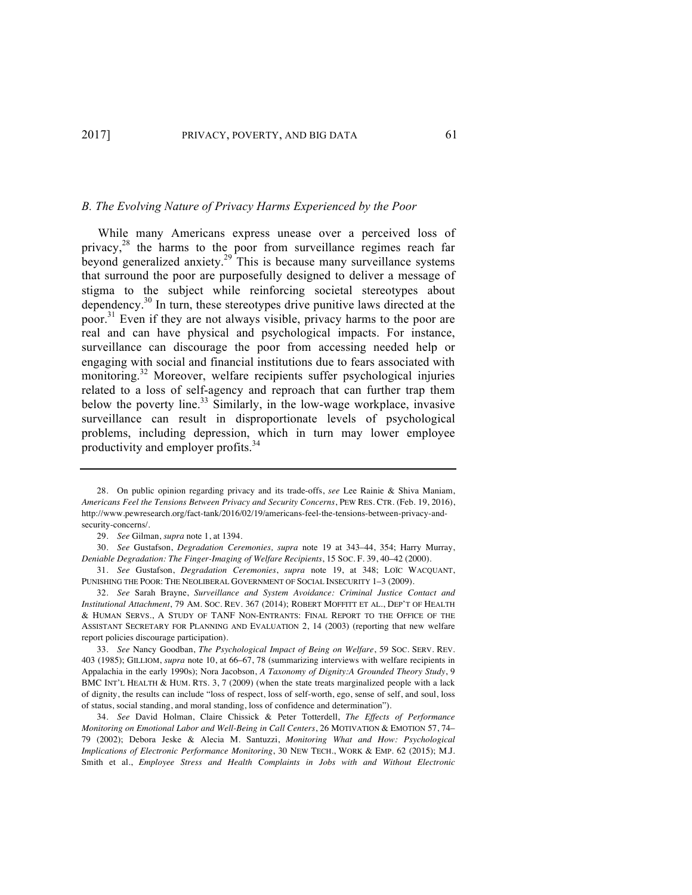### *B. The Evolving Nature of Privacy Harms Experienced by the Poor*

While many Americans express unease over a perceived loss of privacy,[28] the harms to the poor from surveillance regimes reach far beyond generalized anxiety.[29] This is because many surveillance systems that surround the poor are purposefully designed to deliver a message of stigma to the subject while reinforcing societal stereotypes about dependency.[30] In turn, these stereotypes drive punitive laws directed at the poor.[31] Even if they are not always visible, privacy harms to the poor are real and can have physical and psychological impacts. For instance, surveillance can discourage the poor from accessing needed help or engaging with social and financial institutions due to fears associated with monitoring.[32] Moreover, welfare recipients suffer psychological injuries related to a loss of self-agency and reproach that can further trap them below the poverty line.[33] Similarly, in the low-wage workplace, invasive surveillance can result in disproportionate levels of psychological problems, including depression, which in turn may lower employee productivity and employer profits.[34]

---

28. On public opinion regarding privacy and its trade-offs, *see* Lee Rainie & Shiva Maniam, *Americans Feel the Tensions Between Privacy and Security Concerns*, PEW RES. CTR. (Feb. 19, 2016), http://www.pewresearch.org/fact-tank/2016/02/19/americans-feel-the-tensions-between-privacy-and-security-concerns/.

29. *See* Gilman, *supra* note 1, at 1394.

30. *See* Gustafson, *Degradation Ceremonies, supra* note 19 at 343–44, 354; Harry Murray, *Deniable Degradation: The Finger-Imaging of Welfare Recipients*, 15 SOC. F. 39, 40–42 (2000).

31. *See* Gustafson, *Degradation Ceremonies*, *supra* note 19, at 348; LOÏC WACQUANT, PUNISHING THE POOR: THE NEOLIBERAL GOVERNMENT OF SOCIAL INSECURITY 1–3 (2009).

32. *See* Sarah Brayne, *Surveillance and System Avoidance: Criminal Justice Contact and Institutional Attachment*, 79 AM. SOC. REV. 367 (2014); ROBERT MOFFITT ET AL., DEP'T OF HEALTH & HUMAN SERVS., A STUDY OF TANF NON-ENTRANTS: FINAL REPORT TO THE OFFICE OF THE ASSISTANT SECRETARY FOR PLANNING AND EVALUATION 2, 14 (2003) (reporting that new welfare report policies discourage participation).

33. *See* Nancy Goodban, *The Psychological Impact of Being on Welfare*, 59 SOC. SERV. REV. 403 (1985); GILLIOM, *supra* note 10, at 66–67, 78 (summarizing interviews with welfare recipients in Appalachia in the early 1990s); Nora Jacobson, *A Taxonomy of Dignity:A Grounded Theory Study*, 9 BMC INT'L HEALTH & HUM. RTS. 3, 7 (2009) (when the state treats marginalized people with a lack of dignity, the results can include "loss of respect, loss of self-worth, ego, sense of self, and soul, loss of status, social standing, and moral standing, loss of confidence and determination").

34. *See* David Holman, Claire Chissick & Peter Totterdell, *The Effects of Performance Monitoring on Emotional Labor and Well-Being in Call Centers*, 26 MOTIVATION & EMOTION 57, 74–79 (2002); Debora Jeske & Alecia M. Santuzzi, *Monitoring What and How: Psychological Implications of Electronic Performance Monitoring*, 30 NEW TECH., WORK & EMP. 62 (2015); M.J. Smith et al., *Employee Stress and Health Complaints in Jobs with and Without Electronic*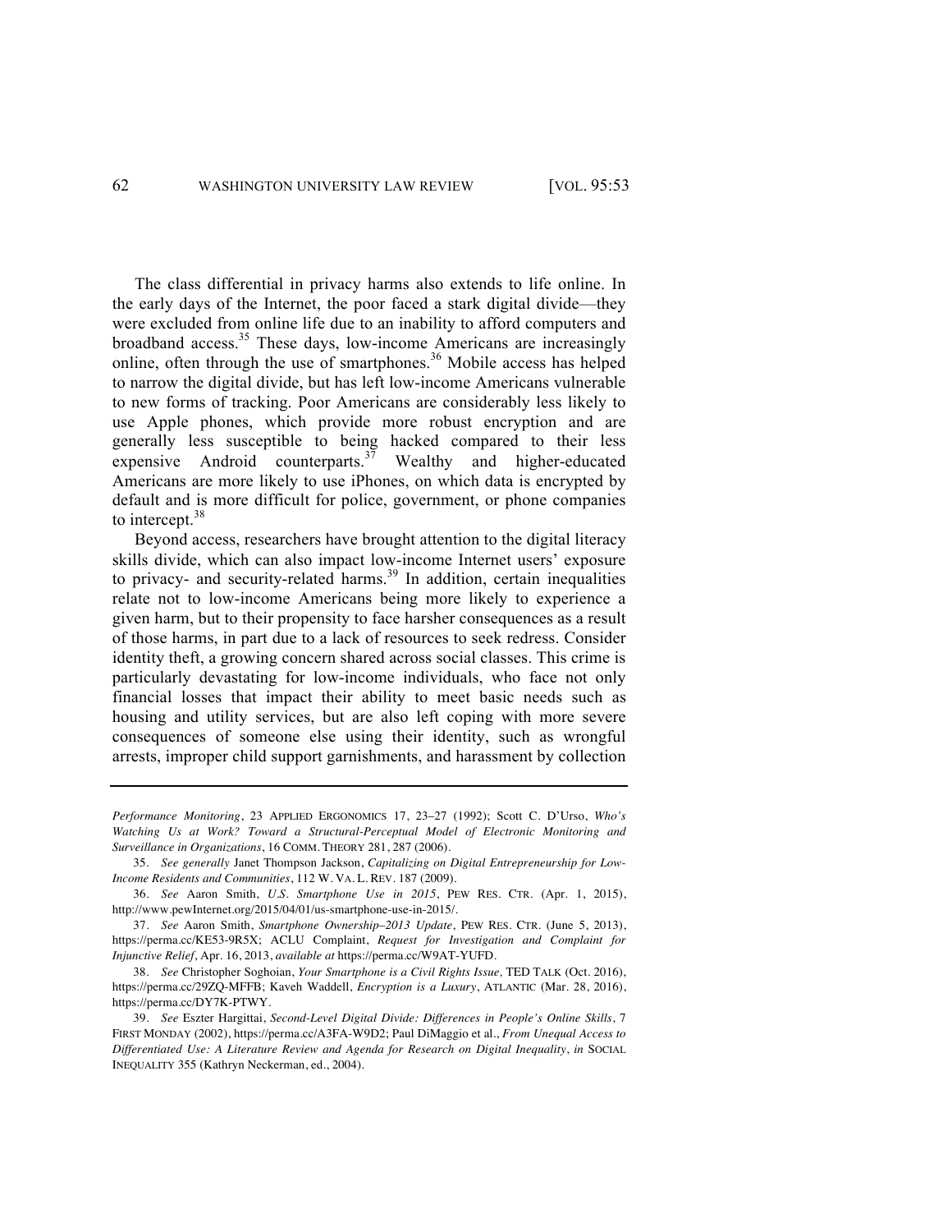The class differential in privacy harms also extends to life online. In the early days of the Internet, the poor faced a stark digital divide—they were excluded from online life due to an inability to afford computers and broadband access.[35] These days, low-income Americans are increasingly online, often through the use of smartphones.[36] Mobile access has helped to narrow the digital divide, but has left low-income Americans vulnerable to new forms of tracking. Poor Americans are considerably less likely to use Apple phones, which provide more robust encryption and are generally less susceptible to being hacked compared to their less expensive Android counterparts.[37] Wealthy and higher-educated Americans are more likely to use iPhones, on which data is encrypted by default and is more difficult for police, government, or phone companies to intercept.[38]

Beyond access, researchers have brought attention to the digital literacy skills divide, which can also impact low-income Internet users' exposure to privacy- and security-related harms.[39] In addition, certain inequalities relate not to low-income Americans being more likely to experience a given harm, but to their propensity to face harsher consequences as a result of those harms, in part due to a lack of resources to seek redress. Consider identity theft, a growing concern shared across social classes. This crime is particularly devastating for low-income individuals, who face not only financial losses that impact their ability to meet basic needs such as housing and utility services, but are also left coping with more severe consequences of someone else using their identity, such as wrongful arrests, improper child support garnishments, and harassment by collection

---

*Performance Monitoring*, 23 APPLIED ERGONOMICS 17, 23–27 (1992); Scott C. D'Urso, *Who's Watching Us at Work? Toward a Structural-Perceptual Model of Electronic Monitoring and Surveillance in Organizations*, 16 COMM. THEORY 281, 287 (2006).

35. *See generally* Janet Thompson Jackson, *Capitalizing on Digital Entrepreneurship for Low-Income Residents and Communities*, 112 W. VA. L. REV. 187 (2009).

36. *See* Aaron Smith, *U.S. Smartphone Use in 2015*, PEW RES. CTR. (Apr. 1, 2015), http://www.pewInternet.org/2015/04/01/us-smartphone-use-in-2015/.

37. *See* Aaron Smith, *Smartphone Ownership–2013 Update*, PEW RES. CTR. (June 5, 2013), https://perma.cc/KE53-9R5X; ACLU Complaint, *Request for Investigation and Complaint for Injunctive Relief*, Apr. 16, 2013, *available at* https://perma.cc/W9AT-YUFD.

38. *See* Christopher Soghoian, *Your Smartphone is a Civil Rights Issue,* TED TALK (Oct. 2016), https://perma.cc/29ZQ-MFFB; Kaveh Waddell, *Encryption is a Luxury*, ATLANTIC (Mar. 28, 2016), https://perma.cc/DY7K-PTWY.

39. *See* Eszter Hargittai, *Second-Level Digital Divide: Differences in People's Online Skills*, 7 FIRST MONDAY (2002), https://perma.cc/A3FA-W9D2; Paul DiMaggio et al., *From Unequal Access to Differentiated Use: A Literature Review and Agenda for Research on Digital Inequality*, *in* SOCIAL INEQUALITY 355 (Kathryn Neckerman, ed., 2004).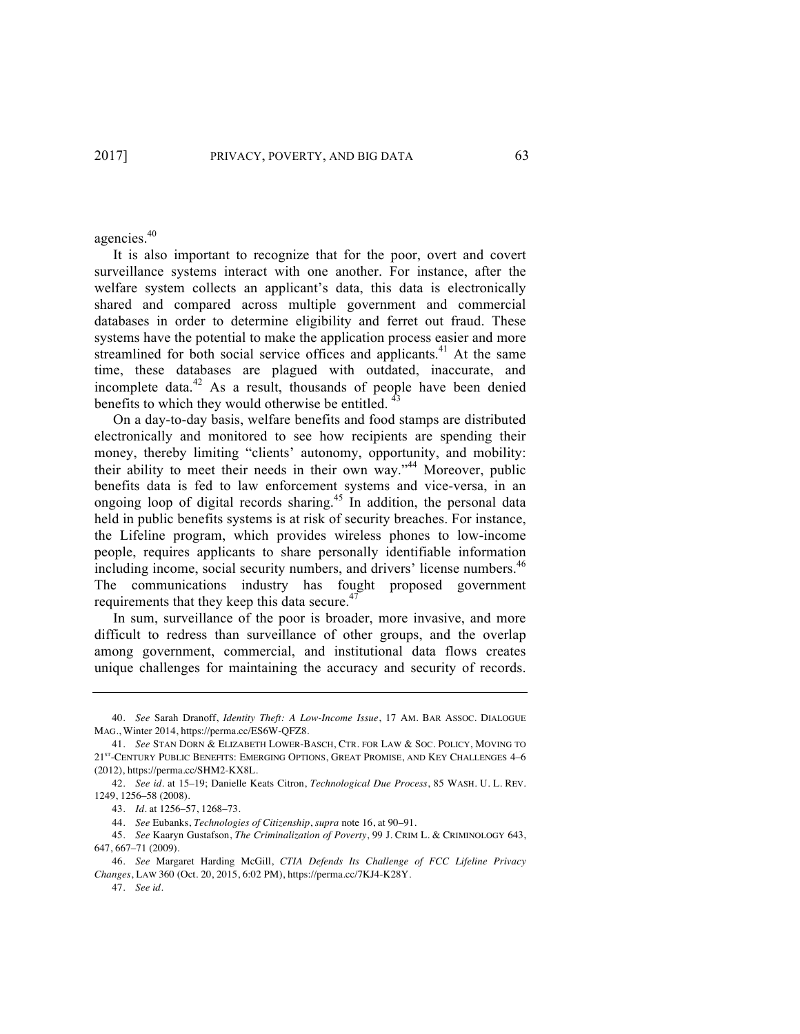agencies.[40]

It is also important to recognize that for the poor, overt and covert surveillance systems interact with one another. For instance, after the welfare system collects an applicant's data, this data is electronically shared and compared across multiple government and commercial databases in order to determine eligibility and ferret out fraud. These systems have the potential to make the application process easier and more streamlined for both social service offices and applicants.[41] At the same time, these databases are plagued with outdated, inaccurate, and incomplete data.[42] As a result, thousands of people have been denied benefits to which they would otherwise be entitled.[43]

On a day-to-day basis, welfare benefits and food stamps are distributed electronically and monitored to see how recipients are spending their money, thereby limiting "clients' autonomy, opportunity, and mobility: their ability to meet their needs in their own way."[44] Moreover, public benefits data is fed to law enforcement systems and vice-versa, in an ongoing loop of digital records sharing.[45] In addition, the personal data held in public benefits systems is at risk of security breaches. For instance, the Lifeline program, which provides wireless phones to low-income people, requires applicants to share personally identifiable information including income, social security numbers, and drivers' license numbers.[46] The communications industry has fought proposed government requirements that they keep this data secure.[47]

In sum, surveillance of the poor is broader, more invasive, and more difficult to redress than surveillance of other groups, and the overlap among government, commercial, and institutional data flows creates unique challenges for maintaining the accuracy and security of records.

---

40. *See* Sarah Dranoff, *Identity Theft: A Low-Income Issue*, 17 AM. BAR ASSOC. DIALOGUE MAG., Winter 2014, https://perma.cc/ES6W-QFZ8.

41. *See* STAN DORN & ELIZABETH LOWER-BASCH, CTR. FOR LAW & SOC. POLICY, MOVING TO 21ST-CENTURY PUBLIC BENEFITS: EMERGING OPTIONS, GREAT PROMISE, AND KEY CHALLENGES 4–6 (2012), https://perma.cc/SHM2-KX8L.

42. *See id.* at 15–19; Danielle Keats Citron, *Technological Due Process*, 85 WASH. U. L. REV. 1249, 1256–58 (2008).

43. *Id.* at 1256–57, 1268–73.

44. *See* Eubanks, *Technologies of Citizenship*, *supra* note 16, at 90–91.

45. *See* Kaaryn Gustafson, *The Criminalization of Poverty*, 99 J. CRIM L. & CRIMINOLOGY 643, 647, 667–71 (2009).

46. *See* Margaret Harding McGill, *CTIA Defends Its Challenge of FCC Lifeline Privacy Changes*, LAW 360 (Oct. 20, 2015, 6:02 PM), https://perma.cc/7KJ4-K28Y.

47. *See id.*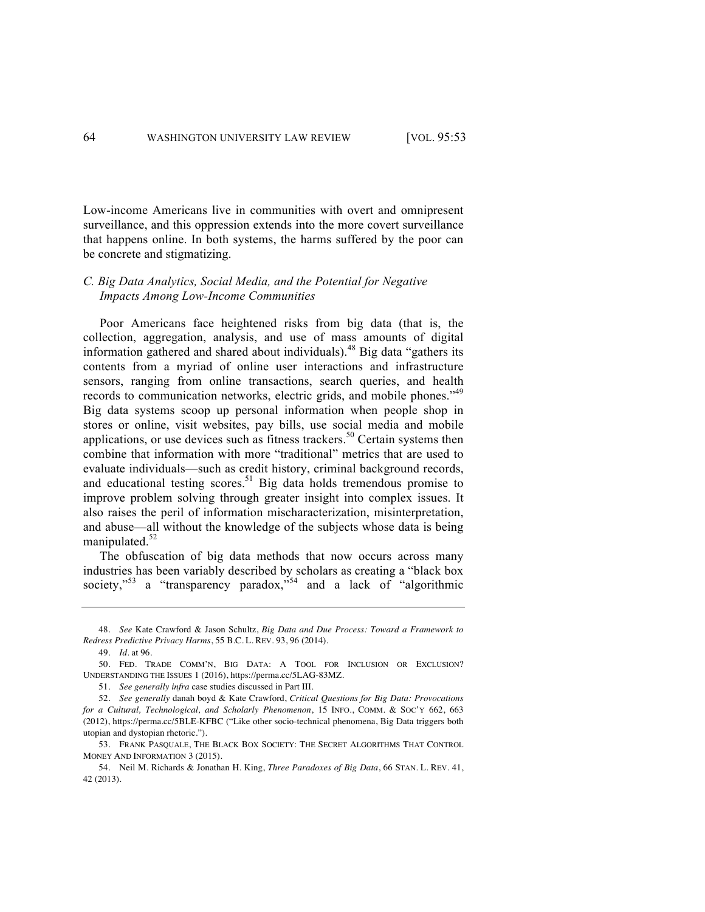Low-income Americans live in communities with overt and omnipresent surveillance, and this oppression extends into the more covert surveillance that happens online. In both systems, the harms suffered by the poor can be concrete and stigmatizing.

### *C. Big Data Analytics, Social Media, and the Potential for Negative Impacts Among Low-Income Communities*

Poor Americans face heightened risks from big data (that is, the collection, aggregation, analysis, and use of mass amounts of digital information gathered and shared about individuals).[48] Big data "gathers its contents from a myriad of online user interactions and infrastructure sensors, ranging from online transactions, search queries, and health records to communication networks, electric grids, and mobile phones."[49] Big data systems scoop up personal information when people shop in stores or online, visit websites, pay bills, use social media and mobile applications, or use devices such as fitness trackers.[50] Certain systems then combine that information with more "traditional" metrics that are used to evaluate individuals—such as credit history, criminal background records, and educational testing scores.[51] Big data holds tremendous promise to improve problem solving through greater insight into complex issues. It also raises the peril of information mischaracterization, misinterpretation, and abuse—all without the knowledge of the subjects whose data is being manipulated.[52]

The obfuscation of big data methods that now occurs across many industries has been variably described by scholars as creating a "black box society,"[53] a "transparency paradox,"[54] and a lack of "algorithmic

---

48. *See* Kate Crawford & Jason Schultz, *Big Data and Due Process: Toward a Framework to Redress Predictive Privacy Harms*, 55 B.C. L. REV. 93, 96 (2014).

49. *Id.* at 96.

50. FED. TRADE COMM'N, BIG DATA: A TOOL FOR INCLUSION OR EXCLUSION? UNDERSTANDING THE ISSUES 1 (2016), https://perma.cc/5LAG-83MZ.

51. *See generally infra* case studies discussed in Part III.

52. *See generally* danah boyd & Kate Crawford, *Critical Questions for Big Data: Provocations for a Cultural, Technological, and Scholarly Phenomenon*, 15 INFO., COMM. & SOC'Y 662, 663 (2012), https://perma.cc/5BLE-KFBC ("Like other socio-technical phenomena, Big Data triggers both utopian and dystopian rhetoric.").

53. FRANK PASQUALE, THE BLACK BOX SOCIETY: THE SECRET ALGORITHMS THAT CONTROL MONEY AND INFORMATION 3 (2015).

54. Neil M. Richards & Jonathan H. King, *Three Paradoxes of Big Data*, 66 STAN. L. REV. 41, 42 (2013).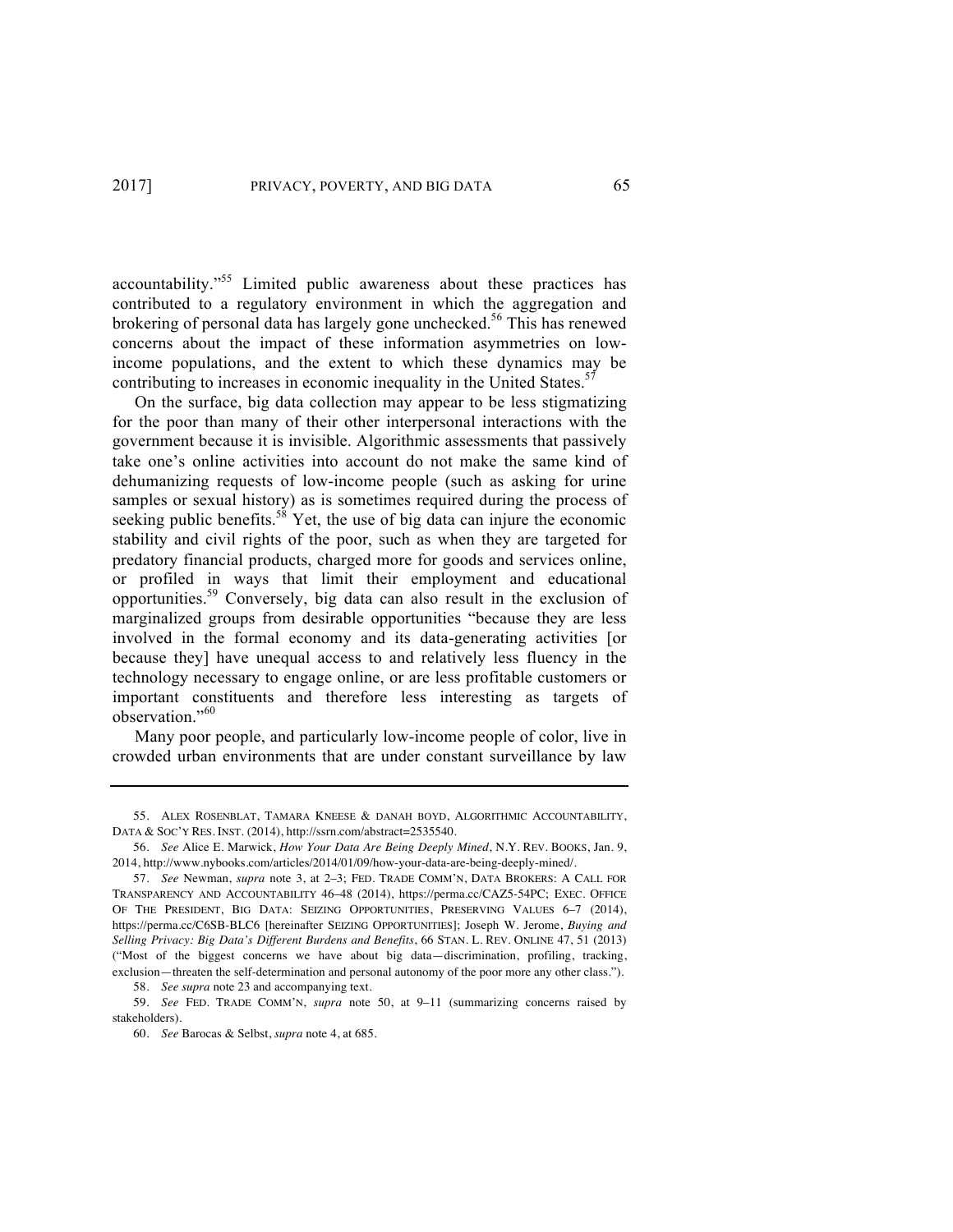accountability."[55] Limited public awareness about these practices has contributed to a regulatory environment in which the aggregation and brokering of personal data has largely gone unchecked.[56] This has renewed concerns about the impact of these information asymmetries on low-income populations, and the extent to which these dynamics may be contributing to increases in economic inequality in the United States.[57]

On the surface, big data collection may appear to be less stigmatizing for the poor than many of their other interpersonal interactions with the government because it is invisible. Algorithmic assessments that passively take one's online activities into account do not make the same kind of dehumanizing requests of low-income people (such as asking for urine samples or sexual history) as is sometimes required during the process of seeking public benefits.[58] Yet, the use of big data can injure the economic stability and civil rights of the poor, such as when they are targeted for predatory financial products, charged more for goods and services online, or profiled in ways that limit their employment and educational opportunities.[59] Conversely, big data can also result in the exclusion of marginalized groups from desirable opportunities "because they are less involved in the formal economy and its data-generating activities [or because they] have unequal access to and relatively less fluency in the technology necessary to engage online, or are less profitable customers or important constituents and therefore less interesting as targets of observation."[60]

Many poor people, and particularly low-income people of color, live in crowded urban environments that are under constant surveillance by law

---

55. ALEX ROSENBLAT, TAMARA KNEESE & DANAH BOYD, ALGORITHMIC ACCOUNTABILITY, DATA & SOC'Y RES. INST. (2014), http://ssrn.com/abstract=2535540.

56. *See* Alice E. Marwick, *How Your Data Are Being Deeply Mined*, N.Y. REV. BOOKS, Jan. 9, 2014, http://www.nybooks.com/articles/2014/01/09/how-your-data-are-being-deeply-mined/.

57. *See* Newman, *supra* note 3, at 2–3; FED. TRADE COMM'N, DATA BROKERS: A CALL FOR TRANSPARENCY AND ACCOUNTABILITY 46–48 (2014), https://perma.cc/CAZ5-54PC; EXEC. OFFICE OF THE PRESIDENT, BIG DATA: SEIZING OPPORTUNITIES, PRESERVING VALUES 6–7 (2014), https://perma.cc/C6SB-BLC6 [hereinafter SEIZING OPPORTUNITIES]; Joseph W. Jerome, *Buying and Selling Privacy: Big Data's Different Burdens and Benefits*, 66 STAN. L. REV. ONLINE 47, 51 (2013) ("Most of the biggest concerns we have about big data—discrimination, profiling, tracking, exclusion—threaten the self-determination and personal autonomy of the poor more any other class.").

58. *See supra* note 23 and accompanying text.

59. *See* FED. TRADE COMM'N, *supra* note 50, at 9–11 (summarizing concerns raised by stakeholders).

60. *See* Barocas & Selbst, *supra* note 4, at 685.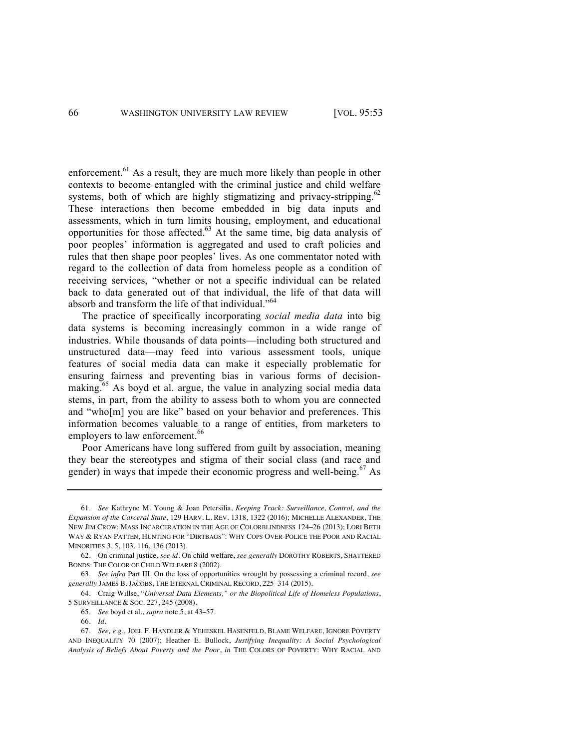enforcement.[61] As a result, they are much more likely than people in other contexts to become entangled with the criminal justice and child welfare systems, both of which are highly stigmatizing and privacy-stripping.[62] These interactions then become embedded in big data inputs and assessments, which in turn limits housing, employment, and educational opportunities for those affected.[63] At the same time, big data analysis of poor peoples' information is aggregated and used to craft policies and rules that then shape poor peoples' lives. As one commentator noted with regard to the collection of data from homeless people as a condition of receiving services, "whether or not a specific individual can be related back to data generated out of that individual, the life of that data will absorb and transform the life of that individual."[64]

The practice of specifically incorporating *social media data* into big data systems is becoming increasingly common in a wide range of industries. While thousands of data points—including both structured and unstructured data—may feed into various assessment tools, unique features of social media data can make it especially problematic for ensuring fairness and preventing bias in various forms of decision-making.[65] As boyd et al. argue, the value in analyzing social media data stems, in part, from the ability to assess both to whom you are connected and "who[m] you are like" based on your behavior and preferences. This information becomes valuable to a range of entities, from marketers to employers to law enforcement.[66]

Poor Americans have long suffered from guilt by association, meaning they bear the stereotypes and stigma of their social class (and race and gender) in ways that impede their economic progress and well-being.[67] As

---

61. *See* Kathryne M. Young & Joan Petersilia, *Keeping Track: Surveillance, Control, and the Expansion of the Carceral State*, 129 HARV. L. REV. 1318, 1322 (2016); MICHELLE ALEXANDER, THE NEW JIM CROW: MASS INCARCERATION IN THE AGE OF COLORBLINDNESS 124–26 (2013); LORI BETH WAY & RYAN PATTEN, HUNTING FOR "DIRTBAGS": WHY COPS OVER-POLICE THE POOR AND RACIAL MINORITIES 3, 5, 103, 116, 136 (2013).

62. On criminal justice, *see id*. On child welfare, *see generally* DOROTHY ROBERTS, SHATTERED BONDS: THE COLOR OF CHILD WELFARE 8 (2002).

63. *See infra* Part III. On the loss of opportunities wrought by possessing a criminal record, *see generally* JAMES B. JACOBS, THE ETERNAL CRIMINAL RECORD, 225–314 (2015).

64. Craig Willse, "*Universal Data Elements," or the Biopolitical Life of Homeless Populations*, 5 SURVEILLANCE & SOC. 227, 245 (2008).

65. *See* boyd et al., *supra* note 5, at 43–57.

66. *Id*.

67. *See, e.g.*, JOEL F. HANDLER & YEHESKEL HASENFELD, BLAME WELFARE, IGNORE POVERTY AND INEQUALITY 70 (2007); Heather E. Bullock, *Justifying Inequality: A Social Psychological Analysis of Beliefs About Poverty and the Poor*, *in* THE COLORS OF POVERTY: WHY RACIAL AND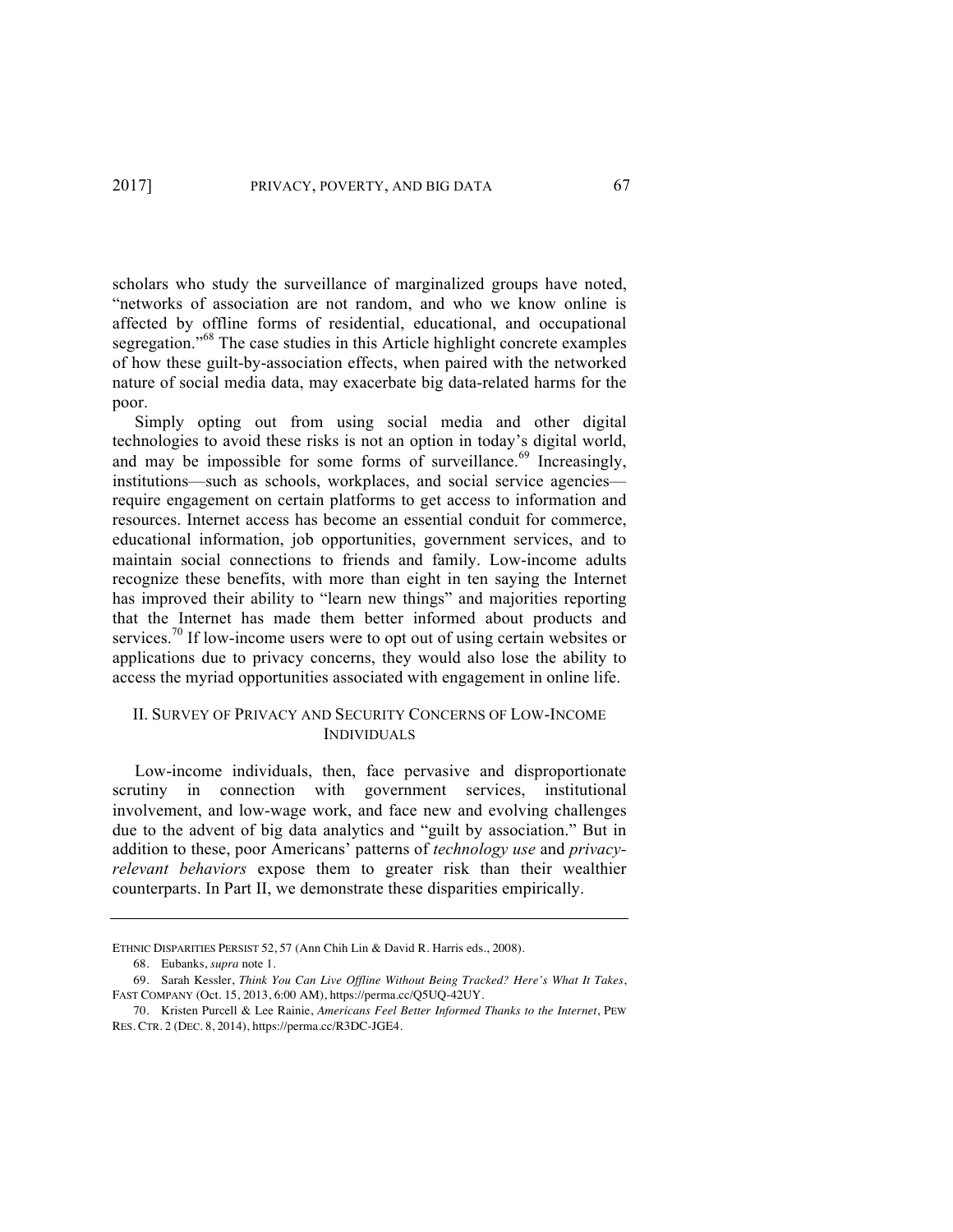scholars who study the surveillance of marginalized groups have noted, "networks of association are not random, and who we know online is affected by offline forms of residential, educational, and occupational segregation."[68] The case studies in this Article highlight concrete examples of how these guilt-by-association effects, when paired with the networked nature of social media data, may exacerbate big data-related harms for the poor.

Simply opting out from using social media and other digital technologies to avoid these risks is not an option in today's digital world, and may be impossible for some forms of surveillance.[69] Increasingly, institutions—such as schools, workplaces, and social service agencies—require engagement on certain platforms to get access to information and resources. Internet access has become an essential conduit for commerce, educational information, job opportunities, government services, and to maintain social connections to friends and family. Low-income adults recognize these benefits, with more than eight in ten saying the Internet has improved their ability to "learn new things" and majorities reporting that the Internet has made them better informed about products and services.[70] If low-income users were to opt out of using certain websites or applications due to privacy concerns, they would also lose the ability to access the myriad opportunities associated with engagement in online life.

## II. Survey of Privacy and Security Concerns of Low-Income Individuals

Low-income individuals, then, face pervasive and disproportionate scrutiny in connection with government services, institutional involvement, and low-wage work, and face new and evolving challenges due to the advent of big data analytics and "guilt by association." But in addition to these, poor Americans' patterns of *technology use* and *privacy-relevant behaviors* expose them to greater risk than their wealthier counterparts. In Part II, we demonstrate these disparities empirically.

---

Ethnic Disparities Persist 52, 57 (Ann Chih Lin & David R. Harris eds., 2008).

68. Eubanks, *supra* note 1.

69. Sarah Kessler, *Think You Can Live Offline Without Being Tracked? Here's What It Takes*, Fast Company (Oct. 15, 2013, 6:00 AM), https://perma.cc/Q5UQ-42UY.

70. Kristen Purcell & Lee Rainie, *Americans Feel Better Informed Thanks to the Internet*, Pew Res. Ctr. 2 (Dec. 8, 2014), https://perma.cc/R3DC-JGE4.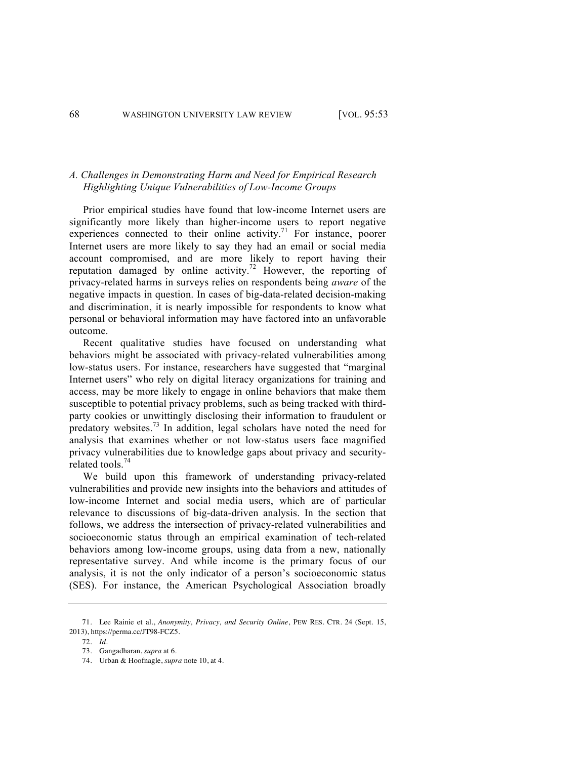### *A. Challenges in Demonstrating Harm and Need for Empirical Research Highlighting Unique Vulnerabilities of Low-Income Groups*

Prior empirical studies have found that low-income Internet users are significantly more likely than higher-income users to report negative experiences connected to their online activity.[71] For instance, poorer Internet users are more likely to say they had an email or social media account compromised, and are more likely to report having their reputation damaged by online activity.[72] However, the reporting of privacy-related harms in surveys relies on respondents being *aware* of the negative impacts in question. In cases of big-data-related decision-making and discrimination, it is nearly impossible for respondents to know what personal or behavioral information may have factored into an unfavorable outcome.

Recent qualitative studies have focused on understanding what behaviors might be associated with privacy-related vulnerabilities among low-status users. For instance, researchers have suggested that "marginal Internet users" who rely on digital literacy organizations for training and access, may be more likely to engage in online behaviors that make them susceptible to potential privacy problems, such as being tracked with third-party cookies or unwittingly disclosing their information to fraudulent or predatory websites.[73] In addition, legal scholars have noted the need for analysis that examines whether or not low-status users face magnified privacy vulnerabilities due to knowledge gaps about privacy and security-related tools.[74]

We build upon this framework of understanding privacy-related vulnerabilities and provide new insights into the behaviors and attitudes of low-income Internet and social media users, which are of particular relevance to discussions of big-data-driven analysis. In the section that follows, we address the intersection of privacy-related vulnerabilities and socioeconomic status through an empirical examination of tech-related behaviors among low-income groups, using data from a new, nationally representative survey. And while income is the primary focus of our analysis, it is not the only indicator of a person's socioeconomic status (SES). For instance, the American Psychological Association broadly

---

71. Lee Rainie et al., *Anonymity, Privacy, and Security Online*, PEW RES. CTR. 24 (Sept. 15, 2013), https://perma.cc/JT98-FCZ5.

72. *Id*.

73. Gangadharan, *supra* at 6.

74. Urban & Hoofnagle, *supra* note 10, at 4.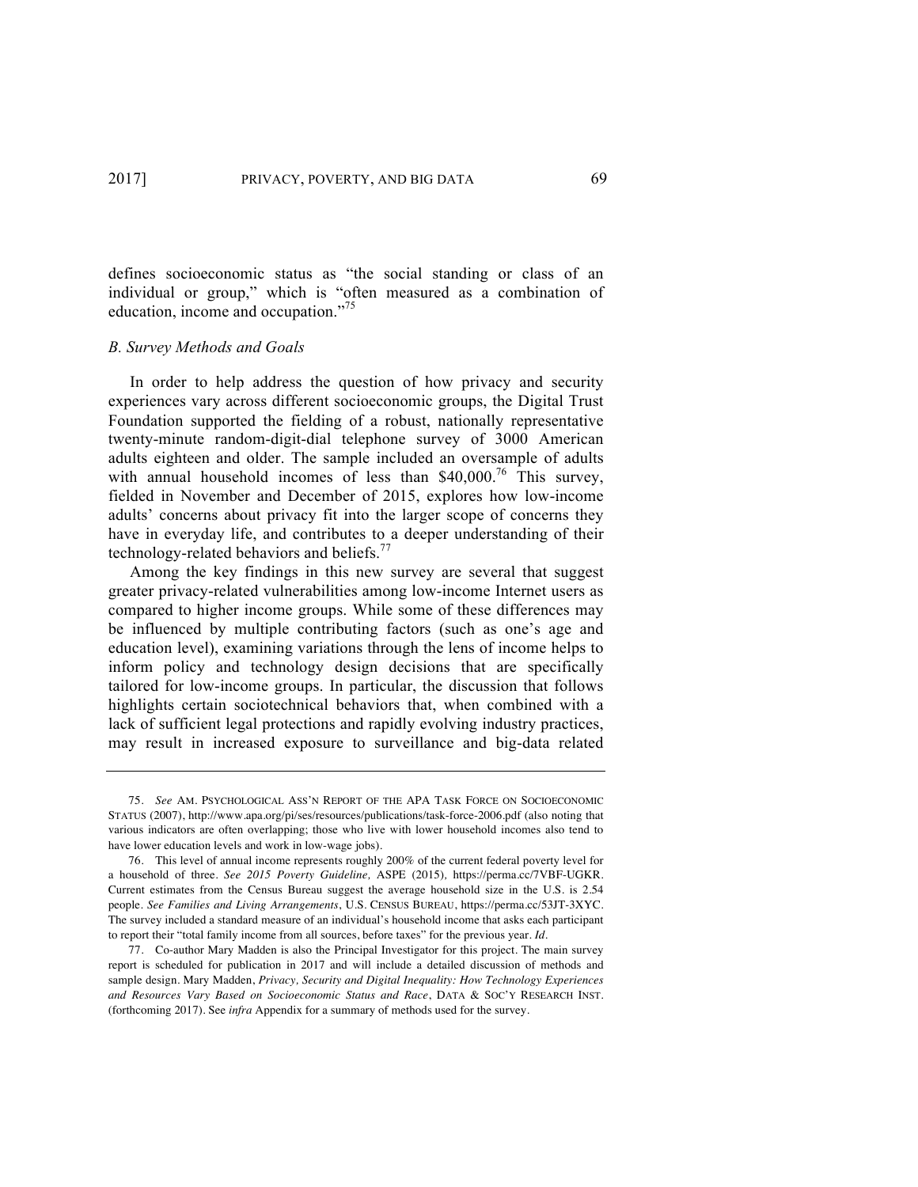defines socioeconomic status as "the social standing or class of an individual or group," which is "often measured as a combination of education, income and occupation."[75]

### *B. Survey Methods and Goals*

In order to help address the question of how privacy and security experiences vary across different socioeconomic groups, the Digital Trust Foundation supported the fielding of a robust, nationally representative twenty-minute random-digit-dial telephone survey of 3000 American adults eighteen and older. The sample included an oversample of adults with annual household incomes of less than $40,000.[76] This survey, fielded in November and December of 2015, explores how low-income adults' concerns about privacy fit into the larger scope of concerns they have in everyday life, and contributes to a deeper understanding of their technology-related behaviors and beliefs.[77]

Among the key findings in this new survey are several that suggest greater privacy-related vulnerabilities among low-income Internet users as compared to higher income groups. While some of these differences may be influenced by multiple contributing factors (such as one's age and education level), examining variations through the lens of income helps to inform policy and technology design decisions that are specifically tailored for low-income groups. In particular, the discussion that follows highlights certain sociotechnical behaviors that, when combined with a lack of sufficient legal protections and rapidly evolving industry practices, may result in increased exposure to surveillance and big-data related

---

75. *See* AM. PSYCHOLOGICAL ASS'N REPORT OF THE APA TASK FORCE ON SOCIOECONOMIC STATUS (2007), http://www.apa.org/pi/ses/resources/publications/task-force-2006.pdf (also noting that various indicators are often overlapping; those who live with lower household incomes also tend to have lower education levels and work in low-wage jobs).

76. This level of annual income represents roughly 200% of the current federal poverty level for a household of three. *See 2015 Poverty Guideline,* ASPE (2015), https://perma.cc/7VBF-UGKR. Current estimates from the Census Bureau suggest the average household size in the U.S. is 2.54 people. *See Families and Living Arrangements*, U.S. CENSUS BUREAU, https://perma.cc/53JT-3XYC. The survey included a standard measure of an individual's household income that asks each participant to report their "total family income from all sources, before taxes" for the previous year. *Id.*

77. Co-author Mary Madden is also the Principal Investigator for this project. The main survey report is scheduled for publication in 2017 and will include a detailed discussion of methods and sample design. Mary Madden, *Privacy, Security and Digital Inequality: How Technology Experiences and Resources Vary Based on Socioeconomic Status and Race*, DATA & SOC'Y RESEARCH INST. (forthcoming 2017). See *infra* Appendix for a summary of methods used for the survey.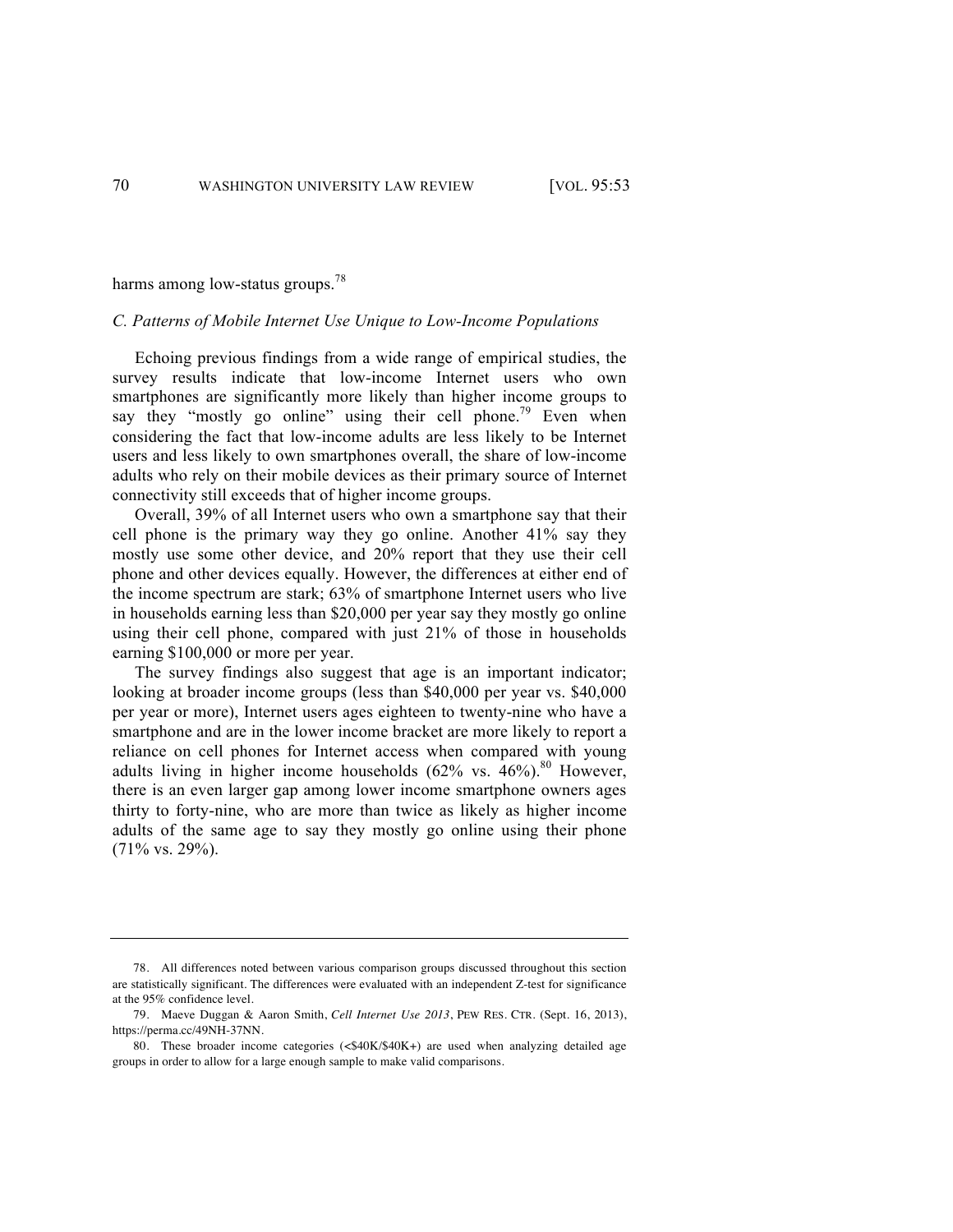harms among low-status groups.[78]

### *C. Patterns of Mobile Internet Use Unique to Low-Income Populations*

Echoing previous findings from a wide range of empirical studies, the survey results indicate that low-income Internet users who own smartphones are significantly more likely than higher income groups to say they "mostly go online" using their cell phone.[79] Even when considering the fact that low-income adults are less likely to be Internet users and less likely to own smartphones overall, the share of low-income adults who rely on their mobile devices as their primary source of Internet connectivity still exceeds that of higher income groups.

Overall, 39% of all Internet users who own a smartphone say that their cell phone is the primary way they go online. Another 41% say they mostly use some other device, and 20% report that they use their cell phone and other devices equally. However, the differences at either end of the income spectrum are stark; 63% of smartphone Internet users who live in households earning less than $20,000 per year say they mostly go online using their cell phone, compared with just 21% of those in households earning $100,000 or more per year.

The survey findings also suggest that age is an important indicator; looking at broader income groups (less than $40,000 per year vs. $40,000 per year or more), Internet users ages eighteen to twenty-nine who have a smartphone and are in the lower income bracket are more likely to report a reliance on cell phones for Internet access when compared with young adults living in higher income households (62% vs. 46%).[80] However, there is an even larger gap among lower income smartphone owners ages thirty to forty-nine, who are more than twice as likely as higher income adults of the same age to say they mostly go online using their phone (71% vs. 29%).

---

78. All differences noted between various comparison groups discussed throughout this section are statistically significant. The differences were evaluated with an independent Z-test for significance at the 95% confidence level.

79. Maeve Duggan & Aaron Smith, *Cell Internet Use 2013*, PEW RES. CTR. (Sept. 16, 2013), https://perma.cc/49NH-37NN.

80. These broader income categories (<$40K/$40K+) are used when analyzing detailed age groups in order to allow for a large enough sample to make valid comparisons.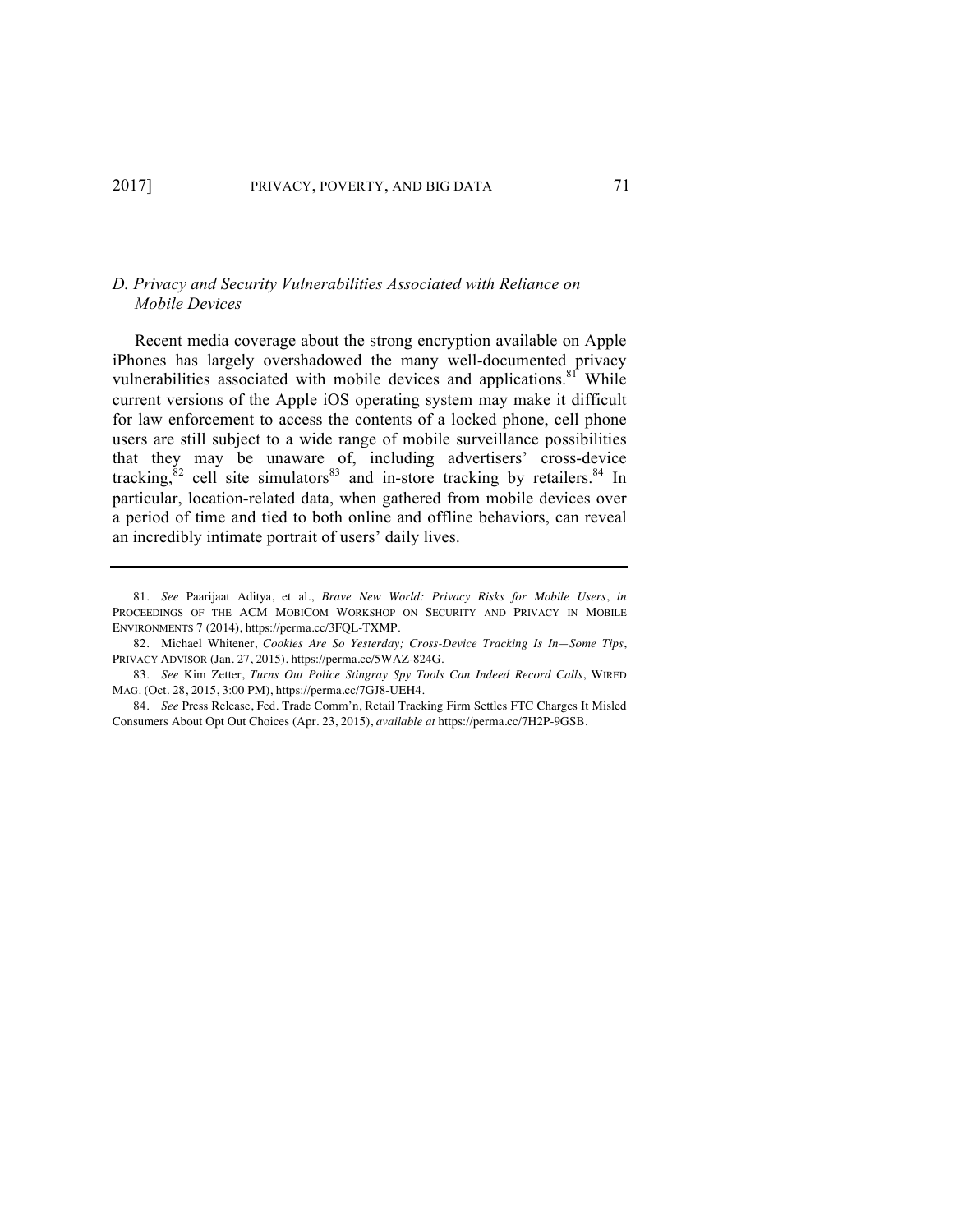### *D. Privacy and Security Vulnerabilities Associated with Reliance on Mobile Devices*

Recent media coverage about the strong encryption available on Apple iPhones has largely overshadowed the many well-documented privacy vulnerabilities associated with mobile devices and applications.[81] While current versions of the Apple iOS operating system may make it difficult for law enforcement to access the contents of a locked phone, cell phone users are still subject to a wide range of mobile surveillance possibilities that they may be unaware of, including advertisers' cross-device tracking,[82] cell site simulators[83] and in-store tracking by retailers.[84] In particular, location-related data, when gathered from mobile devices over a period of time and tied to both online and offline behaviors, can reveal an incredibly intimate portrait of users' daily lives.

---

81. *See* Paarijaat Aditya, et al., *Brave New World: Privacy Risks for Mobile Users*, *in* PROCEEDINGS OF THE ACM MOBICOM WORKSHOP ON SECURITY AND PRIVACY IN MOBILE ENVIRONMENTS 7 (2014), https://perma.cc/3FQL-TXMP.

82. Michael Whitener, *Cookies Are So Yesterday; Cross-Device Tracking Is In—Some Tips*, PRIVACY ADVISOR (Jan. 27, 2015), https://perma.cc/5WAZ-824G.

83. *See* Kim Zetter, *Turns Out Police Stingray Spy Tools Can Indeed Record Calls*, WIRED MAG. (Oct. 28, 2015, 3:00 PM), https://perma.cc/7GJ8-UEH4.

84. *See* Press Release, Fed. Trade Comm'n, Retail Tracking Firm Settles FTC Charges It Misled Consumers About Opt Out Choices (Apr. 23, 2015), *available at* https://perma.cc/7H2P-9GSB.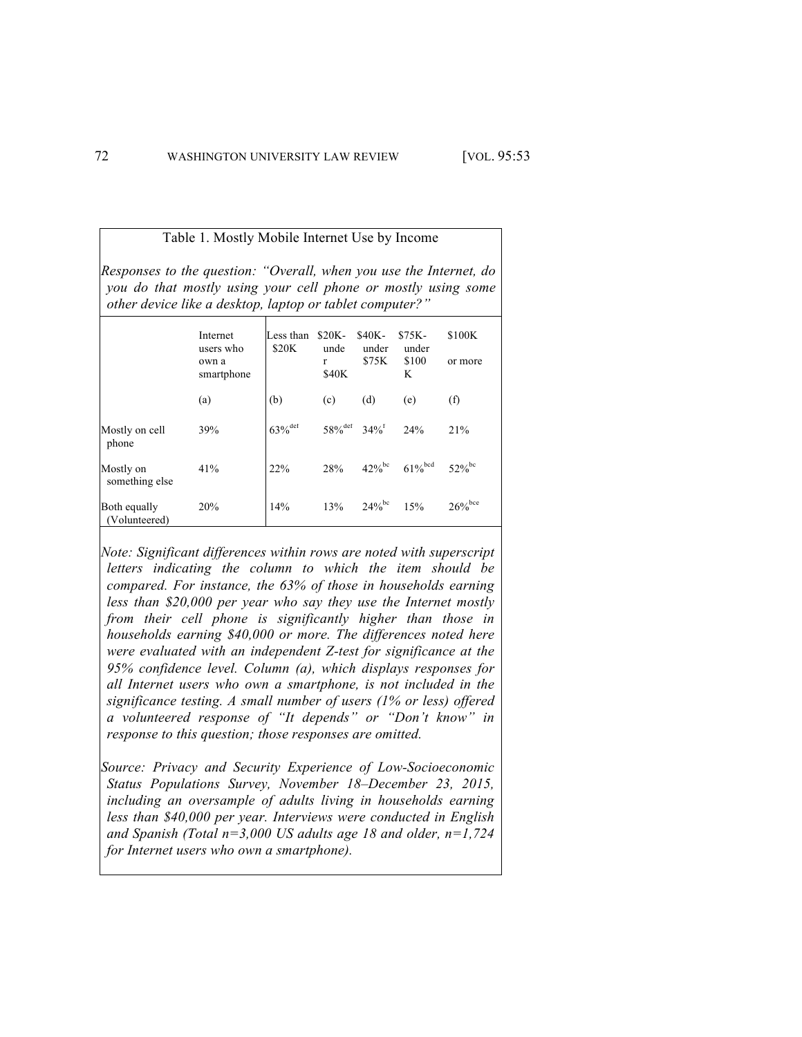Table 1. Mostly Mobile Internet Use by Income

*Responses to the question: "Overall, when you use the Internet, do you do that mostly using your cell phone or mostly using some other device like a desktop, laptop or tablet computer?"*

| | Internet users who own a smartphone | Less than $20K | $20K-under $40K | $40K-under $75K | $75K-under $100K | $100K or more |
|---|---|---|---|---|---|---|
| | (a) | (b) | (c) | (d) | (e) | (f) |
| Mostly on cell phone | 39% | 63%[def] | 58%[def] | 34%[f] | 24% | 21% |
| Mostly on something else | 41% | 22% | 28% | 42%[bc] | 61%[bcd] | 52%[bc] |
| Both equally (Volunteered) | 20% | 14% | 13% | 24%[bc] | 15% | 26%[bce] |

*Note: Significant differences within rows are noted with superscript letters indicating the column to which the item should be compared. For instance, the 63% of those in households earning less than $20,000 per year who say they use the Internet mostly from their cell phone is significantly higher than those in households earning $40,000 or more. The differences noted here were evaluated with an independent Z-test for significance at the 95% confidence level. Column (a), which displays responses for all Internet users who own a smartphone, is not included in the significance testing. A small number of users (1% or less) offered a volunteered response of "It depends" or "Don't know" in response to this question; those responses are omitted.*

*Source: Privacy and Security Experience of Low-Socioeconomic Status Populations Survey, November 18–December 23, 2015, including an oversample of adults living in households earning less than $40,000 per year. Interviews were conducted in English and Spanish (Total n=3,000 US adults age 18 and older, n=1,724 for Internet users who own a smartphone).*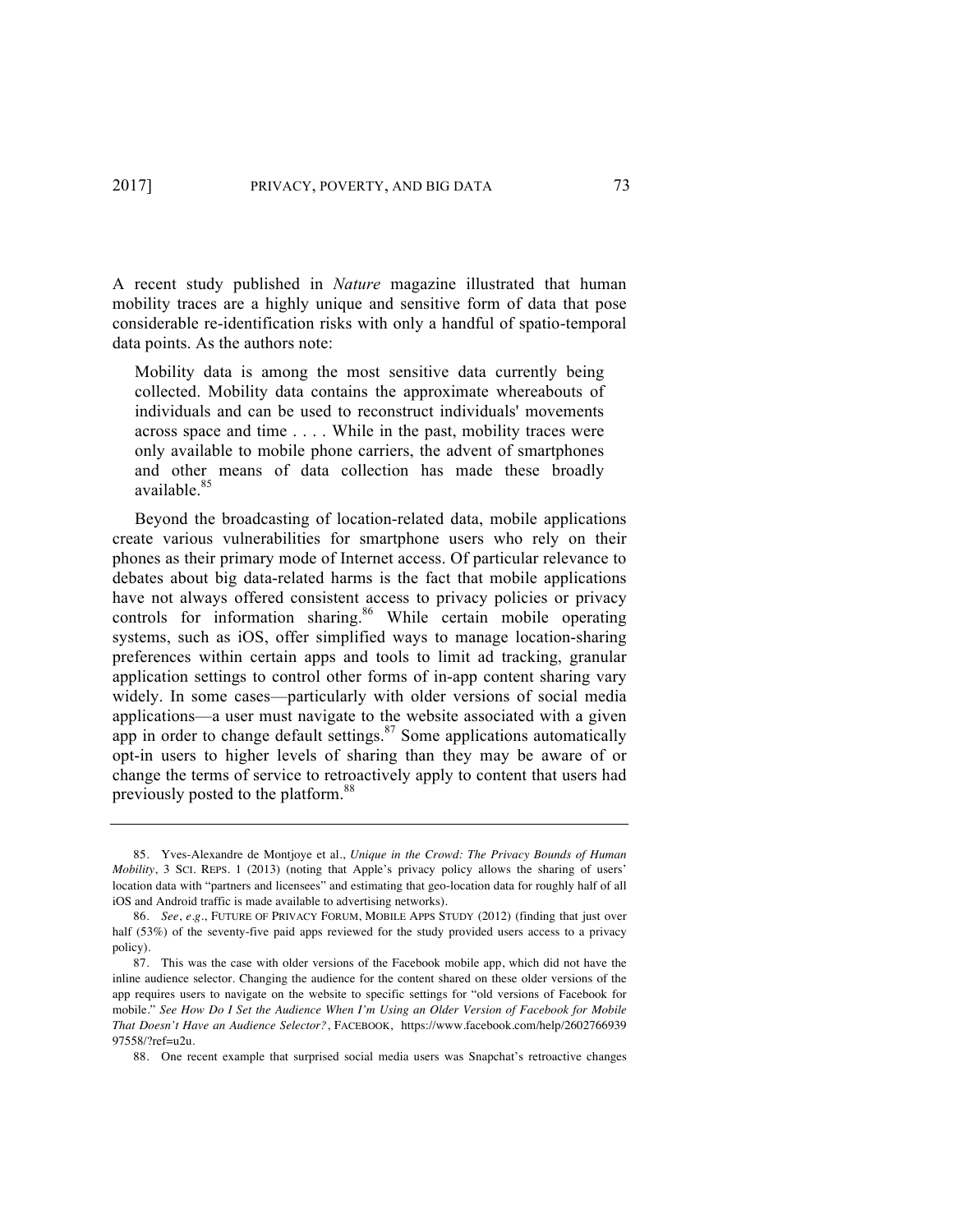A recent study published in *Nature* magazine illustrated that human mobility traces are a highly unique and sensitive form of data that pose considerable re-identification risks with only a handful of spatio-temporal data points. As the authors note:

> Mobility data is among the most sensitive data currently being collected. Mobility data contains the approximate whereabouts of individuals and can be used to reconstruct individuals' movements across space and time . . . . While in the past, mobility traces were only available to mobile phone carriers, the advent of smartphones and other means of data collection has made these broadly available.[85]

Beyond the broadcasting of location-related data, mobile applications create various vulnerabilities for smartphone users who rely on their phones as their primary mode of Internet access. Of particular relevance to debates about big data-related harms is the fact that mobile applications have not always offered consistent access to privacy policies or privacy controls for information sharing.[86] While certain mobile operating systems, such as iOS, offer simplified ways to manage location-sharing preferences within certain apps and tools to limit ad tracking, granular application settings to control other forms of in-app content sharing vary widely. In some cases—particularly with older versions of social media applications—a user must navigate to the website associated with a given app in order to change default settings.[87] Some applications automatically opt-in users to higher levels of sharing than they may be aware of or change the terms of service to retroactively apply to content that users had previously posted to the platform.[88]

---

85. Yves-Alexandre de Montjoye et al., *Unique in the Crowd: The Privacy Bounds of Human Mobility*, 3 SCI. REPS. 1 (2013) (noting that Apple's privacy policy allows the sharing of users' location data with "partners and licensees" and estimating that geo-location data for roughly half of all iOS and Android traffic is made available to advertising networks).

86. *See*, *e.g.*, FUTURE OF PRIVACY FORUM, MOBILE APPS STUDY (2012) (finding that just over half (53%) of the seventy-five paid apps reviewed for the study provided users access to a privacy policy).

87. This was the case with older versions of the Facebook mobile app, which did not have the inline audience selector. Changing the audience for the content shared on these older versions of the app requires users to navigate on the website to specific settings for "old versions of Facebook for mobile." *See How Do I Set the Audience When I'm Using an Older Version of Facebook for Mobile That Doesn't Have an Audience Selector?*, FACEBOOK, https://www.facebook.com/help/260276693997558/?ref=u2u.

88. One recent example that surprised social media users was Snapchat's retroactive changes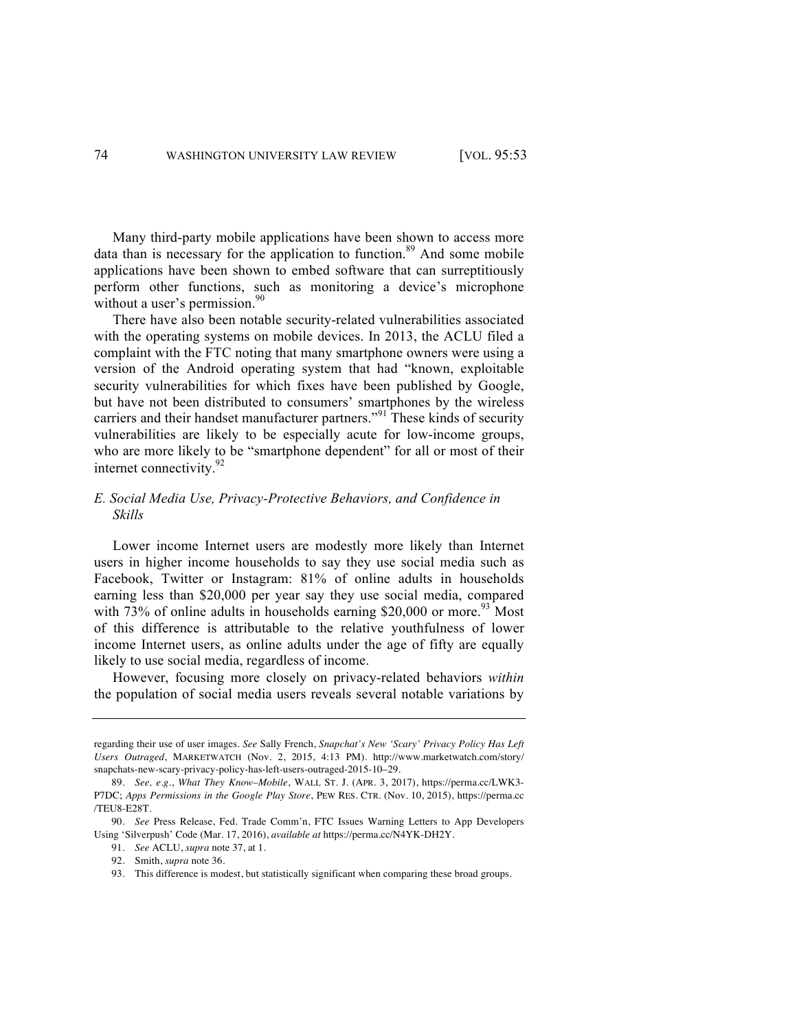Many third-party mobile applications have been shown to access more data than is necessary for the application to function.[89] And some mobile applications have been shown to embed software that can surreptitiously perform other functions, such as monitoring a device's microphone without a user's permission.[90]

There have also been notable security-related vulnerabilities associated with the operating systems on mobile devices. In 2013, the ACLU filed a complaint with the FTC noting that many smartphone owners were using a version of the Android operating system that had "known, exploitable security vulnerabilities for which fixes have been published by Google, but have not been distributed to consumers' smartphones by the wireless carriers and their handset manufacturer partners."[91] These kinds of security vulnerabilities are likely to be especially acute for low-income groups, who are more likely to be "smartphone dependent" for all or most of their internet connectivity.[92]

### *E. Social Media Use, Privacy-Protective Behaviors, and Confidence in Skills*

Lower income Internet users are modestly more likely than Internet users in higher income households to say they use social media such as Facebook, Twitter or Instagram: 81% of online adults in households earning less than $20,000 per year say they use social media, compared with 73% of online adults in households earning $20,000 or more.[93] Most of this difference is attributable to the relative youthfulness of lower income Internet users, as online adults under the age of fifty are equally likely to use social media, regardless of income.

However, focusing more closely on privacy-related behaviors *within* the population of social media users reveals several notable variations by

---

regarding their use of user images. *See* Sally French, *Snapchat's New 'Scary' Privacy Policy Has Left Users Outraged*, MARKETWATCH (Nov. 2, 2015, 4:13 PM). http://www.marketwatch.com/story/snapchats-new-scary-privacy-policy-has-left-users-outraged-2015-10–29.

89. *See, e.g.*, *What They Know–Mobile*, WALL ST. J. (APR. 3, 2017), https://perma.cc/LWK3-P7DC; *Apps Permissions in the Google Play Store*, PEW RES. CTR. (Nov. 10, 2015), https://perma.cc/TEU8-E28T.

90. *See* Press Release, Fed. Trade Comm'n, FTC Issues Warning Letters to App Developers Using 'Silverpush' Code (Mar. 17, 2016), *available at* https://perma.cc/N4YK-DH2Y.

91. *See* ACLU, *supra* note 37, at 1.

92. Smith, *supra* note 36.

93. This difference is modest, but statistically significant when comparing these broad groups.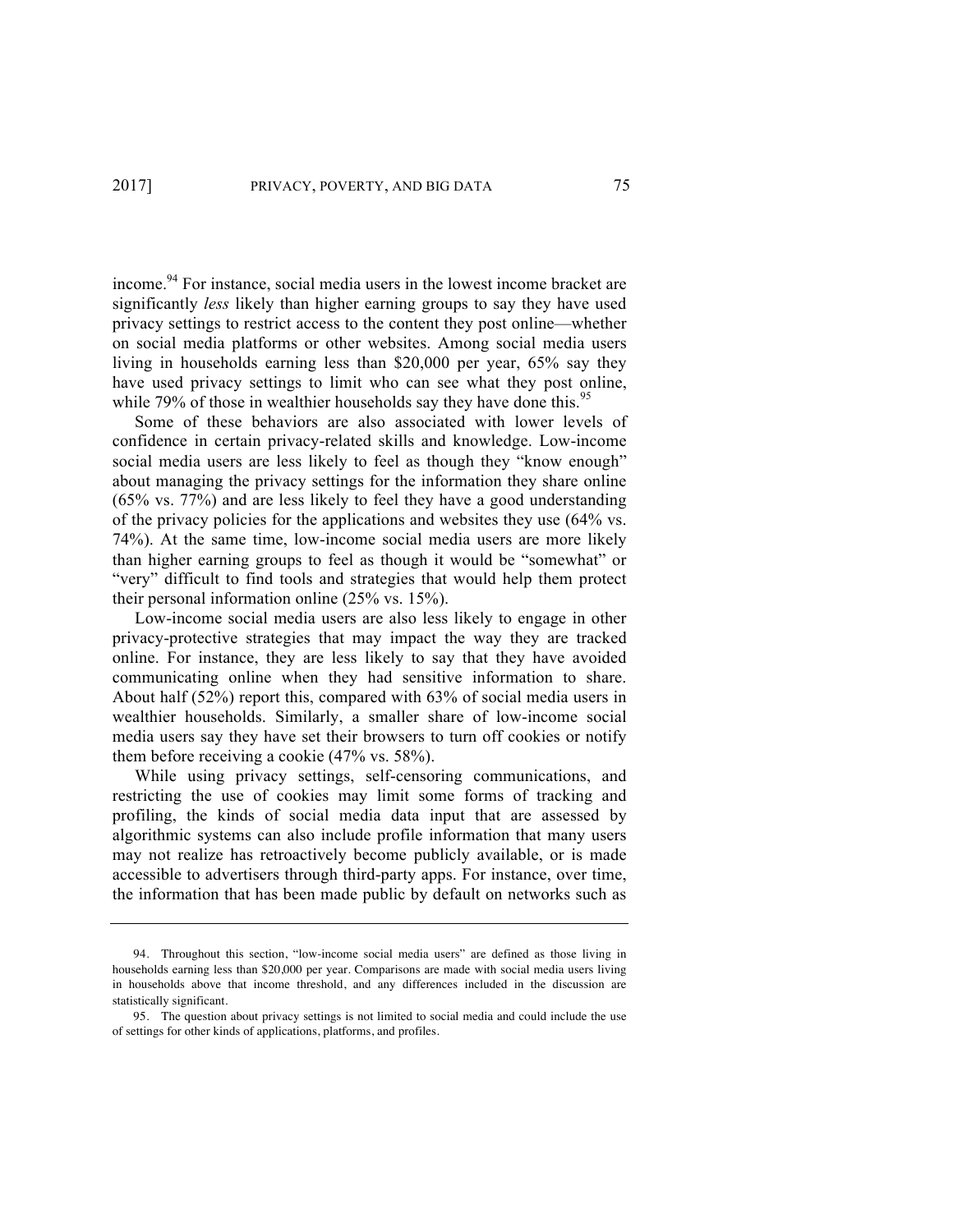income.[94] For instance, social media users in the lowest income bracket are significantly *less* likely than higher earning groups to say they have used privacy settings to restrict access to the content they post online—whether on social media platforms or other websites. Among social media users living in households earning less than $20,000 per year, 65% say they have used privacy settings to limit who can see what they post online, while 79% of those in wealthier households say they have done this.[95]

Some of these behaviors are also associated with lower levels of confidence in certain privacy-related skills and knowledge. Low-income social media users are less likely to feel as though they "know enough" about managing the privacy settings for the information they share online (65% vs. 77%) and are less likely to feel they have a good understanding of the privacy policies for the applications and websites they use (64% vs. 74%). At the same time, low-income social media users are more likely than higher earning groups to feel as though it would be "somewhat" or "very" difficult to find tools and strategies that would help them protect their personal information online (25% vs. 15%).

Low-income social media users are also less likely to engage in other privacy-protective strategies that may impact the way they are tracked online. For instance, they are less likely to say that they have avoided communicating online when they had sensitive information to share. About half (52%) report this, compared with 63% of social media users in wealthier households. Similarly, a smaller share of low-income social media users say they have set their browsers to turn off cookies or notify them before receiving a cookie (47% vs. 58%).

While using privacy settings, self-censoring communications, and restricting the use of cookies may limit some forms of tracking and profiling, the kinds of social media data input that are assessed by algorithmic systems can also include profile information that many users may not realize has retroactively become publicly available, or is made accessible to advertisers through third-party apps. For instance, over time, the information that has been made public by default on networks such as

---

94. Throughout this section, "low-income social media users" are defined as those living in households earning less than $20,000 per year. Comparisons are made with social media users living in households above that income threshold, and any differences included in the discussion are statistically significant.

95. The question about privacy settings is not limited to social media and could include the use of settings for other kinds of applications, platforms, and profiles.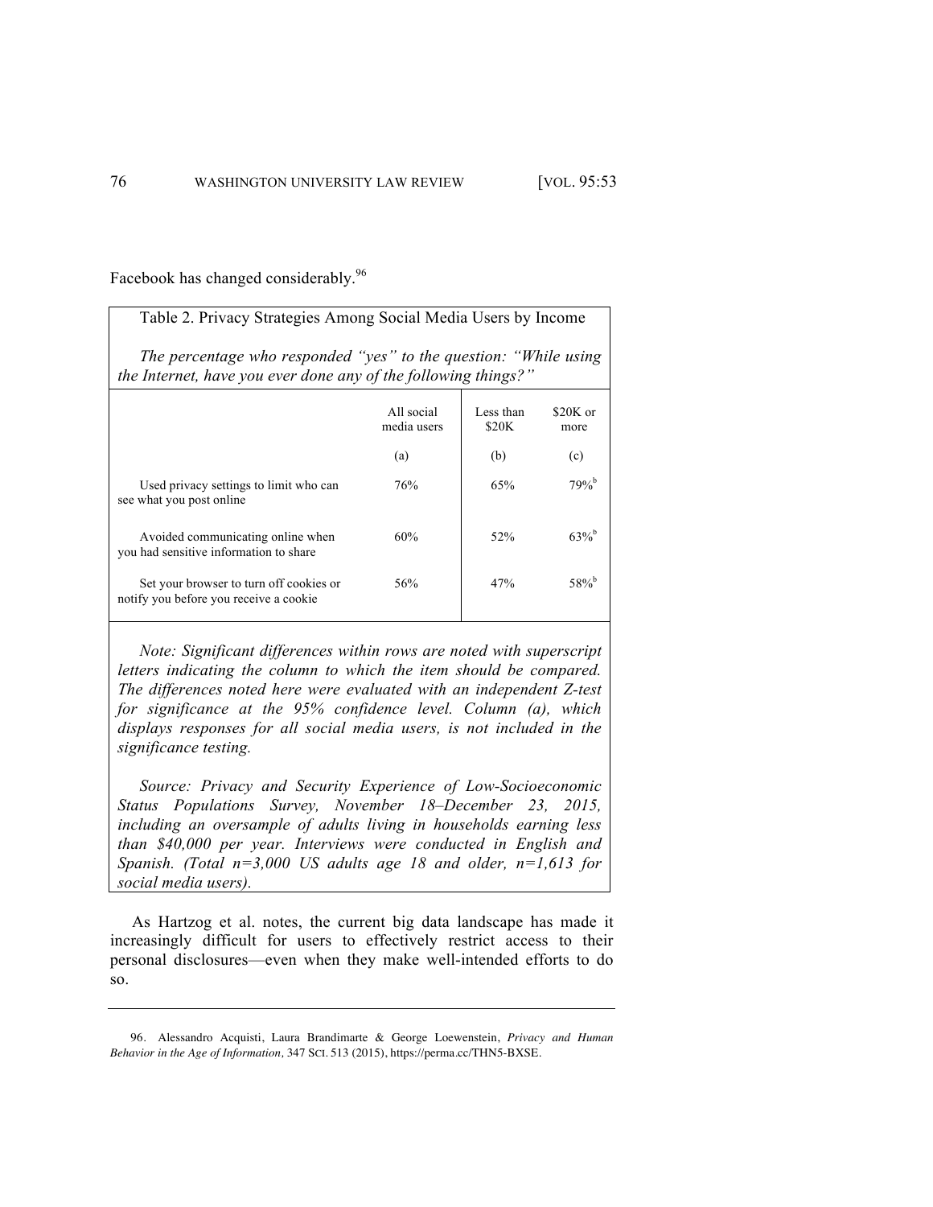Facebook has changed considerably.[96]

Table 2. Privacy Strategies Among Social Media Users by Income

*The percentage who responded "yes" to the question: "While using the Internet, have you ever done any of the following things?"*

| | All social media users | Less than $20K | $20K or more |
|---|---|---|---|
| | (a) | (b) | (c) |
| Used privacy settings to limit who can see what you post online | 76% | 65% | 79%[b] |
| Avoided communicating online when you had sensitive information to share | 60% | 52% | 63%[b] |
| Set your browser to turn off cookies or notify you before you receive a cookie | 56% | 47% | 58%[b] |

*Note: Significant differences within rows are noted with superscript letters indicating the column to which the item should be compared. The differences noted here were evaluated with an independent Z-test for significance at the 95% confidence level. Column (a), which displays responses for all social media users, is not included in the significance testing.*

*Source: Privacy and Security Experience of Low-Socioeconomic Status Populations Survey, November 18–December 23, 2015, including an oversample of adults living in households earning less than $40,000 per year. Interviews were conducted in English and Spanish. (Total n=3,000 US adults age 18 and older, n=1,613 for social media users).*

As Hartzog et al. notes, the current big data landscape has made it increasingly difficult for users to effectively restrict access to their personal disclosures—even when they make well-intended efforts to do so.

---

96. Alessandro Acquisti, Laura Brandimarte & George Loewenstein, *Privacy and Human Behavior in the Age of Information*, 347 SCI. 513 (2015), https://perma.cc/THN5-BXSE.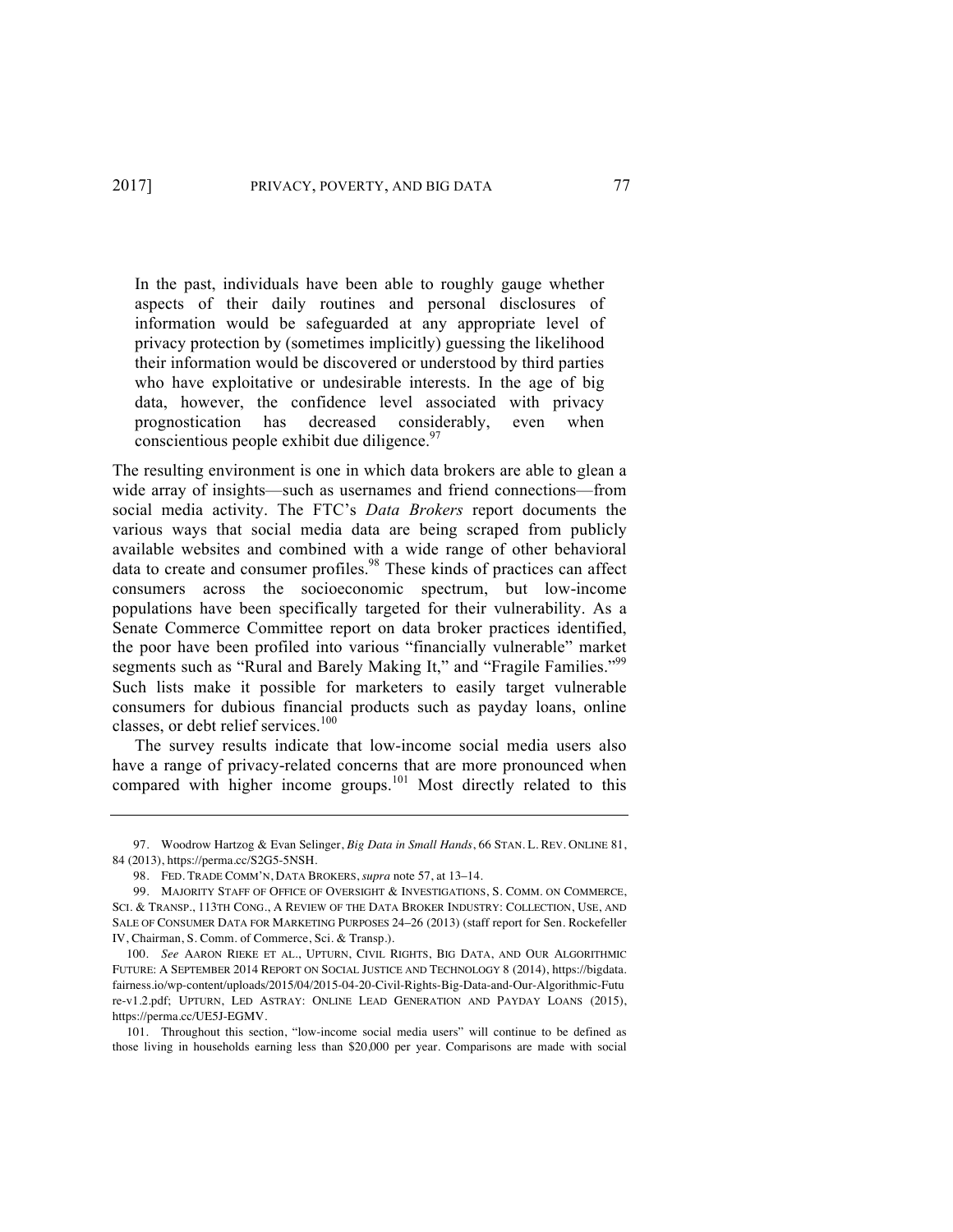> In the past, individuals have been able to roughly gauge whether aspects of their daily routines and personal disclosures of information would be safeguarded at any appropriate level of privacy protection by (sometimes implicitly) guessing the likelihood their information would be discovered or understood by third parties who have exploitative or undesirable interests. In the age of big data, however, the confidence level associated with privacy prognostication has decreased considerably, even when conscientious people exhibit due diligence.[97]

The resulting environment is one in which data brokers are able to glean a wide array of insights—such as usernames and friend connections—from social media activity. The FTC's *Data Brokers* report documents the various ways that social media data are being scraped from publicly available websites and combined with a wide range of other behavioral data to create and consumer profiles.[98] These kinds of practices can affect consumers across the socioeconomic spectrum, but low-income populations have been specifically targeted for their vulnerability. As a Senate Commerce Committee report on data broker practices identified, the poor have been profiled into various "financially vulnerable" market segments such as "Rural and Barely Making It," and "Fragile Families."[99] Such lists make it possible for marketers to easily target vulnerable consumers for dubious financial products such as payday loans, online classes, or debt relief services.[100]

The survey results indicate that low-income social media users also have a range of privacy-related concerns that are more pronounced when compared with higher income groups.[101] Most directly related to this

---

97. Woodrow Hartzog & Evan Selinger, *Big Data in Small Hands*, 66 STAN. L. REV. ONLINE 81, 84 (2013), https://perma.cc/S2G5-5NSH.

98. FED. TRADE COMM'N, DATA BROKERS, *supra* note 57, at 13–14.

99. MAJORITY STAFF OF OFFICE OF OVERSIGHT & INVESTIGATIONS, S. COMM. ON COMMERCE, SCI. & TRANSP., 113TH CONG., A REVIEW OF THE DATA BROKER INDUSTRY: COLLECTION, USE, AND SALE OF CONSUMER DATA FOR MARKETING PURPOSES 24–26 (2013) (staff report for Sen. Rockefeller IV, Chairman, S. Comm. of Commerce, Sci. & Transp.).

100. *See* AARON RIEKE ET AL., UPTURN, CIVIL RIGHTS, BIG DATA, AND OUR ALGORITHMIC FUTURE: A SEPTEMBER 2014 REPORT ON SOCIAL JUSTICE AND TECHNOLOGY 8 (2014), https://bigdata.fairness.io/wp-content/uploads/2015/04/2015-04-20-Civil-Rights-Big-Data-and-Our-Algorithmic-Future-v1.2.pdf; UPTURN, LED ASTRAY: ONLINE LEAD GENERATION AND PAYDAY LOANS (2015), https://perma.cc/UE5J-EGMV.

101. Throughout this section, "low-income social media users" will continue to be defined as those living in households earning less than $20,000 per year. Comparisons are made with social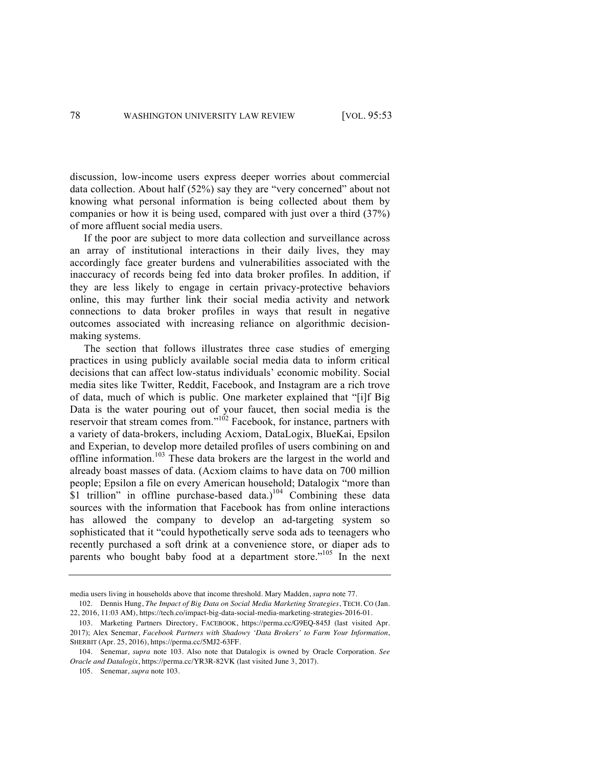discussion, low-income users express deeper worries about commercial data collection. About half (52%) say they are "very concerned" about not knowing what personal information is being collected about them by companies or how it is being used, compared with just over a third (37%) of more affluent social media users.

If the poor are subject to more data collection and surveillance across an array of institutional interactions in their daily lives, they may accordingly face greater burdens and vulnerabilities associated with the inaccuracy of records being fed into data broker profiles. In addition, if they are less likely to engage in certain privacy-protective behaviors online, this may further link their social media activity and network connections to data broker profiles in ways that result in negative outcomes associated with increasing reliance on algorithmic decision-making systems.

The section that follows illustrates three case studies of emerging practices in using publicly available social media data to inform critical decisions that can affect low-status individuals' economic mobility. Social media sites like Twitter, Reddit, Facebook, and Instagram are a rich trove of data, much of which is public. One marketer explained that "[i]f Big Data is the water pouring out of your faucet, then social media is the reservoir that stream comes from."[102] Facebook, for instance, partners with a variety of data-brokers, including Acxiom, DataLogix, BlueKai, Epsilon and Experian, to develop more detailed profiles of users combining on and offline information.[103] These data brokers are the largest in the world and already boast masses of data. (Acxiom claims to have data on 700 million people; Epsilon a file on every American household; Datalogix "more than $1 trillion" in offline purchase-based data.)[104] Combining these data sources with the information that Facebook has from online interactions has allowed the company to develop an ad-targeting system so sophisticated that it "could hypothetically serve soda ads to teenagers who recently purchased a soft drink at a convenience store, or diaper ads to parents who bought baby food at a department store."[105] In the next

---

media users living in households above that income threshold. Mary Madden, *supra* note 77.

102. Dennis Hung, *The Impact of Big Data on Social Media Marketing Strategies*, TECH. CO (Jan. 22, 2016, 11:03 AM), https://tech.co/impact-big-data-social-media-marketing-strategies-2016-01.

103. Marketing Partners Directory, FACEBOOK, https://perma.cc/G9EQ-845J (last visited Apr. 2017); Alex Senemar, *Facebook Partners with Shadowy 'Data Brokers' to Farm Your Information*, SHERBIT (Apr. 25, 2016), https://perma.cc/5MJ2-63FF.

104. Senemar, *supra* note 103. Also note that Datalogix is owned by Oracle Corporation. *See Oracle and Datalogix*, https://perma.cc/YR3R-82VK (last visited June 3, 2017).

105. Senemar, *supra* note 103.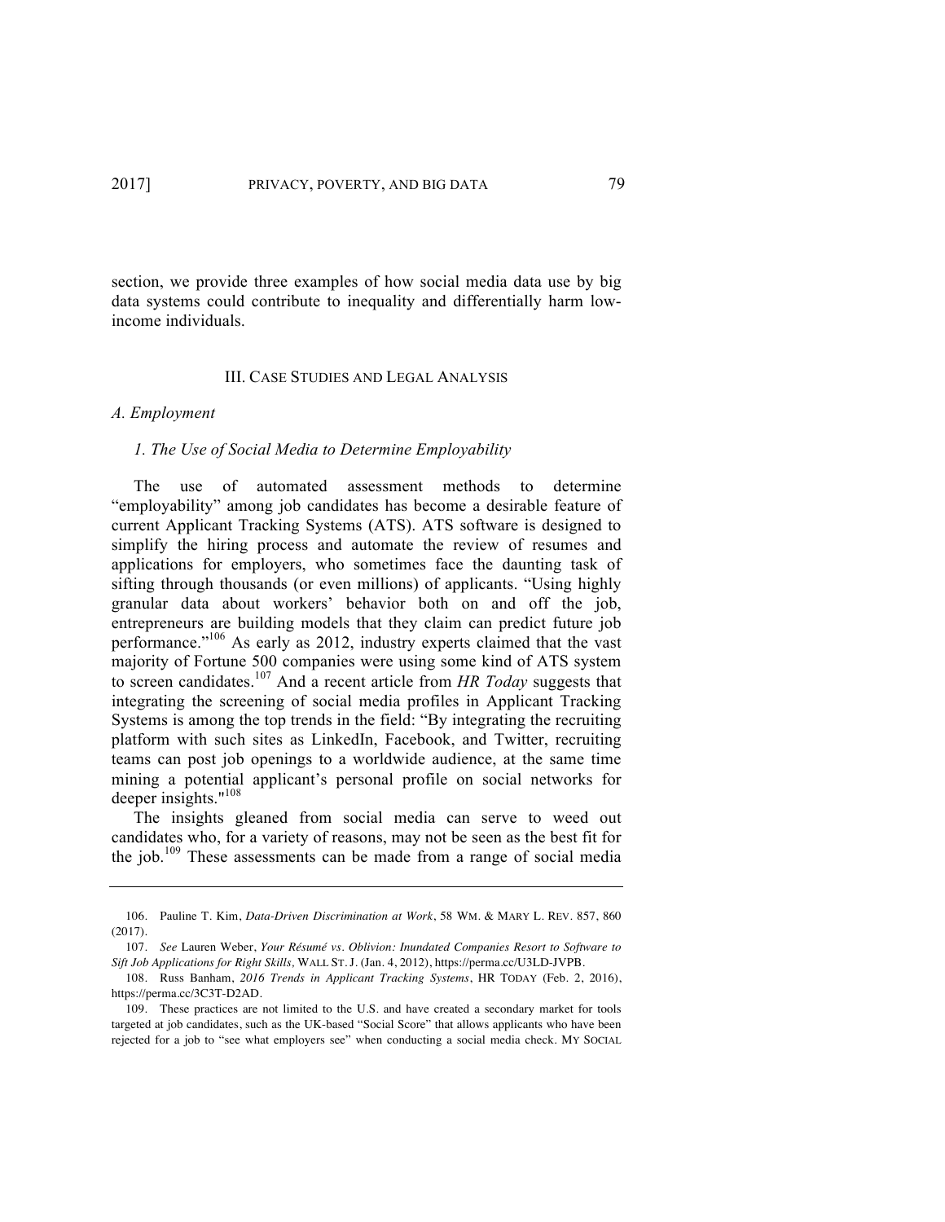section, we provide three examples of how social media data use by big data systems could contribute to inequality and differentially harm low-income individuals.

## III. CASE STUDIES AND LEGAL ANALYSIS

### *A. Employment*

#### *1. The Use of Social Media to Determine Employability*

The use of automated assessment methods to determine "employability" among job candidates has become a desirable feature of current Applicant Tracking Systems (ATS). ATS software is designed to simplify the hiring process and automate the review of resumes and applications for employers, who sometimes face the daunting task of sifting through thousands (or even millions) of applicants. "Using highly granular data about workers' behavior both on and off the job, entrepreneurs are building models that they claim can predict future job performance."[106] As early as 2012, industry experts claimed that the vast majority of Fortune 500 companies were using some kind of ATS system to screen candidates.[107] And a recent article from *HR Today* suggests that integrating the screening of social media profiles in Applicant Tracking Systems is among the top trends in the field: "By integrating the recruiting platform with such sites as LinkedIn, Facebook, and Twitter, recruiting teams can post job openings to a worldwide audience, at the same time mining a potential applicant's personal profile on social networks for deeper insights."[108]

The insights gleaned from social media can serve to weed out candidates who, for a variety of reasons, may not be seen as the best fit for the job.[109] These assessments can be made from a range of social media

---

106. Pauline T. Kim, *Data-Driven Discrimination at Work*, 58 WM. & MARY L. REV. 857, 860 (2017).

107. *See* Lauren Weber, *Your Résumé vs. Oblivion: Inundated Companies Resort to Software to Sift Job Applications for Right Skills,* WALL ST. J. (Jan. 4, 2012), https://perma.cc/U3LD-JVPB.

108. Russ Banham, *2016 Trends in Applicant Tracking Systems*, HR TODAY (Feb. 2, 2016), https://perma.cc/3C3T-D2AD.

109. These practices are not limited to the U.S. and have created a secondary market for tools targeted at job candidates, such as the UK-based "Social Score" that allows applicants who have been rejected for a job to "see what employers see" when conducting a social media check. MY SOCIAL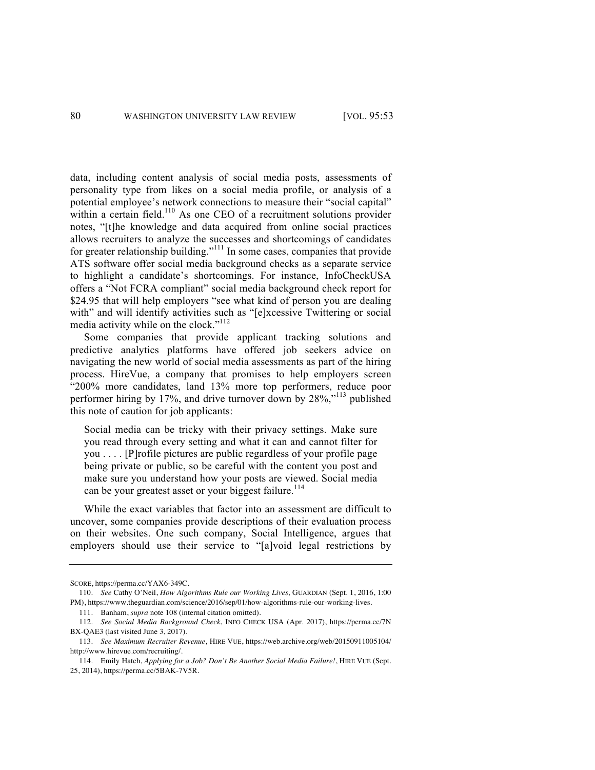data, including content analysis of social media posts, assessments of personality type from likes on a social media profile, or analysis of a potential employee's network connections to measure their "social capital" within a certain field.[110] As one CEO of a recruitment solutions provider notes, "[t]he knowledge and data acquired from online social practices allows recruiters to analyze the successes and shortcomings of candidates for greater relationship building."[111] In some cases, companies that provide ATS software offer social media background checks as a separate service to highlight a candidate's shortcomings. For instance, InfoCheckUSA offers a "Not FCRA compliant" social media background check report for $24.95 that will help employers "see what kind of person you are dealing with" and will identify activities such as "[e]xcessive Twittering or social media activity while on the clock."[112]

Some companies that provide applicant tracking solutions and predictive analytics platforms have offered job seekers advice on navigating the new world of social media assessments as part of the hiring process. HireVue, a company that promises to help employers screen "200% more candidates, land 13% more top performers, reduce poor performer hiring by 17%, and drive turnover down by 28%,"[113] published this note of caution for job applicants:

> Social media can be tricky with their privacy settings. Make sure you read through every setting and what it can and cannot filter for you . . . . [P]rofile pictures are public regardless of your profile page being private or public, so be careful with the content you post and make sure you understand how your posts are viewed. Social media can be your greatest asset or your biggest failure.[114]

While the exact variables that factor into an assessment are difficult to uncover, some companies provide descriptions of their evaluation process on their websites. One such company, Social Intelligence, argues that employers should use their service to "[a]void legal restrictions by

---

SCORE, https://perma.cc/YAX6-349C.

110. *See* Cathy O'Neil, *How Algorithms Rule our Working Lives,* GUARDIAN (Sept. 1, 2016, 1:00 PM), https://www.theguardian.com/science/2016/sep/01/how-algorithms-rule-our-working-lives.

111. Banham, *supra* note 108 (internal citation omitted).

112. *See Social Media Background Check*, INFO CHECK USA (Apr. 2017), https://perma.cc/7NBX-QAE3 (last visited June 3, 2017).

113. *See Maximum Recruiter Revenue*, HIRE VUE, https://web.archive.org/web/20150911005104/http://www.hirevue.com/recruiting/.

114. Emily Hatch, *Applying for a Job? Don't Be Another Social Media Failure!*, HIRE VUE (Sept. 25, 2014), https://perma.cc/5BAK-7V5R.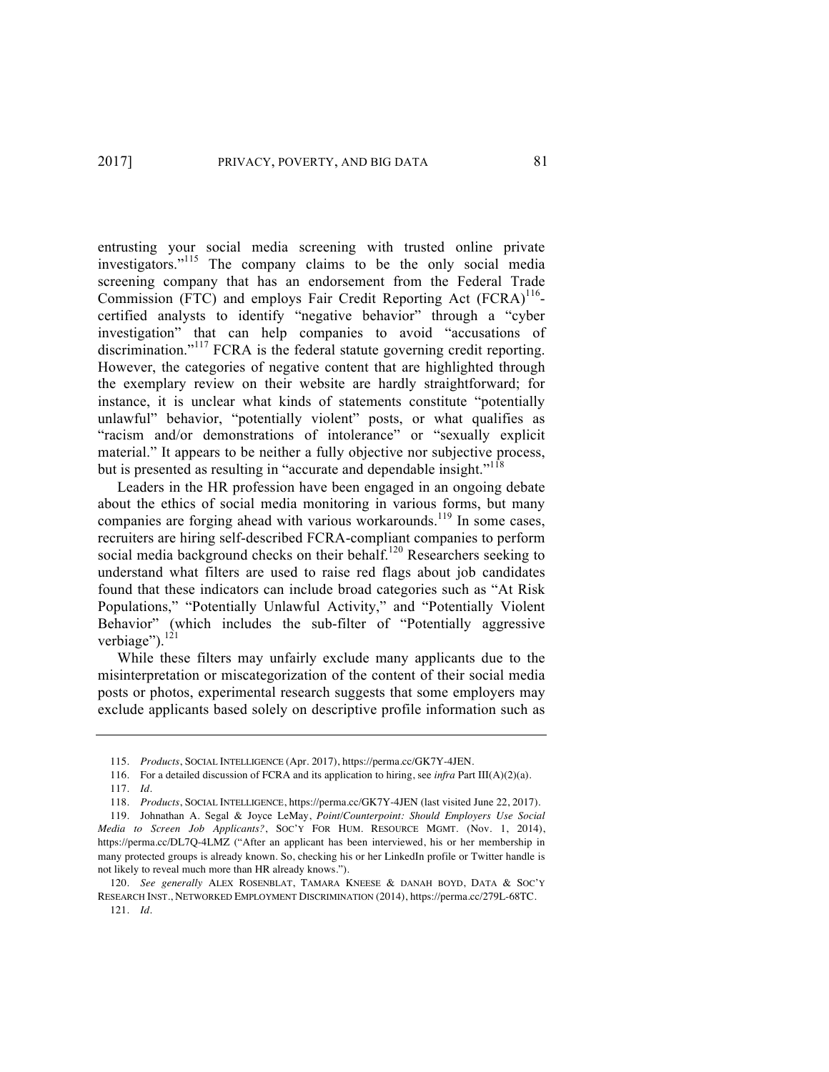entrusting your social media screening with trusted online private investigators."[115] The company claims to be the only social media screening company that has an endorsement from the Federal Trade Commission (FTC) and employs Fair Credit Reporting Act (FCRA)[116]-certified analysts to identify "negative behavior" through a "cyber investigation" that can help companies to avoid "accusations of discrimination."[117] FCRA is the federal statute governing credit reporting. However, the categories of negative content that are highlighted through the exemplary review on their website are hardly straightforward; for instance, it is unclear what kinds of statements constitute "potentially unlawful" behavior, "potentially violent" posts, or what qualifies as "racism and/or demonstrations of intolerance" or "sexually explicit material." It appears to be neither a fully objective nor subjective process, but is presented as resulting in "accurate and dependable insight."[118]

Leaders in the HR profession have been engaged in an ongoing debate about the ethics of social media monitoring in various forms, but many companies are forging ahead with various workarounds.[119] In some cases, recruiters are hiring self-described FCRA-compliant companies to perform social media background checks on their behalf.[120] Researchers seeking to understand what filters are used to raise red flags about job candidates found that these indicators can include broad categories such as "At Risk Populations," "Potentially Unlawful Activity," and "Potentially Violent Behavior" (which includes the sub-filter of "Potentially aggressive verbiage").[121]

While these filters may unfairly exclude many applicants due to the misinterpretation or miscategorization of the content of their social media posts or photos, experimental research suggests that some employers may exclude applicants based solely on descriptive profile information such as

---

115. *Products*, SOCIAL INTELLIGENCE (Apr. 2017), https://perma.cc/GK7Y-4JEN.

116. For a detailed discussion of FCRA and its application to hiring, see *infra* Part III(A)(2)(a).

117. *Id*.

118. *Products*, SOCIAL INTELLIGENCE, https://perma.cc/GK7Y-4JEN (last visited June 22, 2017).

119. Johnathan A. Segal & Joyce LeMay, *Point/Counterpoint: Should Employers Use Social Media to Screen Job Applicants?*, SOC'Y FOR HUM. RESOURCE MGMT. (Nov. 1, 2014), https://perma.cc/DL7Q-4LMZ ("After an applicant has been interviewed, his or her membership in many protected groups is already known. So, checking his or her LinkedIn profile or Twitter handle is not likely to reveal much more than HR already knows.").

120. *See generally* ALEX ROSENBLAT, TAMARA KNEESE & DANAH BOYD, DATA & SOC'Y RESEARCH INST., NETWORKED EMPLOYMENT DISCRIMINATION (2014), https://perma.cc/279L-68TC.

121. *Id*.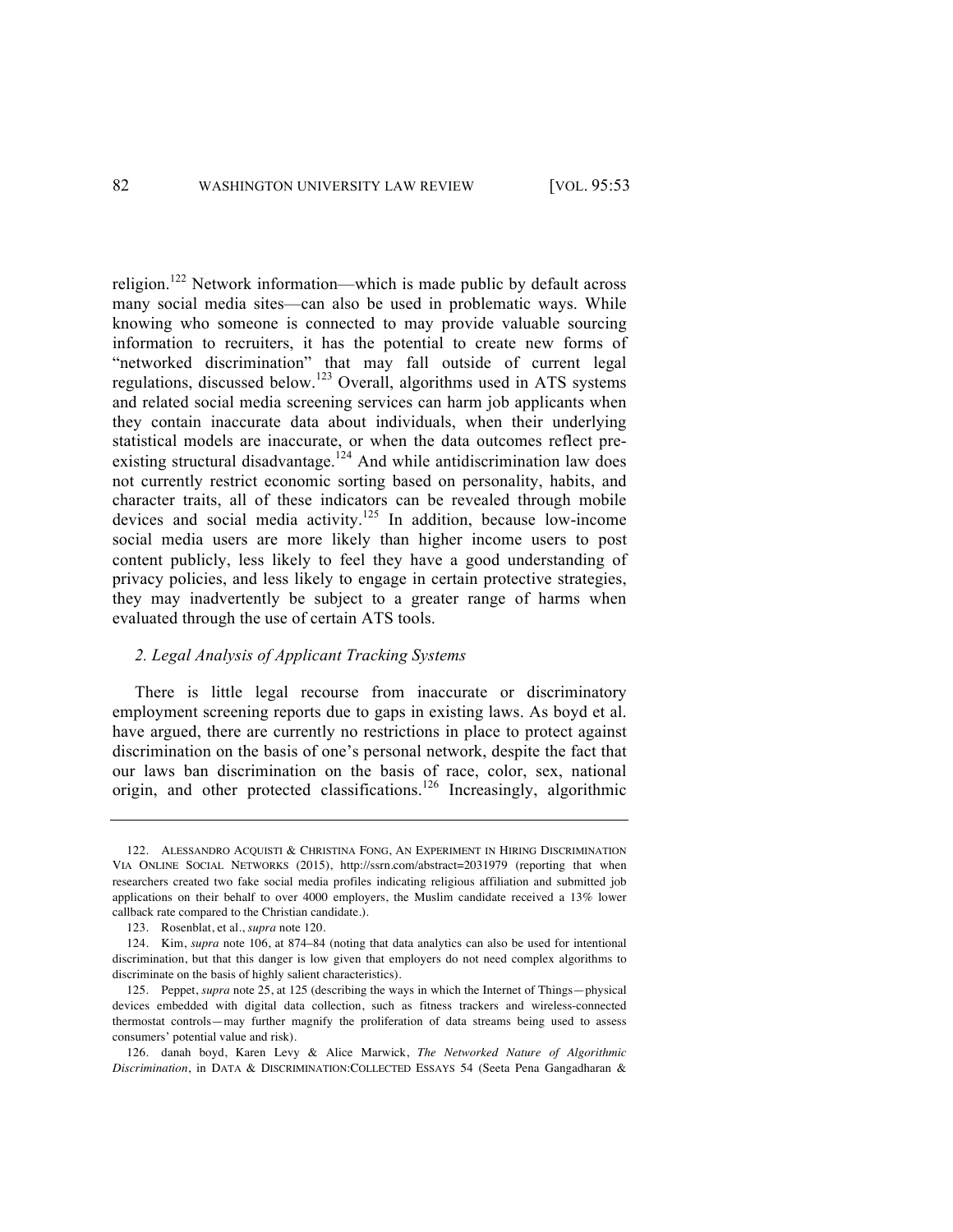religion.[122] Network information—which is made public by default across many social media sites—can also be used in problematic ways. While knowing who someone is connected to may provide valuable sourcing information to recruiters, it has the potential to create new forms of "networked discrimination" that may fall outside of current legal regulations, discussed below.[123] Overall, algorithms used in ATS systems and related social media screening services can harm job applicants when they contain inaccurate data about individuals, when their underlying statistical models are inaccurate, or when the data outcomes reflect pre-existing structural disadvantage.[124] And while antidiscrimination law does not currently restrict economic sorting based on personality, habits, and character traits, all of these indicators can be revealed through mobile devices and social media activity.[125] In addition, because low-income social media users are more likely than higher income users to post content publicly, less likely to feel they have a good understanding of privacy policies, and less likely to engage in certain protective strategies, they may inadvertently be subject to a greater range of harms when evaluated through the use of certain ATS tools.

### *2. Legal Analysis of Applicant Tracking Systems*

There is little legal recourse from inaccurate or discriminatory employment screening reports due to gaps in existing laws. As boyd et al. have argued, there are currently no restrictions in place to protect against discrimination on the basis of one's personal network, despite the fact that our laws ban discrimination on the basis of race, color, sex, national origin, and other protected classifications.[126] Increasingly, algorithmic

---

122. ALESSANDRO ACQUISTI & CHRISTINA FONG, AN EXPERIMENT IN HIRING DISCRIMINATION VIA ONLINE SOCIAL NETWORKS (2015), http://ssrn.com/abstract=2031979 (reporting that when researchers created two fake social media profiles indicating religious affiliation and submitted job applications on their behalf to over 4000 employers, the Muslim candidate received a 13% lower callback rate compared to the Christian candidate.).

123. Rosenblat, et al., *supra* note 120.

124. Kim, *supra* note 106, at 874–84 (noting that data analytics can also be used for intentional discrimination, but that this danger is low given that employers do not need complex algorithms to discriminate on the basis of highly salient characteristics).

125. Peppet, *supra* note 25, at 125 (describing the ways in which the Internet of Things—physical devices embedded with digital data collection, such as fitness trackers and wireless-connected thermostat controls—may further magnify the proliferation of data streams being used to assess consumers' potential value and risk).

126. danah boyd, Karen Levy & Alice Marwick, *The Networked Nature of Algorithmic Discrimination*, in DATA & DISCRIMINATION:COLLECTED ESSAYS 54 (Seeta Pena Gangadharan &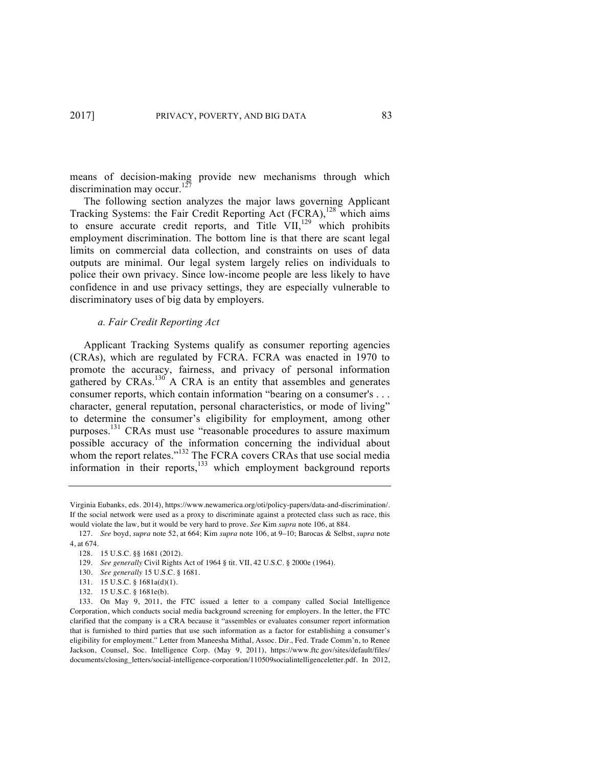means of decision-making provide new mechanisms through which discrimination may occur.[127]

The following section analyzes the major laws governing Applicant Tracking Systems: the Fair Credit Reporting Act (FCRA),[128] which aims to ensure accurate credit reports, and Title VII,[129] which prohibits employment discrimination. The bottom line is that there are scant legal limits on commercial data collection, and constraints on uses of data outputs are minimal. Our legal system largely relies on individuals to police their own privacy. Since low-income people are less likely to have confidence in and use privacy settings, they are especially vulnerable to discriminatory uses of big data by employers.

### *a. Fair Credit Reporting Act*

Applicant Tracking Systems qualify as consumer reporting agencies (CRAs), which are regulated by FCRA. FCRA was enacted in 1970 to promote the accuracy, fairness, and privacy of personal information gathered by CRAs.[130] A CRA is an entity that assembles and generates consumer reports, which contain information "bearing on a consumer's . . . character, general reputation, personal characteristics, or mode of living" to determine the consumer's eligibility for employment, among other purposes.[131] CRAs must use "reasonable procedures to assure maximum possible accuracy of the information concerning the individual about whom the report relates."[132] The FCRA covers CRAs that use social media information in their reports,[133] which employment background reports

---

Virginia Eubanks, eds. 2014), https://www.newamerica.org/oti/policy-papers/data-and-discrimination/. If the social network were used as a proxy to discriminate against a protected class such as race, this would violate the law, but it would be very hard to prove. *See* Kim *supra* note 106, at 884.

127. *See* boyd, *supra* note 52, at 664; Kim *supra* note 106, at 9–10; Barocas & Selbst, *supra* note 4, at 674.

128. 15 U.S.C. §§ 1681 (2012).

129. *See generally* Civil Rights Act of 1964 § tit. VII, 42 U.S.C. § 2000e (1964).

130. *See generally* 15 U.S.C. § 1681.

131. 15 U.S.C. § 1681a(d)(1).

132. 15 U.S.C. § 1681e(b).

133. On May 9, 2011, the FTC issued a letter to a company called Social Intelligence Corporation, which conducts social media background screening for employers. In the letter, the FTC clarified that the company is a CRA because it "assembles or evaluates consumer report information that is furnished to third parties that use such information as a factor for establishing a consumer's eligibility for employment." Letter from Maneesha Mithal, Assoc. Dir., Fed. Trade Comm'n, to Renee Jackson, Counsel, Soc. Intelligence Corp. (May 9, 2011), https://www.ftc.gov/sites/default/files/documents/closing_letters/social-intelligence-corporation/110509socialintelligenceletter.pdf. In 2012,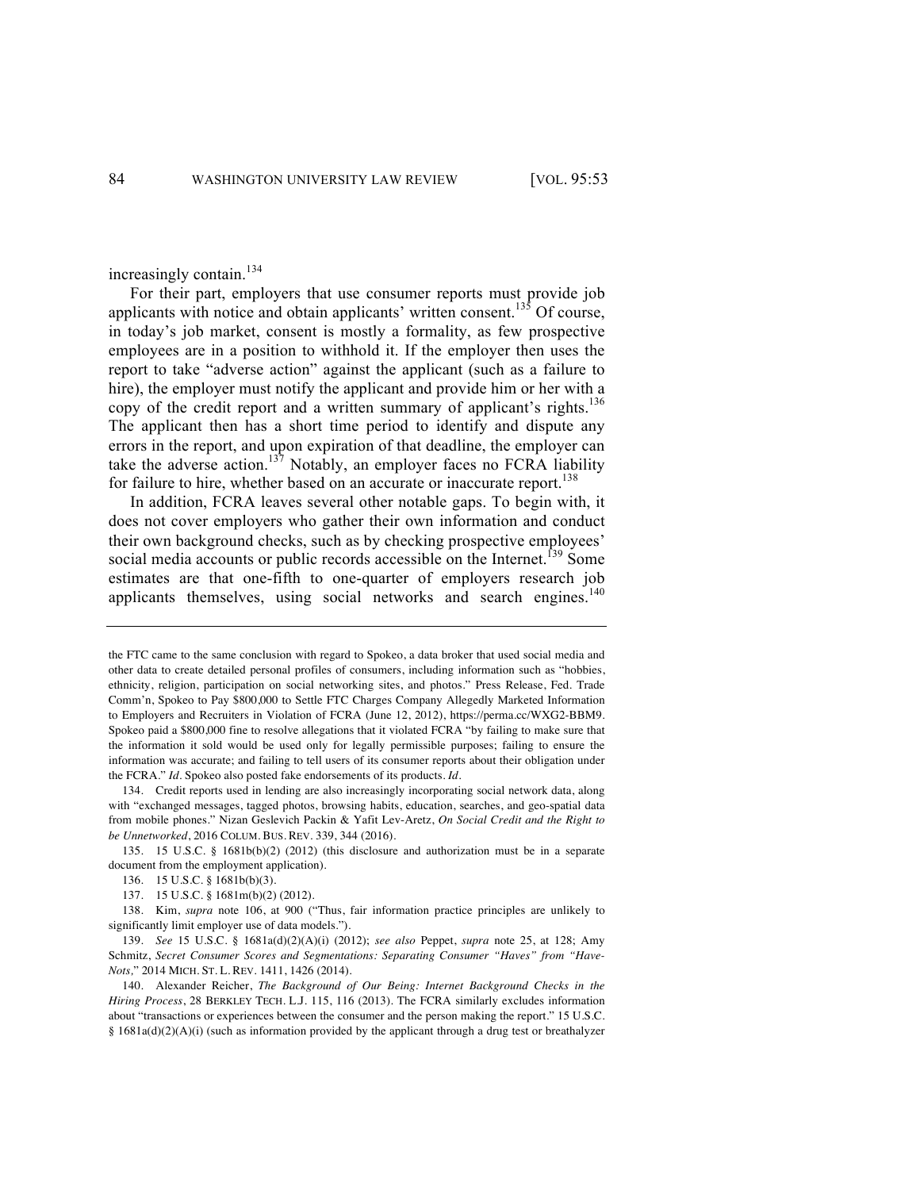increasingly contain.[134]

For their part, employers that use consumer reports must provide job applicants with notice and obtain applicants' written consent.[135] Of course, in today's job market, consent is mostly a formality, as few prospective employees are in a position to withhold it. If the employer then uses the report to take "adverse action" against the applicant (such as a failure to hire), the employer must notify the applicant and provide him or her with a copy of the credit report and a written summary of applicant's rights.[136] The applicant then has a short time period to identify and dispute any errors in the report, and upon expiration of that deadline, the employer can take the adverse action.[137] Notably, an employer faces no FCRA liability for failure to hire, whether based on an accurate or inaccurate report.[138]

In addition, FCRA leaves several other notable gaps. To begin with, it does not cover employers who gather their own information and conduct their own background checks, such as by checking prospective employees' social media accounts or public records accessible on the Internet.[139] Some estimates are that one-fifth to one-quarter of employers research job applicants themselves, using social networks and search engines.[140]

---

the FTC came to the same conclusion with regard to Spokeo, a data broker that used social media and other data to create detailed personal profiles of consumers, including information such as "hobbies, ethnicity, religion, participation on social networking sites, and photos." Press Release, Fed. Trade Comm'n, Spokeo to Pay $800,000 to Settle FTC Charges Company Allegedly Marketed Information to Employers and Recruiters in Violation of FCRA (June 12, 2012), https://perma.cc/WXG2-BBM9. Spokeo paid a $800,000 fine to resolve allegations that it violated FCRA "by failing to make sure that the information it sold would be used only for legally permissible purposes; failing to ensure the information was accurate; and failing to tell users of its consumer reports about their obligation under the FCRA." *Id*. Spokeo also posted fake endorsements of its products. *Id*.

134. Credit reports used in lending are also increasingly incorporating social network data, along with "exchanged messages, tagged photos, browsing habits, education, searches, and geo-spatial data from mobile phones." Nizan Geslevich Packin & Yafit Lev-Aretz, *On Social Credit and the Right to be Unnetworked*, 2016 COLUM. BUS. REV. 339, 344 (2016).

135. 15 U.S.C. § 1681b(b)(2) (2012) (this disclosure and authorization must be in a separate document from the employment application).

136. 15 U.S.C. § 1681b(b)(3).

137. 15 U.S.C. § 1681m(b)(2) (2012).

138. Kim, *supra* note 106, at 900 ("Thus, fair information practice principles are unlikely to significantly limit employer use of data models.").

139. *See* 15 U.S.C. § 1681a(d)(2)(A)(i) (2012); *see also* Peppet, *supra* note 25, at 128; Amy Schmitz, *Secret Consumer Scores and Segmentations: Separating Consumer "Haves" from "Have-Nots,"* 2014 MICH. ST. L. REV. 1411, 1426 (2014).

140. Alexander Reicher, *The Background of Our Being: Internet Background Checks in the Hiring Process*, 28 BERKLEY TECH. L.J. 115, 116 (2013). The FCRA similarly excludes information about "transactions or experiences between the consumer and the person making the report." 15 U.S.C. § 1681a(d)(2)(A)(i) (such as information provided by the applicant through a drug test or breathalyzer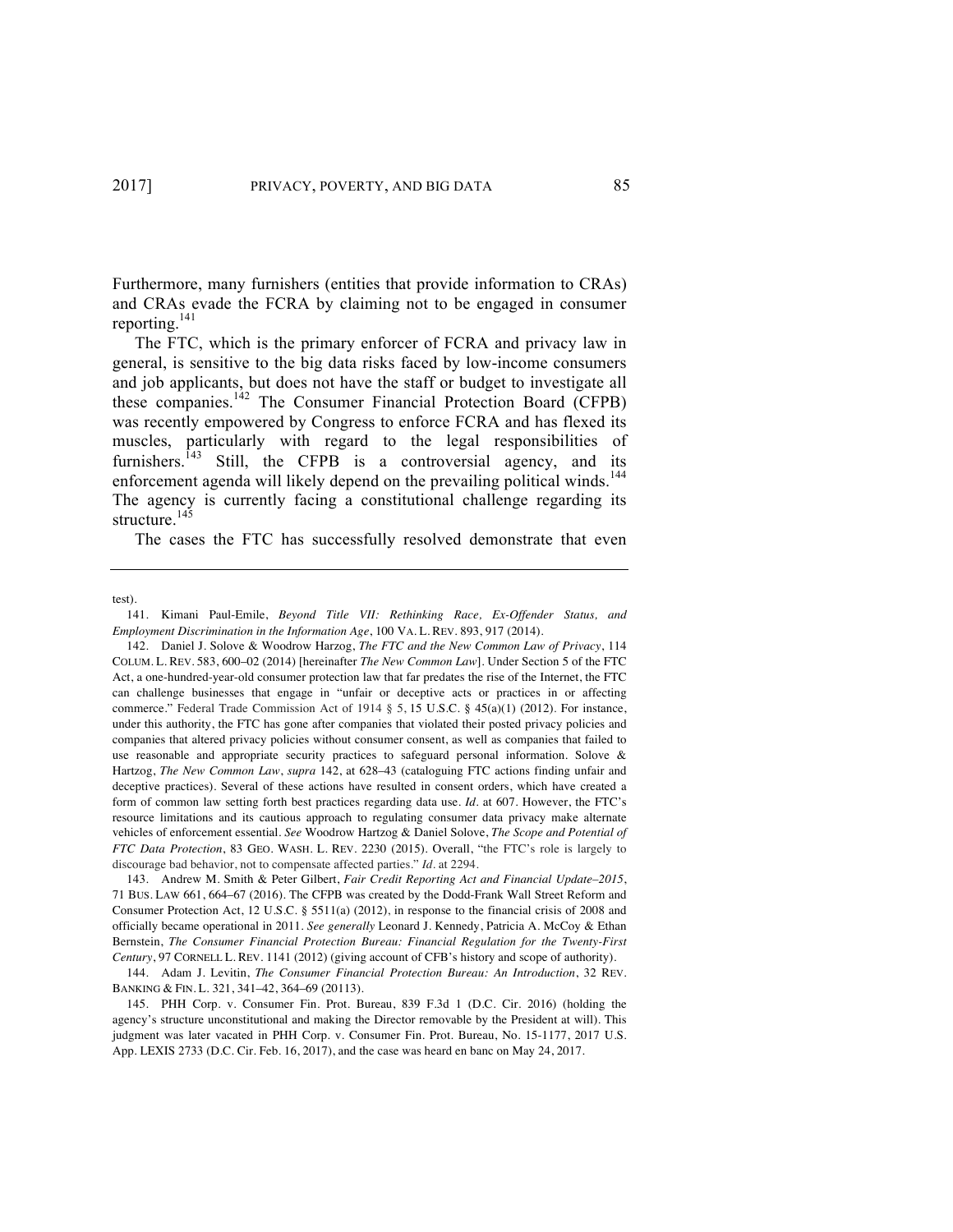Furthermore, many furnishers (entities that provide information to CRAs) and CRAs evade the FCRA by claiming not to be engaged in consumer reporting.[141]

The FTC, which is the primary enforcer of FCRA and privacy law in general, is sensitive to the big data risks faced by low-income consumers and job applicants, but does not have the staff or budget to investigate all these companies.[142] The Consumer Financial Protection Board (CFPB) was recently empowered by Congress to enforce FCRA and has flexed its muscles, particularly with regard to the legal responsibilities of furnishers.[143] Still, the CFPB is a controversial agency, and its enforcement agenda will likely depend on the prevailing political winds.[144] The agency is currently facing a constitutional challenge regarding its structure.[145]

The cases the FTC has successfully resolved demonstrate that even

---

test).

141. Kimani Paul-Emile, *Beyond Title VII: Rethinking Race, Ex-Offender Status, and Employment Discrimination in the Information Age*, 100 VA. L. REV. 893, 917 (2014).

142. Daniel J. Solove & Woodrow Harzog, *The FTC and the New Common Law of Privacy*, 114 COLUM. L. REV. 583, 600–02 (2014) [hereinafter *The New Common Law*]. Under Section 5 of the FTC Act, a one-hundred-year-old consumer protection law that far predates the rise of the Internet, the FTC can challenge businesses that engage in "unfair or deceptive acts or practices in or affecting commerce." Federal Trade Commission Act of 1914 § 5, 15 U.S.C. § 45(a)(1) (2012). For instance, under this authority, the FTC has gone after companies that violated their posted privacy policies and companies that altered privacy policies without consumer consent, as well as companies that failed to use reasonable and appropriate security practices to safeguard personal information. Solove & Hartzog, *The New Common Law*, *supra* 142, at 628–43 (cataloguing FTC actions finding unfair and deceptive practices). Several of these actions have resulted in consent orders, which have created a form of common law setting forth best practices regarding data use. *Id.* at 607. However, the FTC's resource limitations and its cautious approach to regulating consumer data privacy make alternate vehicles of enforcement essential. *See* Woodrow Hartzog & Daniel Solove, *The Scope and Potential of FTC Data Protection*, 83 GEO. WASH. L. REV. 2230 (2015). Overall, "the FTC's role is largely to discourage bad behavior, not to compensate affected parties." *Id.* at 2294.

143. Andrew M. Smith & Peter Gilbert, *Fair Credit Reporting Act and Financial Update–2015*, 71 BUS. LAW 661, 664–67 (2016). The CFPB was created by the Dodd-Frank Wall Street Reform and Consumer Protection Act, 12 U.S.C. § 5511(a) (2012), in response to the financial crisis of 2008 and officially became operational in 2011. *See generally* Leonard J. Kennedy, Patricia A. McCoy & Ethan Bernstein, *The Consumer Financial Protection Bureau: Financial Regulation for the Twenty-First Century*, 97 CORNELL L. REV. 1141 (2012) (giving account of CFB's history and scope of authority).

144. Adam J. Levitin, *The Consumer Financial Protection Bureau: An Introduction*, 32 REV. BANKING & FIN. L. 321, 341–42, 364–69 (20113).

145. PHH Corp. v. Consumer Fin. Prot. Bureau, 839 F.3d 1 (D.C. Cir. 2016) (holding the agency's structure unconstitutional and making the Director removable by the President at will). This judgment was later vacated in PHH Corp. v. Consumer Fin. Prot. Bureau, No. 15-1177, 2017 U.S. App. LEXIS 2733 (D.C. Cir. Feb. 16, 2017), and the case was heard en banc on May 24, 2017.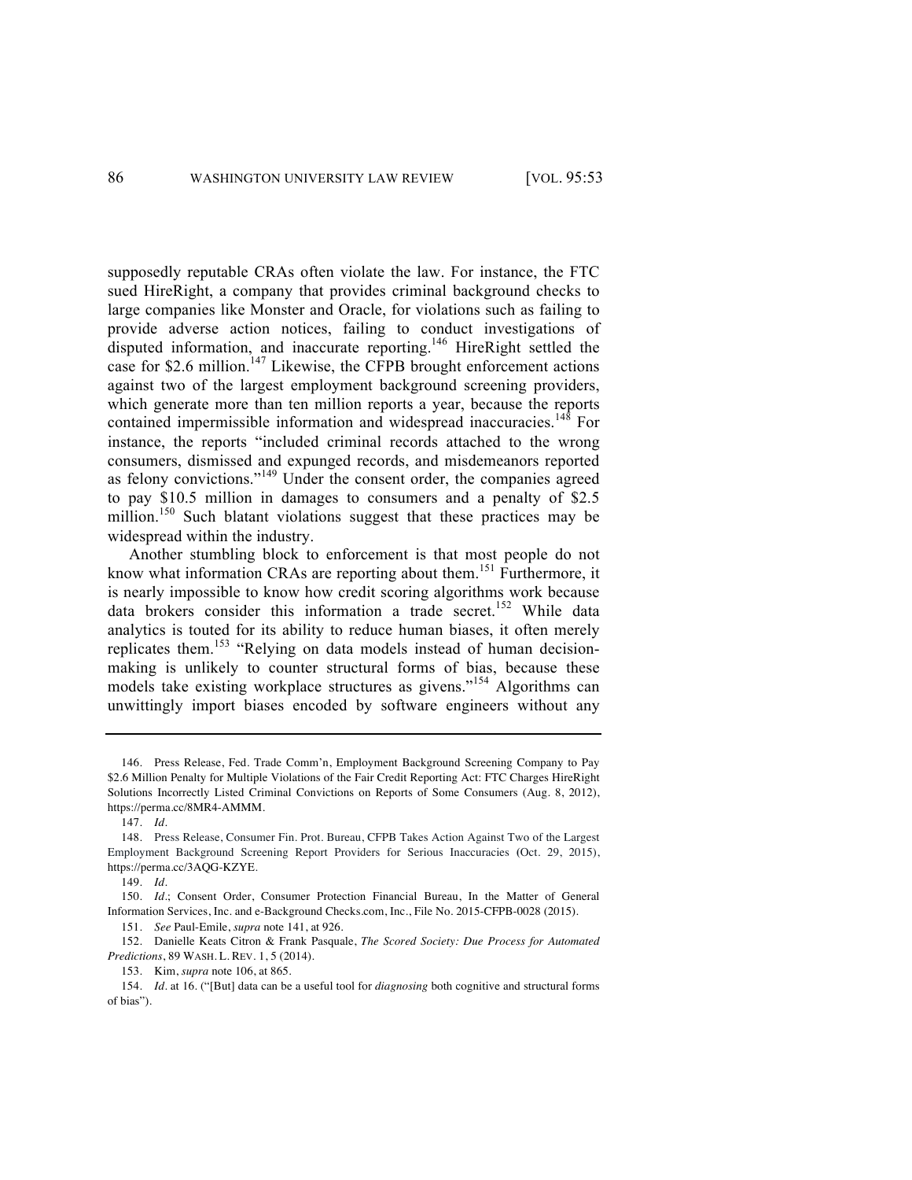supposedly reputable CRAs often violate the law. For instance, the FTC sued HireRight, a company that provides criminal background checks to large companies like Monster and Oracle, for violations such as failing to provide adverse action notices, failing to conduct investigations of disputed information, and inaccurate reporting.[146] HireRight settled the case for $2.6 million.[147] Likewise, the CFPB brought enforcement actions against two of the largest employment background screening providers, which generate more than ten million reports a year, because the reports contained impermissible information and widespread inaccuracies.[148] For instance, the reports "included criminal records attached to the wrong consumers, dismissed and expunged records, and misdemeanors reported as felony convictions."[149] Under the consent order, the companies agreed to pay $10.5 million in damages to consumers and a penalty of $2.5 million.[150] Such blatant violations suggest that these practices may be widespread within the industry.

Another stumbling block to enforcement is that most people do not know what information CRAs are reporting about them.[151] Furthermore, it is nearly impossible to know how credit scoring algorithms work because data brokers consider this information a trade secret.[152] While data analytics is touted for its ability to reduce human biases, it often merely replicates them.[153] "Relying on data models instead of human decision-making is unlikely to counter structural forms of bias, because these models take existing workplace structures as givens."[154] Algorithms can unwittingly import biases encoded by software engineers without any

---

146. Press Release, Fed. Trade Comm'n, Employment Background Screening Company to Pay $2.6 Million Penalty for Multiple Violations of the Fair Credit Reporting Act: FTC Charges HireRight Solutions Incorrectly Listed Criminal Convictions on Reports of Some Consumers (Aug. 8, 2012), https://perma.cc/8MR4-AMMM.

147. *Id*.

148. Press Release, Consumer Fin. Prot. Bureau, CFPB Takes Action Against Two of the Largest Employment Background Screening Report Providers for Serious Inaccuracies (Oct. 29, 2015), https://perma.cc/3AQG-KZYE.

149. *Id*.

150. *Id*.; Consent Order, Consumer Protection Financial Bureau, In the Matter of General Information Services, Inc. and e-Background Checks.com, Inc., File No. 2015-CFPB-0028 (2015).

151. *See* Paul-Emile, *supra* note 141, at 926.

152. Danielle Keats Citron & Frank Pasquale, *The Scored Society: Due Process for Automated Predictions*, 89 WASH. L. REV. 1, 5 (2014).

153. Kim, *supra* note 106, at 865.

154. *Id*. at 16. ("[But] data can be a useful tool for *diagnosing* both cognitive and structural forms of bias").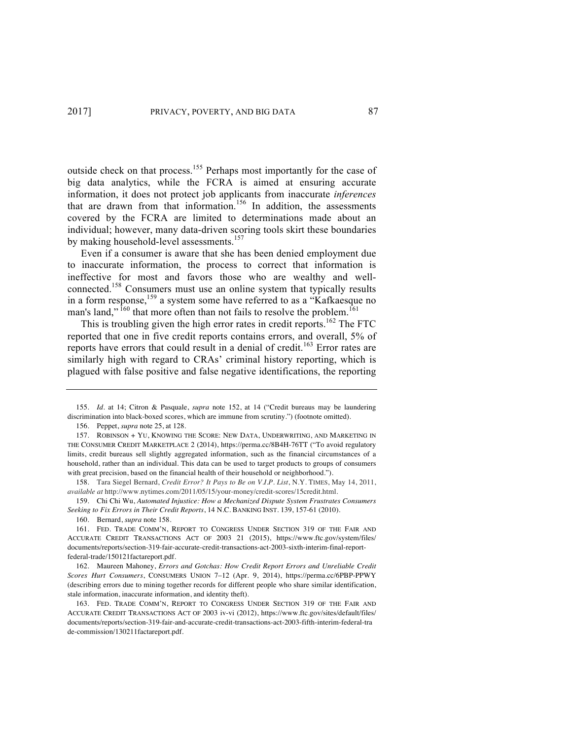outside check on that process.[155] Perhaps most importantly for the case of big data analytics, while the FCRA is aimed at ensuring accurate information, it does not protect job applicants from inaccurate *inferences* that are drawn from that information.[156] In addition, the assessments covered by the FCRA are limited to determinations made about an individual; however, many data-driven scoring tools skirt these boundaries by making household-level assessments.[157]

Even if a consumer is aware that she has been denied employment due to inaccurate information, the process to correct that information is ineffective for most and favors those who are wealthy and well-connected.[158] Consumers must use an online system that typically results in a form response,[159] a system some have referred to as a "Kafkaesque no man's land,"[160] that more often than not fails to resolve the problem.[161]

This is troubling given the high error rates in credit reports.[162] The FTC reported that one in five credit reports contains errors, and overall, 5% of reports have errors that could result in a denial of credit.[163] Error rates are similarly high with regard to CRAs' criminal history reporting, which is plagued with false positive and false negative identifications, the reporting

---

155. *Id*. at 14; Citron & Pasquale, *supra* note 152, at 14 ("Credit bureaus may be laundering discrimination into black-boxed scores, which are immune from scrutiny.") (footnote omitted).

156. Peppet, *supra* note 25, at 128.

157. ROBINSON + YU, KNOWING THE SCORE: NEW DATA, UNDERWRITING, AND MARKETING IN THE CONSUMER CREDIT MARKETPLACE 2 (2014), https://perma.cc/8B4H-76TT ("To avoid regulatory limits, credit bureaus sell slightly aggregated information, such as the financial circumstances of a household, rather than an individual. This data can be used to target products to groups of consumers with great precision, based on the financial health of their household or neighborhood.").

158. Tara Siegel Bernard, *Credit Error? It Pays to Be on V.I.P. List*, N.Y. TIMES, May 14, 2011, *available at* http://www.nytimes.com/2011/05/15/your-money/credit-scores/15credit.html.

159. Chi Chi Wu, *Automated Injustice: How a Mechanized Dispute System Frustrates Consumers Seeking to Fix Errors in Their Credit Reports*, 14 N.C. BANKING INST. 139, 157-61 (2010).

160. Bernard, *supra* note 158.

161. FED. TRADE COMM'N, REPORT TO CONGRESS UNDER SECTION 319 OF THE FAIR AND ACCURATE CREDIT TRANSACTIONS ACT OF 2003 21 (2015), https://www.ftc.gov/system/files/documents/reports/section-319-fair-accurate-credit-transactions-act-2003-sixth-interim-final-report-federal-trade/150121factareport.pdf.

162. Maureen Mahoney, *Errors and Gotchas: How Credit Report Errors and Unreliable Credit Scores Hurt Consumers*, CONSUMERS UNION 7–12 (Apr. 9, 2014), https://perma.cc/6PBP-PPWY (describing errors due to mining together records for different people who share similar identification, stale information, inaccurate information, and identity theft).

163. FED. TRADE COMM'N, REPORT TO CONGRESS UNDER SECTION 319 OF THE FAIR AND ACCURATE CREDIT TRANSACTIONS ACT OF 2003 iv-vi (2012), https://www.ftc.gov/sites/default/files/documents/reports/section-319-fair-and-accurate-credit-transactions-act-2003-fifth-interim-federal-trade-commission/130211factareport.pdf.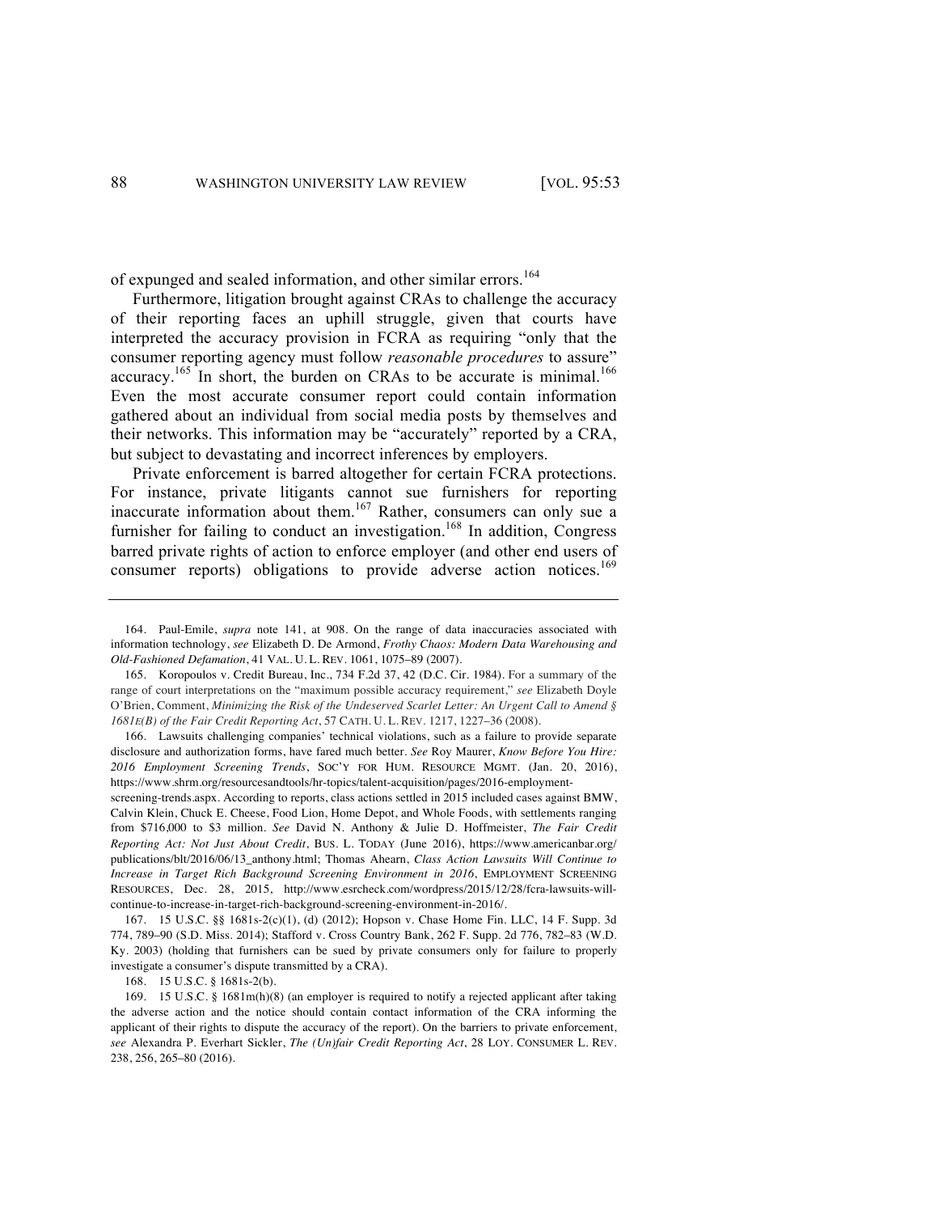of expunged and sealed information, and other similar errors.[164]

Furthermore, litigation brought against CRAs to challenge the accuracy of their reporting faces an uphill struggle, given that courts have interpreted the accuracy provision in FCRA as requiring "only that the consumer reporting agency must follow *reasonable procedures* to assure" accuracy.[165] In short, the burden on CRAs to be accurate is minimal.[166] Even the most accurate consumer report could contain information gathered about an individual from social media posts by themselves and their networks. This information may be "accurately" reported by a CRA, but subject to devastating and incorrect inferences by employers.

Private enforcement is barred altogether for certain FCRA protections. For instance, private litigants cannot sue furnishers for reporting inaccurate information about them.[167] Rather, consumers can only sue a furnisher for failing to conduct an investigation.[168] In addition, Congress barred private rights of action to enforce employer (and other end users of consumer reports) obligations to provide adverse action notices.[169]

---

164. Paul-Emile, *supra* note 141, at 908. On the range of data inaccuracies associated with information technology, *see* Elizabeth D. De Armond, *Frothy Chaos: Modern Data Warehousing and Old-Fashioned Defamation*, 41 VAL. U. L. REV. 1061, 1075–89 (2007).

165. Koropoulos v. Credit Bureau, Inc., 734 F.2d 37, 42 (D.C. Cir. 1984). For a summary of the range of court interpretations on the "maximum possible accuracy requirement," *see* Elizabeth Doyle O'Brien, Comment, *Minimizing the Risk of the Undeserved Scarlet Letter: An Urgent Call to Amend § 1681E(B) of the Fair Credit Reporting Act*, 57 CATH. U. L. REV. 1217, 1227–36 (2008).

166. Lawsuits challenging companies' technical violations, such as a failure to provide separate disclosure and authorization forms, have fared much better. *See* Roy Maurer, *Know Before You Hire: 2016 Employment Screening Trends*, SOC'Y FOR HUM. RESOURCE MGMT. (Jan. 20, 2016), https://www.shrm.org/resourcesandtools/hr-topics/talent-acquisition/pages/2016-employment-screening-trends.aspx. According to reports, class actions settled in 2015 included cases against BMW, Calvin Klein, Chuck E. Cheese, Food Lion, Home Depot, and Whole Foods, with settlements ranging from $716,000 to $3 million. *See* David N. Anthony & Julie D. Hoffmeister, *The Fair Credit Reporting Act: Not Just About Credit*, BUS. L. TODAY (June 2016), https://www.americanbar.org/publications/blt/2016/06/13_anthony.html; Thomas Ahearn, *Class Action Lawsuits Will Continue to Increase in Target Rich Background Screening Environment in 2016*, EMPLOYMENT SCREENING RESOURCES, Dec. 28, 2015, http://www.esrcheck.com/wordpress/2015/12/28/fcra-lawsuits-will-continue-to-increase-in-target-rich-background-screening-environment-in-2016/.

167. 15 U.S.C. §§ 1681s-2(c)(1), (d) (2012); Hopson v. Chase Home Fin. LLC, 14 F. Supp. 3d 774, 789–90 (S.D. Miss. 2014); Stafford v. Cross Country Bank, 262 F. Supp. 2d 776, 782–83 (W.D. Ky. 2003) (holding that furnishers can be sued by private consumers only for failure to properly investigate a consumer's dispute transmitted by a CRA).

168. 15 U.S.C. § 1681s-2(b).

169. 15 U.S.C. § 1681m(h)(8) (an employer is required to notify a rejected applicant after taking the adverse action and the notice should contain contact information of the CRA informing the applicant of their rights to dispute the accuracy of the report). On the barriers to private enforcement, *see* Alexandra P. Everhart Sickler, *The (Un)fair Credit Reporting Act*, 28 LOY. CONSUMER L. REV. 238, 256, 265–80 (2016).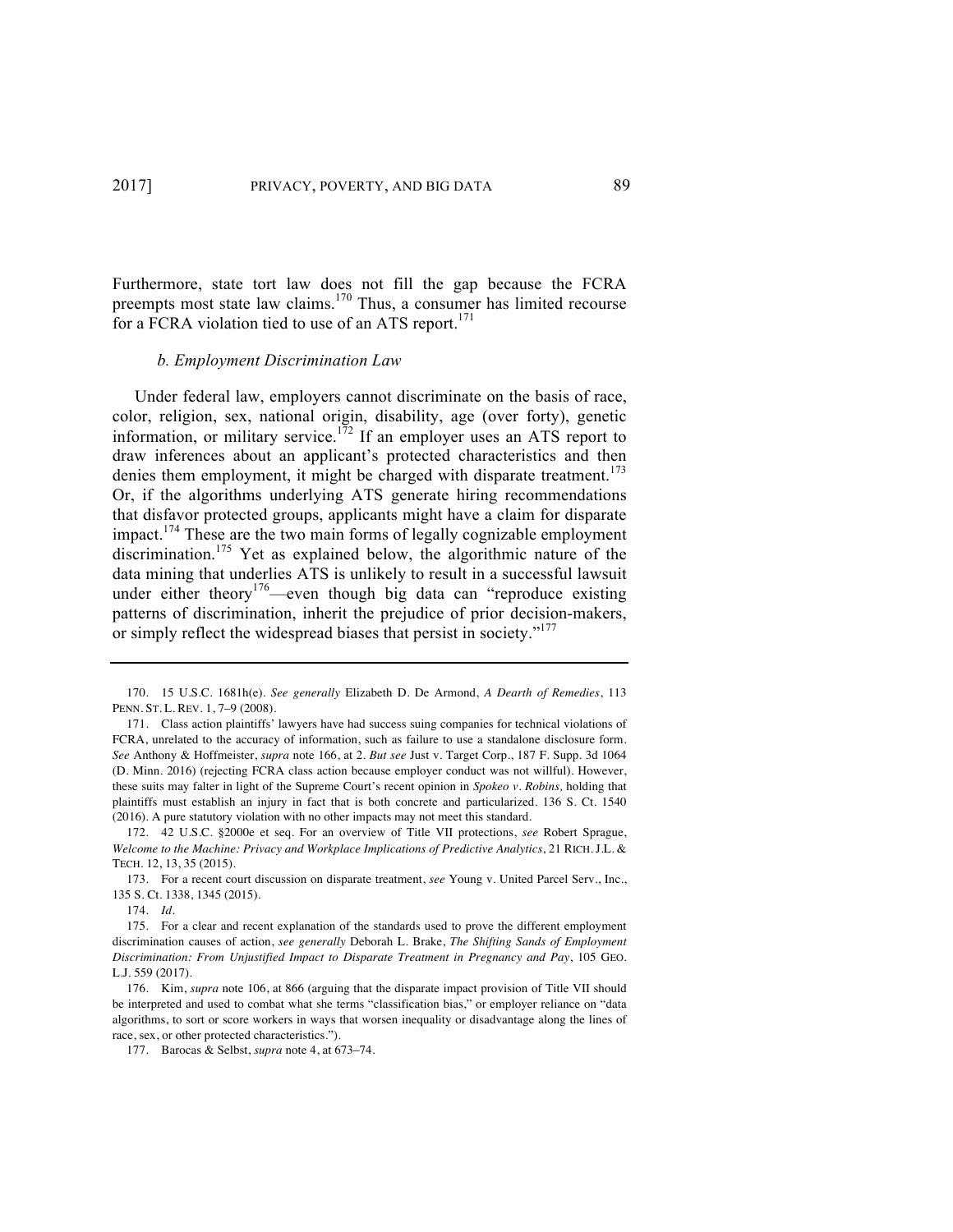Furthermore, state tort law does not fill the gap because the FCRA preempts most state law claims.[170] Thus, a consumer has limited recourse for a FCRA violation tied to use of an ATS report.[171]

### *b. Employment Discrimination Law*

Under federal law, employers cannot discriminate on the basis of race, color, religion, sex, national origin, disability, age (over forty), genetic information, or military service.[172] If an employer uses an ATS report to draw inferences about an applicant's protected characteristics and then denies them employment, it might be charged with disparate treatment.[173] Or, if the algorithms underlying ATS generate hiring recommendations that disfavor protected groups, applicants might have a claim for disparate impact.[174] These are the two main forms of legally cognizable employment discrimination.[175] Yet as explained below, the algorithmic nature of the data mining that underlies ATS is unlikely to result in a successful lawsuit under either theory[176]—even though big data can "reproduce existing patterns of discrimination, inherit the prejudice of prior decision-makers, or simply reflect the widespread biases that persist in society."[177]

---

170. 15 U.S.C. 1681h(e). *See generally* Elizabeth D. De Armond, *A Dearth of Remedies*, 113 PENN. ST. L. REV. 1, 7–9 (2008).

171. Class action plaintiffs' lawyers have had success suing companies for technical violations of FCRA, unrelated to the accuracy of information, such as failure to use a standalone disclosure form. *See* Anthony & Hoffmeister, *supra* note 166, at 2. *But see* Just v. Target Corp., 187 F. Supp. 3d 1064 (D. Minn. 2016) (rejecting FCRA class action because employer conduct was not willful). However, these suits may falter in light of the Supreme Court's recent opinion in *Spokeo v. Robins,* holding that plaintiffs must establish an injury in fact that is both concrete and particularized. 136 S. Ct. 1540 (2016). A pure statutory violation with no other impacts may not meet this standard.

172. 42 U.S.C. §2000e et seq. For an overview of Title VII protections, *see* Robert Sprague, *Welcome to the Machine: Privacy and Workplace Implications of Predictive Analytics*, 21 RICH. J.L. & TECH. 12, 13, 35 (2015).

173. For a recent court discussion on disparate treatment, *see* Young v. United Parcel Serv., Inc., 135 S. Ct. 1338, 1345 (2015).

174. *Id*.

175. For a clear and recent explanation of the standards used to prove the different employment discrimination causes of action, *see generally* Deborah L. Brake, *The Shifting Sands of Employment Discrimination: From Unjustified Impact to Disparate Treatment in Pregnancy and Pay*, 105 GEO. L.J. 559 (2017).

176. Kim, *supra* note 106, at 866 (arguing that the disparate impact provision of Title VII should be interpreted and used to combat what she terms "classification bias," or employer reliance on "data algorithms, to sort or score workers in ways that worsen inequality or disadvantage along the lines of race, sex, or other protected characteristics.").

177. Barocas & Selbst, *supra* note 4, at 673–74.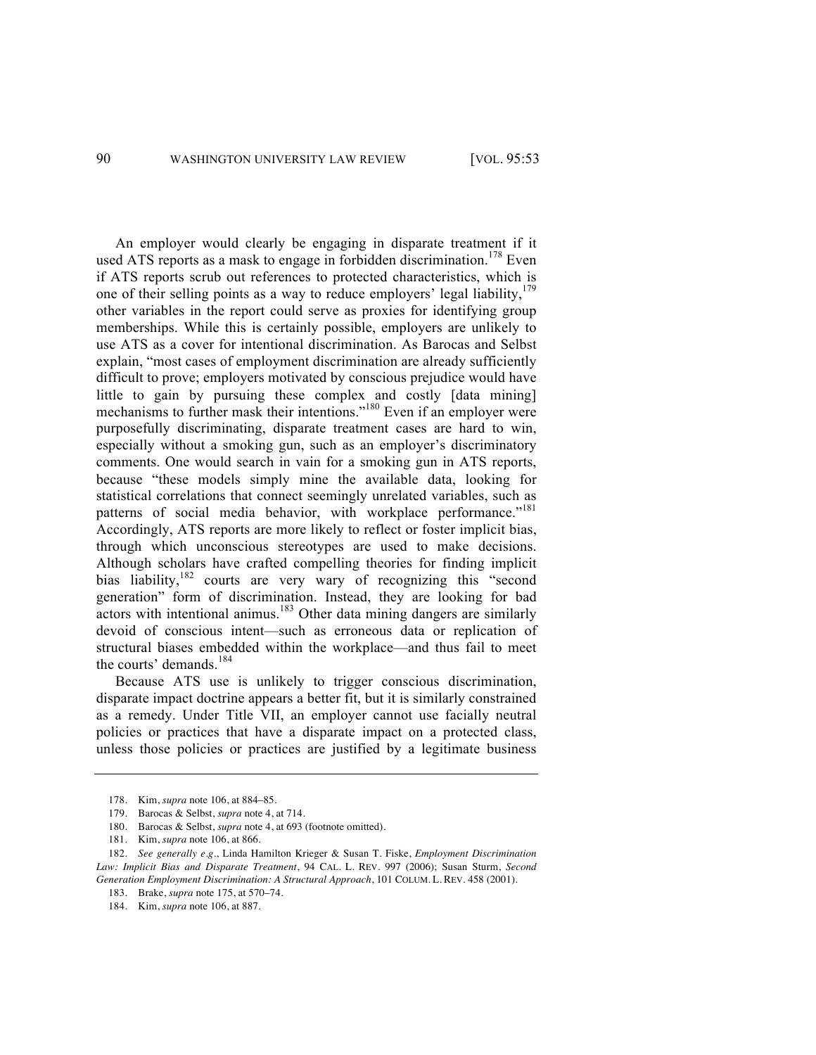An employer would clearly be engaging in disparate treatment if it used ATS reports as a mask to engage in forbidden discrimination.[178] Even if ATS reports scrub out references to protected characteristics, which is one of their selling points as a way to reduce employers' legal liability,[179] other variables in the report could serve as proxies for identifying group memberships. While this is certainly possible, employers are unlikely to use ATS as a cover for intentional discrimination. As Barocas and Selbst explain, "most cases of employment discrimination are already sufficiently difficult to prove; employers motivated by conscious prejudice would have little to gain by pursuing these complex and costly [data mining] mechanisms to further mask their intentions."[180] Even if an employer were purposefully discriminating, disparate treatment cases are hard to win, especially without a smoking gun, such as an employer's discriminatory comments. One would search in vain for a smoking gun in ATS reports, because "these models simply mine the available data, looking for statistical correlations that connect seemingly unrelated variables, such as patterns of social media behavior, with workplace performance."[181] Accordingly, ATS reports are more likely to reflect or foster implicit bias, through which unconscious stereotypes are used to make decisions. Although scholars have crafted compelling theories for finding implicit bias liability,[182] courts are very wary of recognizing this "second generation" form of discrimination. Instead, they are looking for bad actors with intentional animus.[183] Other data mining dangers are similarly devoid of conscious intent—such as erroneous data or replication of structural biases embedded within the workplace—and thus fail to meet the courts' demands.[184]

Because ATS use is unlikely to trigger conscious discrimination, disparate impact doctrine appears a better fit, but it is similarly constrained as a remedy. Under Title VII, an employer cannot use facially neutral policies or practices that have a disparate impact on a protected class, unless those policies or practices are justified by a legitimate business

---

178. Kim, *supra* note 106, at 884–85.

179. Barocas & Selbst, *supra* note 4, at 714.

180. Barocas & Selbst, *supra* note 4, at 693 (footnote omitted).

181. Kim, *supra* note 106, at 866.

182. *See generally e.g.*, Linda Hamilton Krieger & Susan T. Fiske, *Employment Discrimination Law: Implicit Bias and Disparate Treatment*, 94 CAL. L. REV. 997 (2006); Susan Sturm, *Second Generation Employment Discrimination: A Structural Approach*, 101 COLUM. L. REV. 458 (2001).

183. Brake, *supra* note 175, at 570–74.

184. Kim, *supra* note 106, at 887.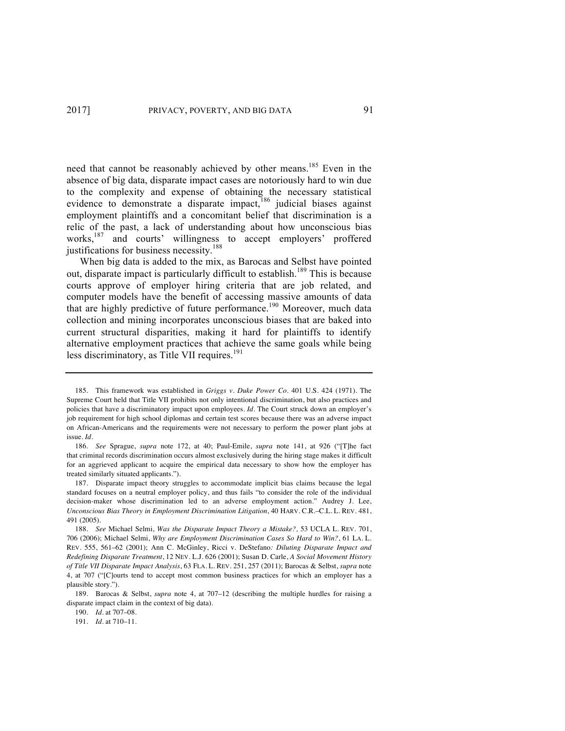need that cannot be reasonably achieved by other means.[185] Even in the absence of big data, disparate impact cases are notoriously hard to win due to the complexity and expense of obtaining the necessary statistical evidence to demonstrate a disparate impact,[186] judicial biases against employment plaintiffs and a concomitant belief that discrimination is a relic of the past, a lack of understanding about how unconscious bias works,[187] and courts' willingness to accept employers' proffered justifications for business necessity.[188]

When big data is added to the mix, as Barocas and Selbst have pointed out, disparate impact is particularly difficult to establish.[189] This is because courts approve of employer hiring criteria that are job related, and computer models have the benefit of accessing massive amounts of data that are highly predictive of future performance.[190] Moreover, much data collection and mining incorporates unconscious biases that are baked into current structural disparities, making it hard for plaintiffs to identify alternative employment practices that achieve the same goals while being less discriminatory, as Title VII requires.[191]

---

185. This framework was established in *Griggs v. Duke Power Co.* 401 U.S. 424 (1971). The Supreme Court held that Title VII prohibits not only intentional discrimination, but also practices and policies that have a discriminatory impact upon employees. *Id.* The Court struck down an employer's job requirement for high school diplomas and certain test scores because there was an adverse impact on African-Americans and the requirements were not necessary to perform the power plant jobs at issue. *Id.*

186. *See* Sprague, *supra* note 172, at 40; Paul-Emile, *supra* note 141, at 926 ("[T]he fact that criminal records discrimination occurs almost exclusively during the hiring stage makes it difficult for an aggrieved applicant to acquire the empirical data necessary to show how the employer has treated similarly situated applicants.").

187. Disparate impact theory struggles to accommodate implicit bias claims because the legal standard focuses on a neutral employer policy, and thus fails "to consider the role of the individual decision-maker whose discrimination led to an adverse employment action." Audrey J. Lee, *Unconscious Bias Theory in Employment Discrimination Litigation*, 40 HARV. C.R.–C.L. L. REV. 481, 491 (2005).

188. *See* Michael Selmi, *Was the Disparate Impact Theory a Mistake?,* 53 UCLA L. REV. 701, 706 (2006); Michael Selmi, *Why are Employment Discrimination Cases So Hard to Win?*, 61 LA. L. REV. 555, 561–62 (2001); Ann C. McGinley, *Ricci* v. *DeStefano: Diluting Disparate Impact and Redefining Disparate Treatment*, 12 NEV. L.J. 626 (2001); Susan D. Carle, *A Social Movement History of Title VII Disparate Impact Analysis*, 63 FLA. L. REV. 251, 257 (2011); Barocas & Selbst, *supra* note 4, at 707 ("[C]ourts tend to accept most common business practices for which an employer has a plausible story.").

189. Barocas & Selbst, *supra* note 4, at 707–12 (describing the multiple hurdles for raising a disparate impact claim in the context of big data).

190. *Id.* at 707–08.

191. *Id.* at 710–11.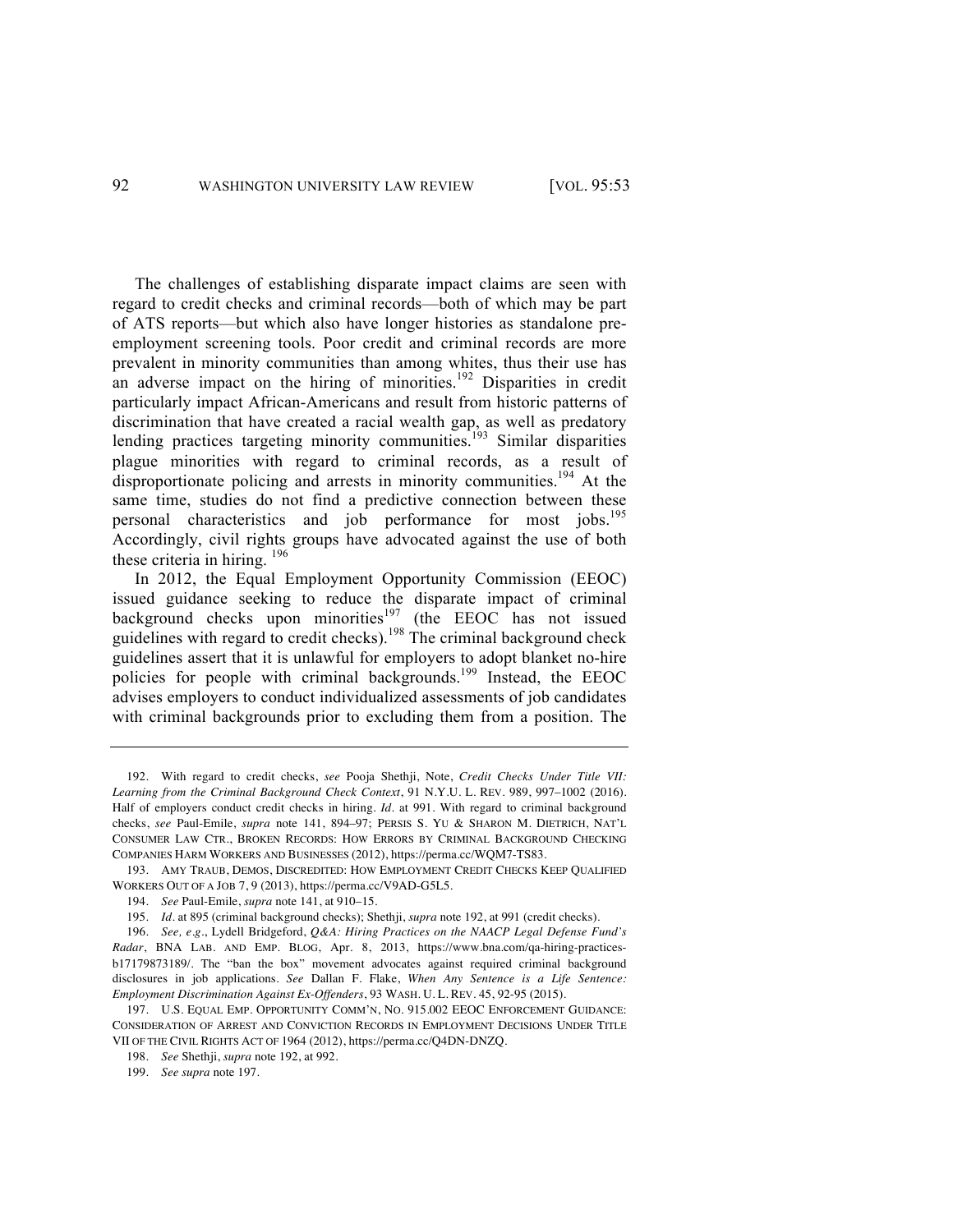The challenges of establishing disparate impact claims are seen with regard to credit checks and criminal records—both of which may be part of ATS reports—but which also have longer histories as standalone pre-employment screening tools. Poor credit and criminal records are more prevalent in minority communities than among whites, thus their use has an adverse impact on the hiring of minorities.[192] Disparities in credit particularly impact African-Americans and result from historic patterns of discrimination that have created a racial wealth gap, as well as predatory lending practices targeting minority communities.[193] Similar disparities plague minorities with regard to criminal records, as a result of disproportionate policing and arrests in minority communities.[194] At the same time, studies do not find a predictive connection between these personal characteristics and job performance for most jobs.[195] Accordingly, civil rights groups have advocated against the use of both these criteria in hiring.[196]

In 2012, the Equal Employment Opportunity Commission (EEOC) issued guidance seeking to reduce the disparate impact of criminal background checks upon minorities[197] (the EEOC has not issued guidelines with regard to credit checks).[198] The criminal background check guidelines assert that it is unlawful for employers to adopt blanket no-hire policies for people with criminal backgrounds.[199] Instead, the EEOC advises employers to conduct individualized assessments of job candidates with criminal backgrounds prior to excluding them from a position. The

---

192. With regard to credit checks, *see* Pooja Shethji, Note, *Credit Checks Under Title VII: Learning from the Criminal Background Check Context*, 91 N.Y.U. L. REV. 989, 997–1002 (2016). Half of employers conduct credit checks in hiring. *Id.* at 991. With regard to criminal background checks, *see* Paul-Emile, *supra* note 141, 894–97; PERSIS S. YU & SHARON M. DIETRICH, NAT'L CONSUMER LAW CTR., BROKEN RECORDS: HOW ERRORS BY CRIMINAL BACKGROUND CHECKING COMPANIES HARM WORKERS AND BUSINESSES (2012), https://perma.cc/WQM7-TS83.

193. AMY TRAUB, DEMOS, DISCREDITED: HOW EMPLOYMENT CREDIT CHECKS KEEP QUALIFIED WORKERS OUT OF A JOB 7, 9 (2013), https://perma.cc/V9AD-G5L5.

194. *See* Paul-Emile, *supra* note 141, at 910–15.

195. *Id.* at 895 (criminal background checks); Shethji, *supra* note 192, at 991 (credit checks).

196. *See, e.g.*, Lydell Bridgeford, *Q&A: Hiring Practices on the NAACP Legal Defense Fund's Radar*, BNA LAB. AND EMP. BLOG, Apr. 8, 2013, https://www.bna.com/qa-hiring-practices-b17179873189/. The "ban the box" movement advocates against required criminal background disclosures in job applications. *See* Dallan F. Flake, *When Any Sentence is a Life Sentence: Employment Discrimination Against Ex-Offenders*, 93 WASH. U. L. REV. 45, 92-95 (2015).

197. U.S. EQUAL EMP. OPPORTUNITY COMM'N, NO. 915.002 EEOC ENFORCEMENT GUIDANCE: CONSIDERATION OF ARREST AND CONVICTION RECORDS IN EMPLOYMENT DECISIONS UNDER TITLE VII OF THE CIVIL RIGHTS ACT OF 1964 (2012), https://perma.cc/Q4DN-DNZQ.

198. *See* Shethji, *supra* note 192, at 992.

199. *See supra* note 197.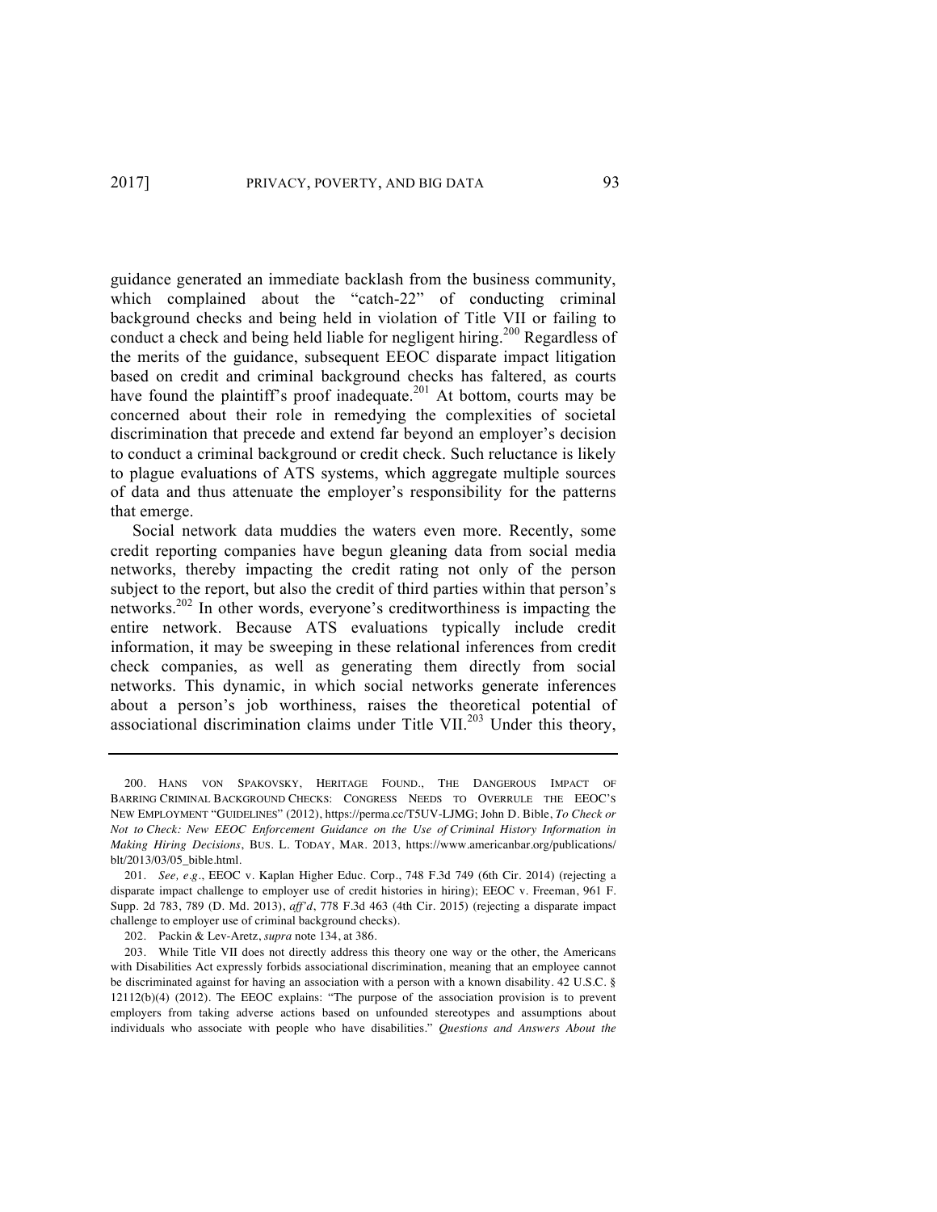guidance generated an immediate backlash from the business community, which complained about the "catch-22" of conducting criminal background checks and being held in violation of Title VII or failing to conduct a check and being held liable for negligent hiring.[200] Regardless of the merits of the guidance, subsequent EEOC disparate impact litigation based on credit and criminal background checks has faltered, as courts have found the plaintiff's proof inadequate.[201] At bottom, courts may be concerned about their role in remedying the complexities of societal discrimination that precede and extend far beyond an employer's decision to conduct a criminal background or credit check. Such reluctance is likely to plague evaluations of ATS systems, which aggregate multiple sources of data and thus attenuate the employer's responsibility for the patterns that emerge.

Social network data muddies the waters even more. Recently, some credit reporting companies have begun gleaning data from social media networks, thereby impacting the credit rating not only of the person subject to the report, but also the credit of third parties within that person's networks.[202] In other words, everyone's creditworthiness is impacting the entire network. Because ATS evaluations typically include credit information, it may be sweeping in these relational inferences from credit check companies, as well as generating them directly from social networks. This dynamic, in which social networks generate inferences about a person's job worthiness, raises the theoretical potential of associational discrimination claims under Title VII.[203] Under this theory,

---

200. HANS VON SPAKOVSKY, HERITAGE FOUND., THE DANGEROUS IMPACT OF BARRING CRIMINAL BACKGROUND CHECKS: CONGRESS NEEDS TO OVERRULE THE EEOC'S NEW EMPLOYMENT "GUIDELINES" (2012), https://perma.cc/T5UV-LJMG; John D. Bible, *To Check or Not to Check: New EEOC Enforcement Guidance on the Use of Criminal History Information in Making Hiring Decisions*, BUS. L. TODAY, MAR. 2013, https://www.americanbar.org/publications/blt/2013/03/05_bible.html.

201. *See, e.g.*, EEOC v. Kaplan Higher Educ. Corp., 748 F.3d 749 (6th Cir. 2014) (rejecting a disparate impact challenge to employer use of credit histories in hiring); EEOC v. Freeman, 961 F. Supp. 2d 783, 789 (D. Md. 2013), *aff'd*, 778 F.3d 463 (4th Cir. 2015) (rejecting a disparate impact challenge to employer use of criminal background checks).

202. Packin & Lev-Aretz, *supra* note 134, at 386.

203. While Title VII does not directly address this theory one way or the other, the Americans with Disabilities Act expressly forbids associational discrimination, meaning that an employee cannot be discriminated against for having an association with a person with a known disability. 42 U.S.C. § 12112(b)(4) (2012). The EEOC explains: "The purpose of the association provision is to prevent employers from taking adverse actions based on unfounded stereotypes and assumptions about individuals who associate with people who have disabilities." *Questions and Answers About the*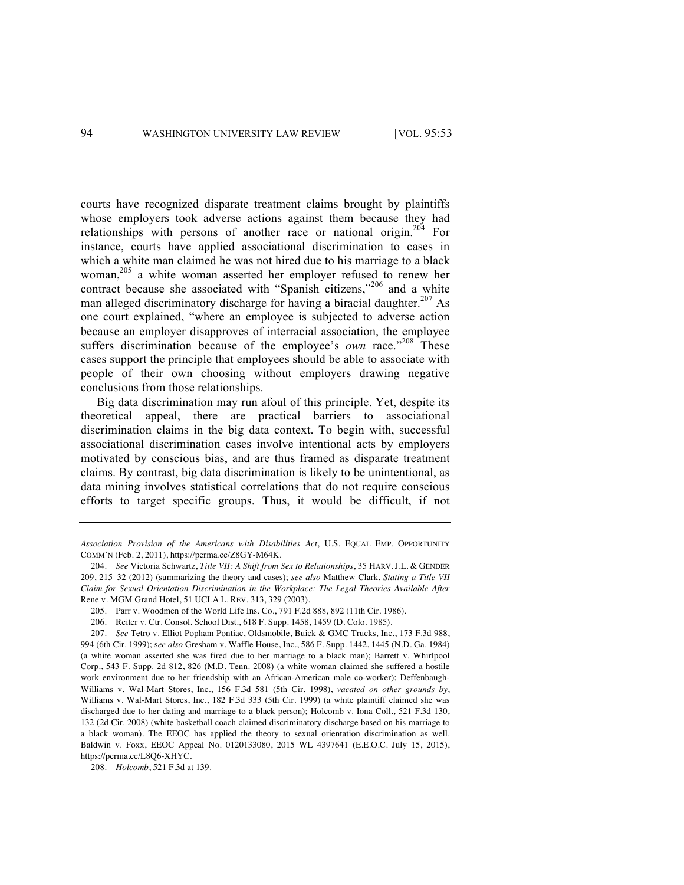courts have recognized disparate treatment claims brought by plaintiffs whose employers took adverse actions against them because they had relationships with persons of another race or national origin.[204] For instance, courts have applied associational discrimination to cases in which a white man claimed he was not hired due to his marriage to a black woman,[205] a white woman asserted her employer refused to renew her contract because she associated with "Spanish citizens,"[206] and a white man alleged discriminatory discharge for having a biracial daughter.[207] As one court explained, "where an employee is subjected to adverse action because an employer disapproves of interracial association, the employee suffers discrimination because of the employee's *own* race."[208] These cases support the principle that employees should be able to associate with people of their own choosing without employers drawing negative conclusions from those relationships.

Big data discrimination may run afoul of this principle. Yet, despite its theoretical appeal, there are practical barriers to associational discrimination claims in the big data context. To begin with, successful associational discrimination cases involve intentional acts by employers motivated by conscious bias, and are thus framed as disparate treatment claims. By contrast, big data discrimination is likely to be unintentional, as data mining involves statistical correlations that do not require conscious efforts to target specific groups. Thus, it would be difficult, if not

---

*Association Provision of the Americans with Disabilities Act*, U.S. EQUAL EMP. OPPORTUNITY COMM'N (Feb. 2, 2011), https://perma.cc/Z8GY-M64K.

204. *See* Victoria Schwartz, *Title VII: A Shift from Sex to Relationships*, 35 HARV. J.L. & GENDER 209, 215–32 (2012) (summarizing the theory and cases); *see also* Matthew Clark, *Stating a Title VII Claim for Sexual Orientation Discrimination in the Workplace: The Legal Theories Available After* Rene v. MGM Grand Hotel, 51 UCLA L. REV. 313, 329 (2003).

205. Parr v. Woodmen of the World Life Ins. Co., 791 F.2d 888, 892 (11th Cir. 1986).

206. Reiter v. Ctr. Consol. School Dist., 618 F. Supp. 1458, 1459 (D. Colo. 1985).

207. *See* Tetro v. Elliot Popham Pontiac, Oldsmobile, Buick & GMC Trucks, Inc., 173 F.3d 988, 994 (6th Cir. 1999); s*ee also* Gresham v. Waffle House, Inc., 586 F. Supp. 1442, 1445 (N.D. Ga. 1984) (a white woman asserted she was fired due to her marriage to a black man); Barrett v. Whirlpool Corp., 543 F. Supp. 2d 812, 826 (M.D. Tenn. 2008) (a white woman claimed she suffered a hostile work environment due to her friendship with an African-American male co-worker); Deffenbaugh-Williams v. Wal-Mart Stores, Inc., 156 F.3d 581 (5th Cir. 1998), *vacated on other grounds by*, Williams v. Wal-Mart Stores, Inc., 182 F.3d 333 (5th Cir. 1999) (a white plaintiff claimed she was discharged due to her dating and marriage to a black person); Holcomb v. Iona Coll., 521 F.3d 130, 132 (2d Cir. 2008) (white basketball coach claimed discriminatory discharge based on his marriage to a black woman). The EEOC has applied the theory to sexual orientation discrimination as well. Baldwin v. Foxx, EEOC Appeal No. 0120133080, 2015 WL 4397641 (E.E.O.C. July 15, 2015), https://perma.cc/L8Q6-XHYC.

208. *Holcomb*, 521 F.3d at 139.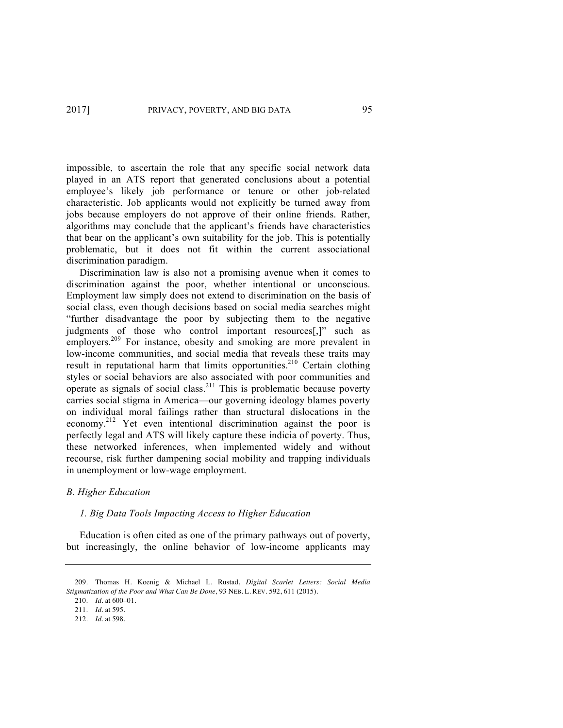impossible, to ascertain the role that any specific social network data played in an ATS report that generated conclusions about a potential employee's likely job performance or tenure or other job-related characteristic. Job applicants would not explicitly be turned away from jobs because employers do not approve of their online friends. Rather, algorithms may conclude that the applicant's friends have characteristics that bear on the applicant's own suitability for the job. This is potentially problematic, but it does not fit within the current associational discrimination paradigm.

Discrimination law is also not a promising avenue when it comes to discrimination against the poor, whether intentional or unconscious. Employment law simply does not extend to discrimination on the basis of social class, even though decisions based on social media searches might "further disadvantage the poor by subjecting them to the negative judgments of those who control important resources[,]" such as employers.[209] For instance, obesity and smoking are more prevalent in low-income communities, and social media that reveals these traits may result in reputational harm that limits opportunities.[210] Certain clothing styles or social behaviors are also associated with poor communities and operate as signals of social class.[211] This is problematic because poverty carries social stigma in America—our governing ideology blames poverty on individual moral failings rather than structural dislocations in the economy.[212] Yet even intentional discrimination against the poor is perfectly legal and ATS will likely capture these indicia of poverty. Thus, these networked inferences, when implemented widely and without recourse, risk further dampening social mobility and trapping individuals in unemployment or low-wage employment.

### *B. Higher Education*

#### *1. Big Data Tools Impacting Access to Higher Education*

Education is often cited as one of the primary pathways out of poverty, but increasingly, the online behavior of low-income applicants may

---

209. Thomas H. Koenig & Michael L. Rustad, *Digital Scarlet Letters: Social Media Stigmatization of the Poor and What Can Be Done,* 93 NEB. L. REV. 592, 611 (2015).

210. *Id.* at 600–01.

211. *Id.* at 595.

212. *Id.* at 598.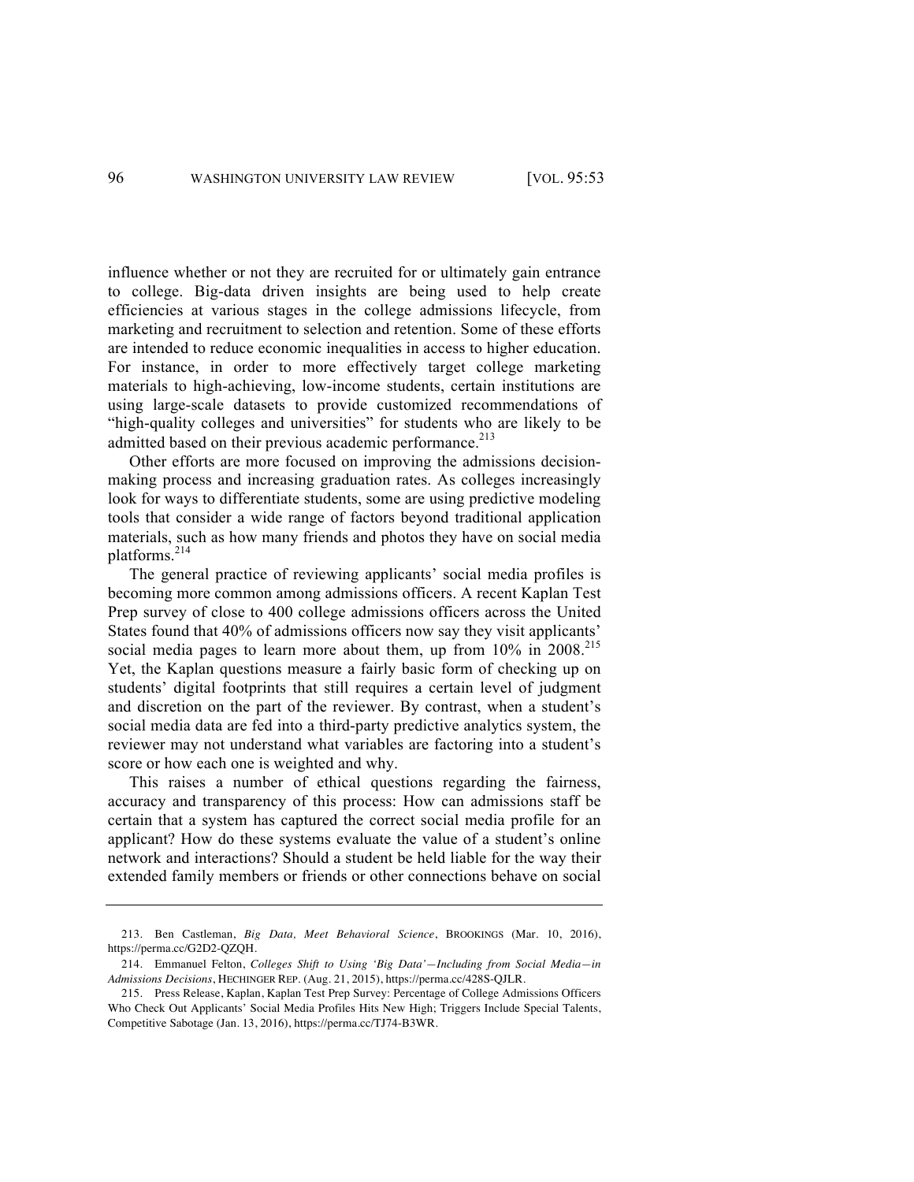influence whether or not they are recruited for or ultimately gain entrance to college. Big-data driven insights are being used to help create efficiencies at various stages in the college admissions lifecycle, from marketing and recruitment to selection and retention. Some of these efforts are intended to reduce economic inequalities in access to higher education. For instance, in order to more effectively target college marketing materials to high-achieving, low-income students, certain institutions are using large-scale datasets to provide customized recommendations of "high-quality colleges and universities" for students who are likely to be admitted based on their previous academic performance.[213]

Other efforts are more focused on improving the admissions decision-making process and increasing graduation rates. As colleges increasingly look for ways to differentiate students, some are using predictive modeling tools that consider a wide range of factors beyond traditional application materials, such as how many friends and photos they have on social media platforms.[214]

The general practice of reviewing applicants' social media profiles is becoming more common among admissions officers. A recent Kaplan Test Prep survey of close to 400 college admissions officers across the United States found that 40% of admissions officers now say they visit applicants' social media pages to learn more about them, up from 10% in 2008.[215] Yet, the Kaplan questions measure a fairly basic form of checking up on students' digital footprints that still requires a certain level of judgment and discretion on the part of the reviewer. By contrast, when a student's social media data are fed into a third-party predictive analytics system, the reviewer may not understand what variables are factoring into a student's score or how each one is weighted and why.

This raises a number of ethical questions regarding the fairness, accuracy and transparency of this process: How can admissions staff be certain that a system has captured the correct social media profile for an applicant? How do these systems evaluate the value of a student's online network and interactions? Should a student be held liable for the way their extended family members or friends or other connections behave on social

---

213. Ben Castleman, *Big Data, Meet Behavioral Science*, BROOKINGS (Mar. 10, 2016), https://perma.cc/G2D2-QZQH.

214. Emmanuel Felton, *Colleges Shift to Using 'Big Data'—Including from Social Media—in Admissions Decisions*, HECHINGER REP. (Aug. 21, 2015), https://perma.cc/428S-QJLR.

215. Press Release, Kaplan, Kaplan Test Prep Survey: Percentage of College Admissions Officers Who Check Out Applicants' Social Media Profiles Hits New High; Triggers Include Special Talents, Competitive Sabotage (Jan. 13, 2016), https://perma.cc/TJ74-B3WR.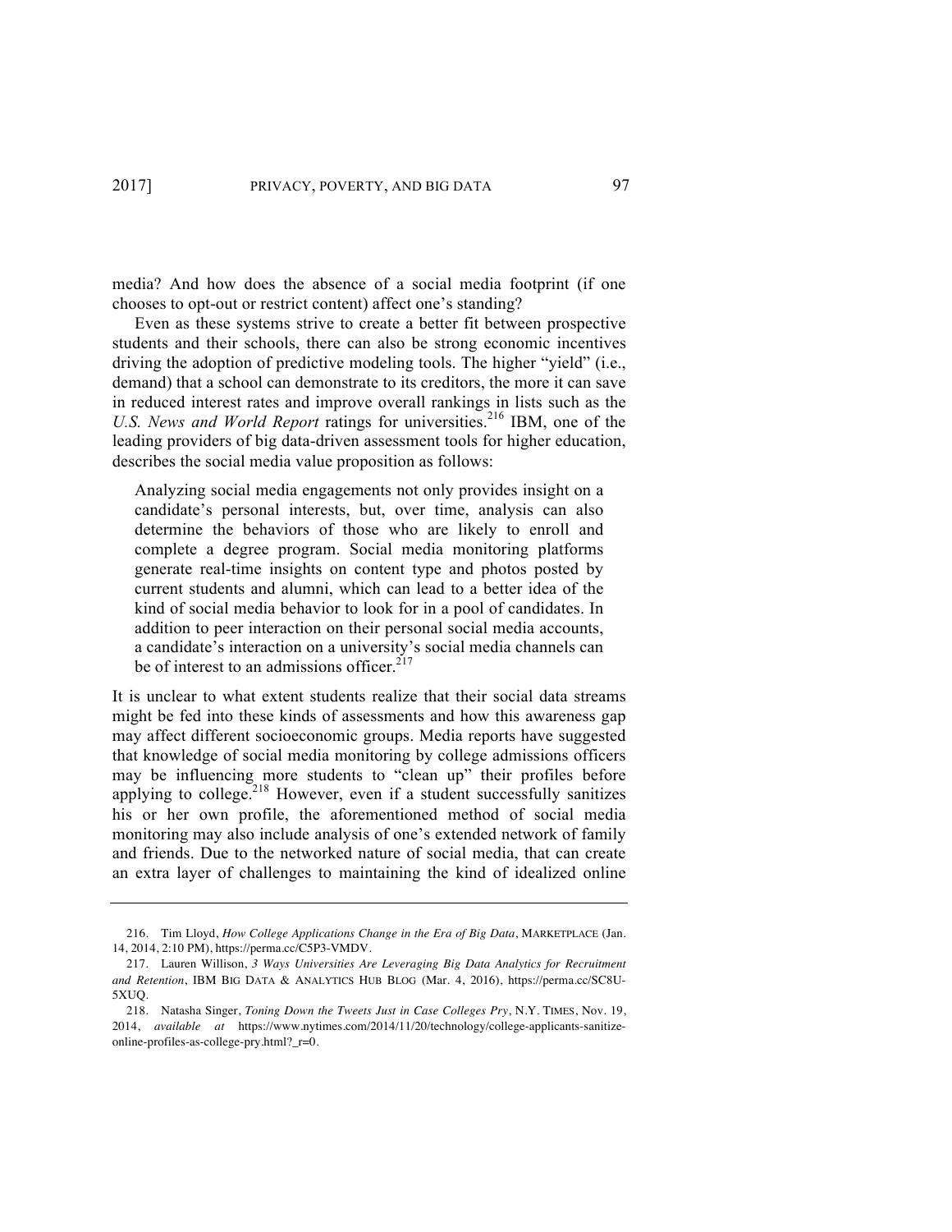media? And how does the absence of a social media footprint (if one chooses to opt-out or restrict content) affect one's standing?

Even as these systems strive to create a better fit between prospective students and their schools, there can also be strong economic incentives driving the adoption of predictive modeling tools. The higher "yield" (i.e., demand) that a school can demonstrate to its creditors, the more it can save in reduced interest rates and improve overall rankings in lists such as the *U.S. News and World Report* ratings for universities.[216] IBM, one of the leading providers of big data-driven assessment tools for higher education, describes the social media value proposition as follows:

> Analyzing social media engagements not only provides insight on a candidate's personal interests, but, over time, analysis can also determine the behaviors of those who are likely to enroll and complete a degree program. Social media monitoring platforms generate real-time insights on content type and photos posted by current students and alumni, which can lead to a better idea of the kind of social media behavior to look for in a pool of candidates. In addition to peer interaction on their personal social media accounts, a candidate's interaction on a university's social media channels can be of interest to an admissions officer.[217]

It is unclear to what extent students realize that their social data streams might be fed into these kinds of assessments and how this awareness gap may affect different socioeconomic groups. Media reports have suggested that knowledge of social media monitoring by college admissions officers may be influencing more students to "clean up" their profiles before applying to college.[218] However, even if a student successfully sanitizes his or her own profile, the aforementioned method of social media monitoring may also include analysis of one's extended network of family and friends. Due to the networked nature of social media, that can create an extra layer of challenges to maintaining the kind of idealized online

---

216. Tim Lloyd, *How College Applications Change in the Era of Big Data*, MARKETPLACE (Jan. 14, 2014, 2:10 PM), https://perma.cc/C5P3-VMDV.

217. Lauren Willison, *3 Ways Universities Are Leveraging Big Data Analytics for Recruitment and Retention*, IBM BIG DATA & ANALYTICS HUB BLOG (Mar. 4, 2016), https://perma.cc/SC8U-5XUQ.

218. Natasha Singer, *Toning Down the Tweets Just in Case Colleges Pry*, N.Y. TIMES, Nov. 19, 2014, *available at* https://www.nytimes.com/2014/11/20/technology/college-applicants-sanitize-online-profiles-as-college-pry.html?_r=0.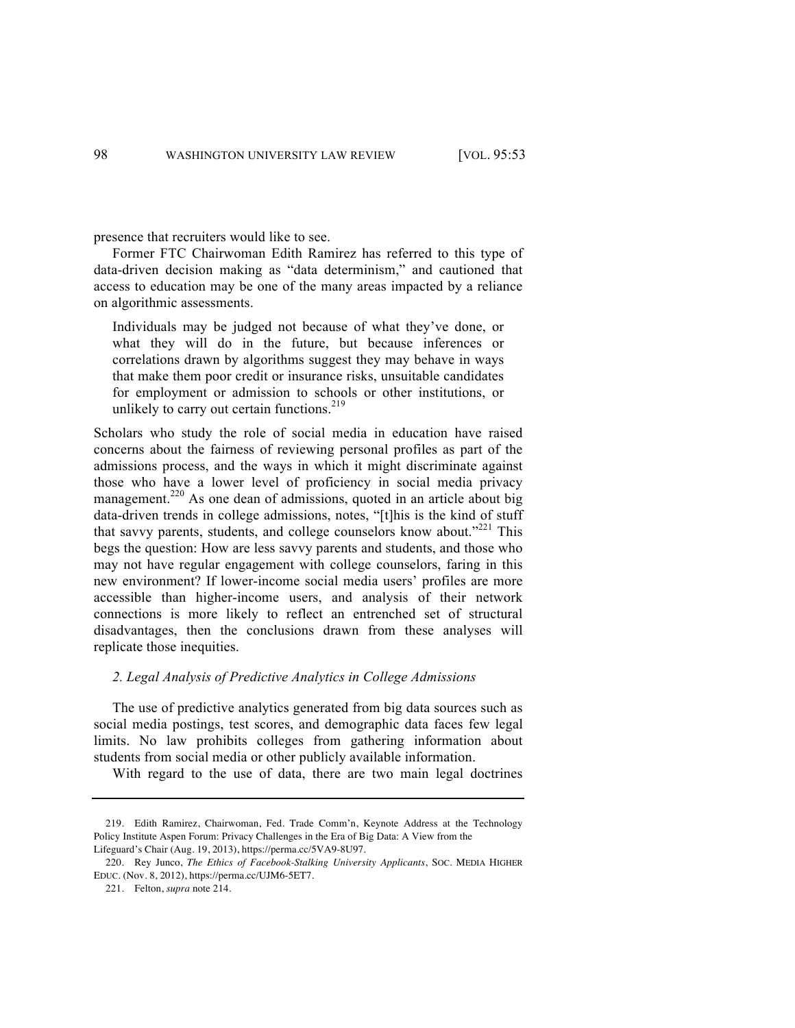presence that recruiters would like to see.

Former FTC Chairwoman Edith Ramirez has referred to this type of data-driven decision making as "data determinism," and cautioned that access to education may be one of the many areas impacted by a reliance on algorithmic assessments.

> Individuals may be judged not because of what they've done, or what they will do in the future, but because inferences or correlations drawn by algorithms suggest they may behave in ways that make them poor credit or insurance risks, unsuitable candidates for employment or admission to schools or other institutions, or unlikely to carry out certain functions.[219]

Scholars who study the role of social media in education have raised concerns about the fairness of reviewing personal profiles as part of the admissions process, and the ways in which it might discriminate against those who have a lower level of proficiency in social media privacy management.[220] As one dean of admissions, quoted in an article about big data-driven trends in college admissions, notes, "[t]his is the kind of stuff that savvy parents, students, and college counselors know about."[221] This begs the question: How are less savvy parents and students, and those who may not have regular engagement with college counselors, faring in this new environment? If lower-income social media users' profiles are more accessible than higher-income users, and analysis of their network connections is more likely to reflect an entrenched set of structural disadvantages, then the conclusions drawn from these analyses will replicate those inequities.

### *2. Legal Analysis of Predictive Analytics in College Admissions*

The use of predictive analytics generated from big data sources such as social media postings, test scores, and demographic data faces few legal limits. No law prohibits colleges from gathering information about students from social media or other publicly available information.

With regard to the use of data, there are two main legal doctrines

---

219. Edith Ramirez, Chairwoman, Fed. Trade Comm'n, Keynote Address at the Technology Policy Institute Aspen Forum: Privacy Challenges in the Era of Big Data: A View from the Lifeguard's Chair (Aug. 19, 2013), https://perma.cc/5VA9-8U97.

220. Rey Junco, *The Ethics of Facebook-Stalking University Applicants*, SOC. MEDIA HIGHER EDUC. (Nov. 8, 2012), https://perma.cc/UJM6-5ET7.

221. Felton, *supra* note 214.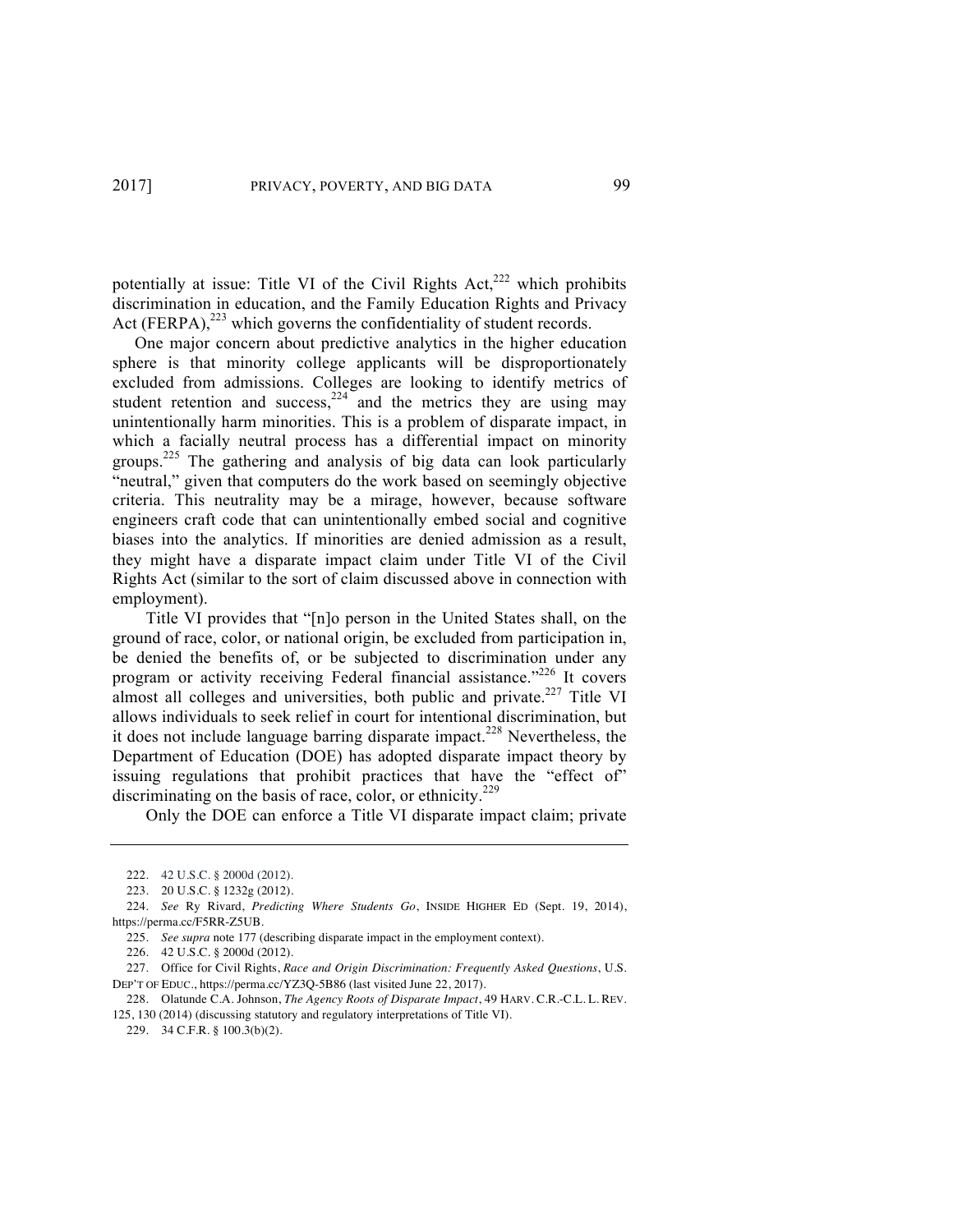potentially at issue: Title VI of the Civil Rights Act,[222] which prohibits discrimination in education, and the Family Education Rights and Privacy Act (FERPA),[223] which governs the confidentiality of student records.

One major concern about predictive analytics in the higher education sphere is that minority college applicants will be disproportionately excluded from admissions. Colleges are looking to identify metrics of student retention and success,[224] and the metrics they are using may unintentionally harm minorities. This is a problem of disparate impact, in which a facially neutral process has a differential impact on minority groups.[225] The gathering and analysis of big data can look particularly "neutral," given that computers do the work based on seemingly objective criteria. This neutrality may be a mirage, however, because software engineers craft code that can unintentionally embed social and cognitive biases into the analytics. If minorities are denied admission as a result, they might have a disparate impact claim under Title VI of the Civil Rights Act (similar to the sort of claim discussed above in connection with employment).

Title VI provides that "[n]o person in the United States shall, on the ground of race, color, or national origin, be excluded from participation in, be denied the benefits of, or be subjected to discrimination under any program or activity receiving Federal financial assistance."[226] It covers almost all colleges and universities, both public and private.[227] Title VI allows individuals to seek relief in court for intentional discrimination, but it does not include language barring disparate impact.[228] Nevertheless, the Department of Education (DOE) has adopted disparate impact theory by issuing regulations that prohibit practices that have the "effect of" discriminating on the basis of race, color, or ethnicity.[229]

Only the DOE can enforce a Title VI disparate impact claim; private

---

222. 42 U.S.C. § 2000d (2012).

223. 20 U.S.C. § 1232g (2012).

224. *See* Ry Rivard, *Predicting Where Students Go*, INSIDE HIGHER ED (Sept. 19, 2014), https://perma.cc/F5RR-Z5UB.

225. *See supra* note 177 (describing disparate impact in the employment context).

226. 42 U.S.C. § 2000d (2012).

227. Office for Civil Rights, *Race and Origin Discrimination: Frequently Asked Questions*, U.S. DEP'T OF EDUC., https://perma.cc/YZ3Q-5B86 (last visited June 22, 2017).

228. Olatunde C.A. Johnson, *The Agency Roots of Disparate Impact*, 49 HARV. C.R.-C.L. L. REV. 125, 130 (2014) (discussing statutory and regulatory interpretations of Title VI).

229. 34 C.F.R. § 100.3(b)(2).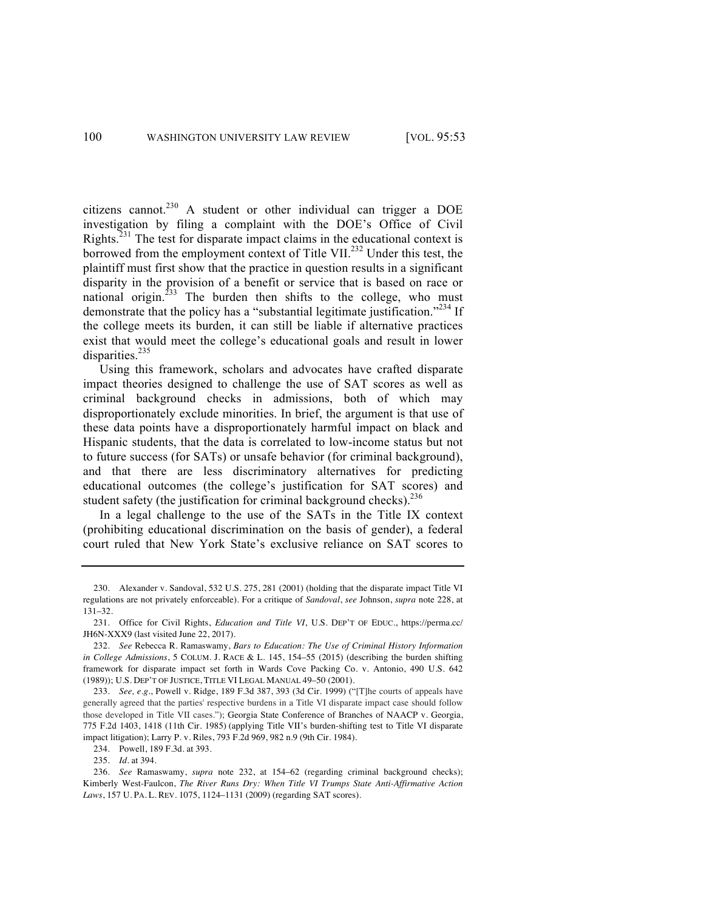citizens cannot.[230] A student or other individual can trigger a DOE investigation by filing a complaint with the DOE's Office of Civil Rights.[231] The test for disparate impact claims in the educational context is borrowed from the employment context of Title VII.[232] Under this test, the plaintiff must first show that the practice in question results in a significant disparity in the provision of a benefit or service that is based on race or national origin.[233] The burden then shifts to the college, who must demonstrate that the policy has a "substantial legitimate justification."[234] If the college meets its burden, it can still be liable if alternative practices exist that would meet the college's educational goals and result in lower disparities.[235]

Using this framework, scholars and advocates have crafted disparate impact theories designed to challenge the use of SAT scores as well as criminal background checks in admissions, both of which may disproportionately exclude minorities. In brief, the argument is that use of these data points have a disproportionately harmful impact on black and Hispanic students, that the data is correlated to low-income status but not to future success (for SATs) or unsafe behavior (for criminal background), and that there are less discriminatory alternatives for predicting educational outcomes (the college's justification for SAT scores) and student safety (the justification for criminal background checks).[236]

In a legal challenge to the use of the SATs in the Title IX context (prohibiting educational discrimination on the basis of gender), a federal court ruled that New York State's exclusive reliance on SAT scores to

---

230. Alexander v. Sandoval, 532 U.S. 275, 281 (2001) (holding that the disparate impact Title VI regulations are not privately enforceable). For a critique of *Sandoval*, *see* Johnson, *supra* note 228, at 131–32.

231. Office for Civil Rights, *Education and Title VI*, U.S. DEP'T OF EDUC., https://perma.cc/JH6N-XXX9 (last visited June 22, 2017).

232. *See* Rebecca R. Ramaswamy, *Bars to Education: The Use of Criminal History Information in College Admissions*, 5 COLUM. J. RACE & L. 145, 154–55 (2015) (describing the burden shifting framework for disparate impact set forth in Wards Cove Packing Co. v. Antonio, 490 U.S. 642 (1989)); U.S. DEP'T OF JUSTICE, TITLE VI LEGAL MANUAL 49–50 (2001).

233. *See, e.g.*, Powell v. Ridge, 189 F.3d 387, 393 (3d Cir. 1999) ("[T]he courts of appeals have generally agreed that the parties' respective burdens in a Title VI disparate impact case should follow those developed in Title VII cases."); Georgia State Conference of Branches of NAACP v. Georgia, 775 F.2d 1403, 1418 (11th Cir. 1985) (applying Title VII's burden-shifting test to Title VI disparate impact litigation); Larry P. v. Riles, 793 F.2d 969, 982 n.9 (9th Cir. 1984).

234. Powell, 189 F.3d. at 393.

235. *Id.* at 394.

236. *See* Ramaswamy, *supra* note 232, at 154–62 (regarding criminal background checks); Kimberly West-Faulcon, *The River Runs Dry: When Title VI Trumps State Anti-Affirmative Action Laws*, 157 U. PA. L. REV. 1075, 1124–1131 (2009) (regarding SAT scores).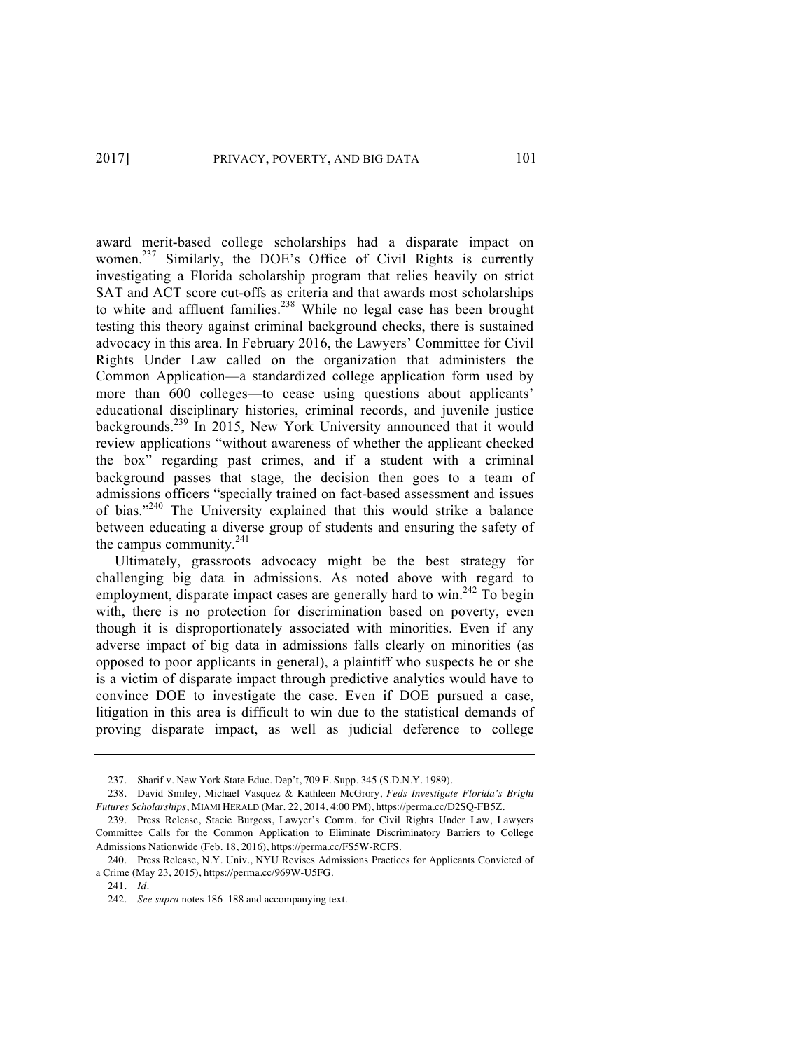award merit-based college scholarships had a disparate impact on women.[237] Similarly, the DOE's Office of Civil Rights is currently investigating a Florida scholarship program that relies heavily on strict SAT and ACT score cut-offs as criteria and that awards most scholarships to white and affluent families.[238] While no legal case has been brought testing this theory against criminal background checks, there is sustained advocacy in this area. In February 2016, the Lawyers' Committee for Civil Rights Under Law called on the organization that administers the Common Application—a standardized college application form used by more than 600 colleges—to cease using questions about applicants' educational disciplinary histories, criminal records, and juvenile justice backgrounds.[239] In 2015, New York University announced that it would review applications "without awareness of whether the applicant checked the box" regarding past crimes, and if a student with a criminal background passes that stage, the decision then goes to a team of admissions officers "specially trained on fact-based assessment and issues of bias."[240] The University explained that this would strike a balance between educating a diverse group of students and ensuring the safety of the campus community.[241]

Ultimately, grassroots advocacy might be the best strategy for challenging big data in admissions. As noted above with regard to employment, disparate impact cases are generally hard to win.[242] To begin with, there is no protection for discrimination based on poverty, even though it is disproportionately associated with minorities. Even if any adverse impact of big data in admissions falls clearly on minorities (as opposed to poor applicants in general), a plaintiff who suspects he or she is a victim of disparate impact through predictive analytics would have to convince DOE to investigate the case. Even if DOE pursued a case, litigation in this area is difficult to win due to the statistical demands of proving disparate impact, as well as judicial deference to college

---

237. Sharif v. New York State Educ. Dep't, 709 F. Supp. 345 (S.D.N.Y. 1989).

238. David Smiley, Michael Vasquez & Kathleen McGrory, *Feds Investigate Florida's Bright Futures Scholarships*, MIAMI HERALD (Mar. 22, 2014, 4:00 PM), https://perma.cc/D2SQ-FB5Z.

239. Press Release, Stacie Burgess, Lawyer's Comm. for Civil Rights Under Law, Lawyers Committee Calls for the Common Application to Eliminate Discriminatory Barriers to College Admissions Nationwide (Feb. 18, 2016), https://perma.cc/FS5W-RCFS.

240. Press Release, N.Y. Univ., NYU Revises Admissions Practices for Applicants Convicted of a Crime (May 23, 2015), https://perma.cc/969W-U5FG.

241. *Id.*

242. *See supra* notes 186–188 and accompanying text.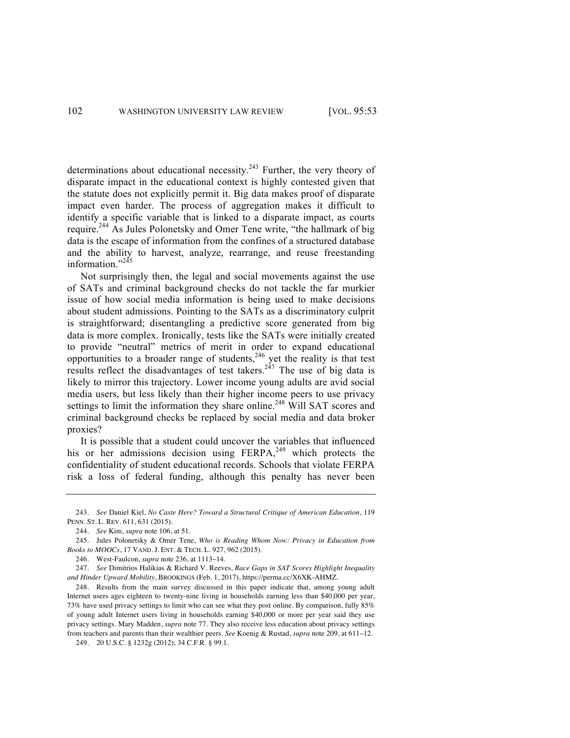determinations about educational necessity.[243] Further, the very theory of disparate impact in the educational context is highly contested given that the statute does not explicitly permit it. Big data makes proof of disparate impact even harder. The process of aggregation makes it difficult to identify a specific variable that is linked to a disparate impact, as courts require.[244] As Jules Polonetsky and Omer Tene write, "the hallmark of big data is the escape of information from the confines of a structured database and the ability to harvest, analyze, rearrange, and reuse freestanding information."[245]

Not surprisingly then, the legal and social movements against the use of SATs and criminal background checks do not tackle the far murkier issue of how social media information is being used to make decisions about student admissions. Pointing to the SATs as a discriminatory culprit is straightforward; disentangling a predictive score generated from big data is more complex. Ironically, tests like the SATs were initially created to provide "neutral" metrics of merit in order to expand educational opportunities to a broader range of students,[246] yet the reality is that test results reflect the disadvantages of test takers.[247] The use of big data is likely to mirror this trajectory. Lower income young adults are avid social media users, but less likely than their higher income peers to use privacy settings to limit the information they share online.[248] Will SAT scores and criminal background checks be replaced by social media and data broker proxies?

It is possible that a student could uncover the variables that influenced his or her admissions decision using FERPA,[249] which protects the confidentiality of student educational records. Schools that violate FERPA risk a loss of federal funding, although this penalty has never been

---

243. *See* Daniel Kiel, *No Caste Here? Toward a Structural Critique of American Education*, 119 PENN. ST. L. REV. 611, 631 (2015).

244. *See* Kim, *supra* note 106, at 51.

245. Jules Polonetsky & Omer Tene, *Who is Reading Whom Now: Privacy in Education from Books to MOOCs*, 17 VAND. J. ENT. & TECH. L. 927, 962 (2015).

246. West-Faulcon, *supra* note 236, at 1113–14.

247. *See* Dimitrios Halikias & Richard V. Reeves, *Race Gaps in SAT Scores Highlight Inequality and Hinder Upward Mobility*, BROOKINGS (Feb. 1, 2017), https://perma.cc/X6XK-AHMZ.

248. Results from the main survey discussed in this paper indicate that, among young adult Internet users ages eighteen to twenty-nine living in households earning less than $40,000 per year, 73% have used privacy settings to limit who can see what they post online. By comparison, fully 85% of young adult Internet users living in households earning $40,000 or more per year said they use privacy settings. Mary Madden, *supra* note 77. They also receive less education about privacy settings from teachers and parents than their wealthier peers. *See* Koenig & Rustad, *supra* note 209, at 611–12.

249. 20 U.S.C. § 1232g (2012); 34 C.F.R. § 99.1.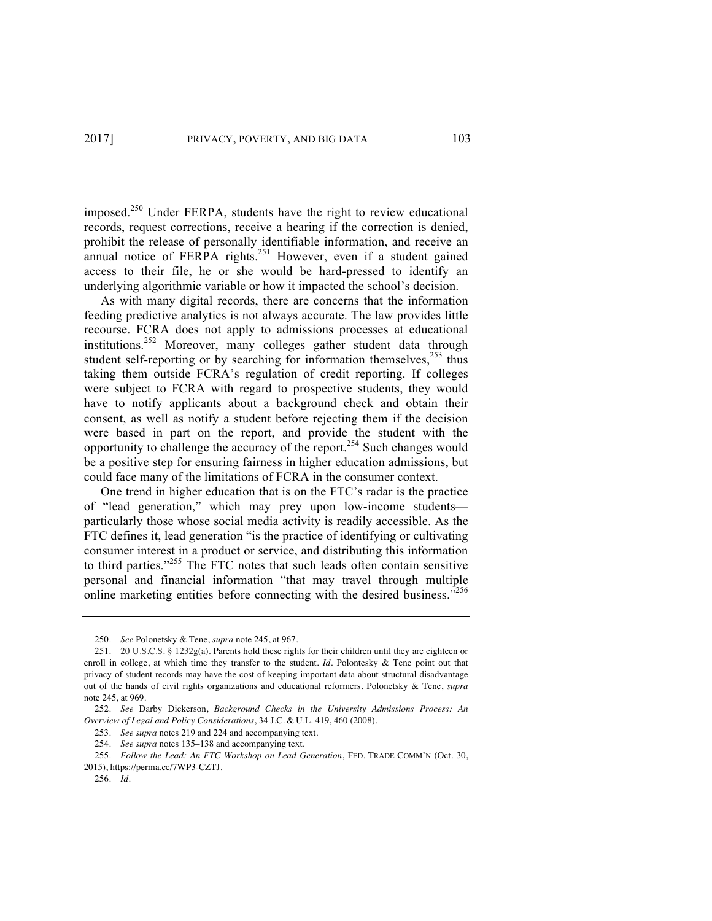imposed.[250] Under FERPA, students have the right to review educational records, request corrections, receive a hearing if the correction is denied, prohibit the release of personally identifiable information, and receive an annual notice of FERPA rights.[251] However, even if a student gained access to their file, he or she would be hard-pressed to identify an underlying algorithmic variable or how it impacted the school's decision.

As with many digital records, there are concerns that the information feeding predictive analytics is not always accurate. The law provides little recourse. FCRA does not apply to admissions processes at educational institutions.[252] Moreover, many colleges gather student data through student self-reporting or by searching for information themselves,[253] thus taking them outside FCRA's regulation of credit reporting. If colleges were subject to FCRA with regard to prospective students, they would have to notify applicants about a background check and obtain their consent, as well as notify a student before rejecting them if the decision were based in part on the report, and provide the student with the opportunity to challenge the accuracy of the report.[254] Such changes would be a positive step for ensuring fairness in higher education admissions, but could face many of the limitations of FCRA in the consumer context.

One trend in higher education that is on the FTC's radar is the practice of "lead generation," which may prey upon low-income students—particularly those whose social media activity is readily accessible. As the FTC defines it, lead generation "is the practice of identifying or cultivating consumer interest in a product or service, and distributing this information to third parties."[255] The FTC notes that such leads often contain sensitive personal and financial information "that may travel through multiple online marketing entities before connecting with the desired business."[256]

---

250. *See* Polonetsky & Tene, *supra* note 245, at 967.

251. 20 U.S.C.S. § 1232g(a). Parents hold these rights for their children until they are eighteen or enroll in college, at which time they transfer to the student. *Id*. Polontesky & Tene point out that privacy of student records may have the cost of keeping important data about structural disadvantage out of the hands of civil rights organizations and educational reformers. Polonetsky & Tene, *supra* note 245, at 969.

252. *See* Darby Dickerson, *Background Checks in the University Admissions Process: An Overview of Legal and Policy Considerations*, 34 J.C. & U.L. 419, 460 (2008).

253. *See supra* notes 219 and 224 and accompanying text.

254. *See supra* notes 135–138 and accompanying text.

255. *Follow the Lead: An FTC Workshop on Lead Generation*, FED. TRADE COMM'N (Oct. 30, 2015), https://perma.cc/7WP3-CZTJ.

256. *Id*.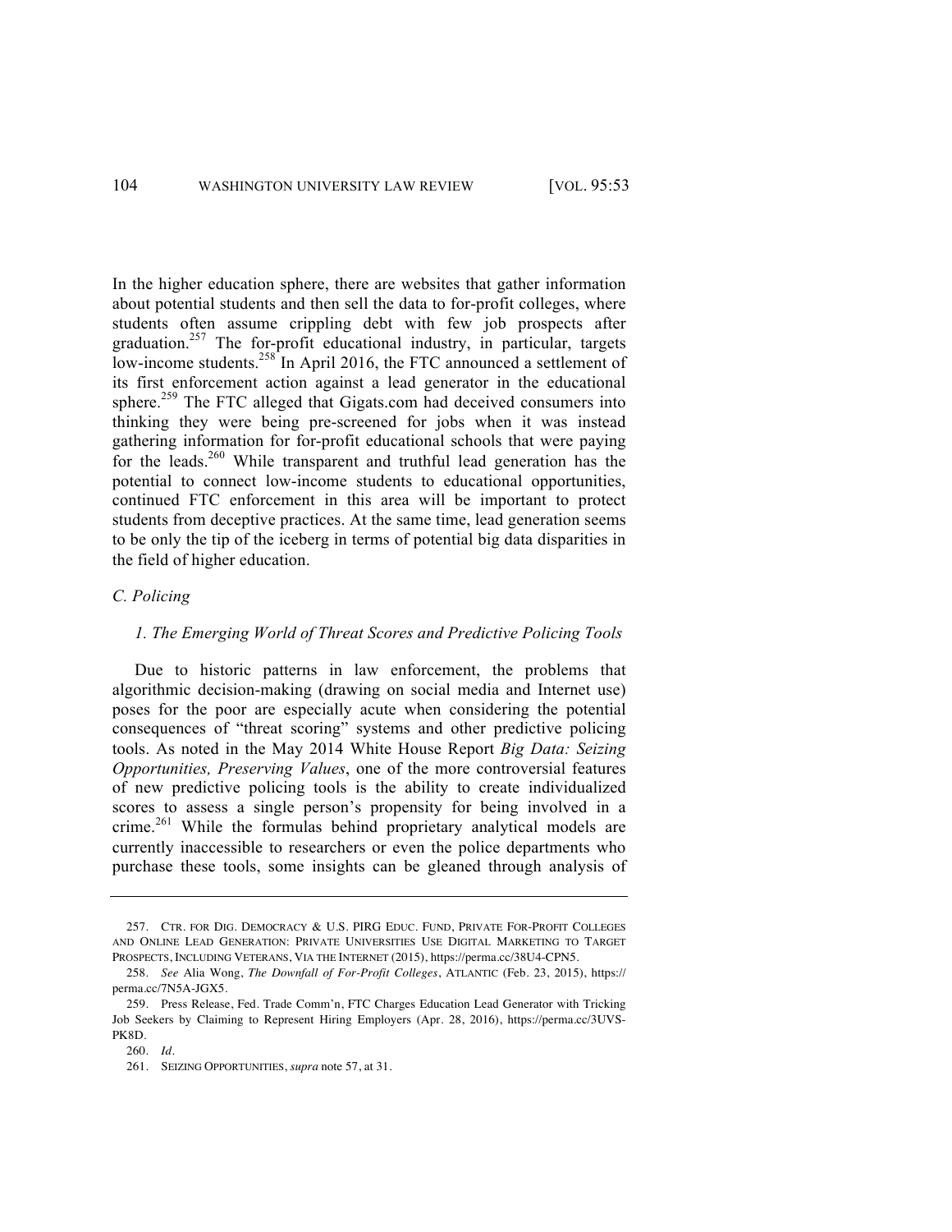In the higher education sphere, there are websites that gather information about potential students and then sell the data to for-profit colleges, where students often assume crippling debt with few job prospects after graduation.[257] The for-profit educational industry, in particular, targets low-income students.[258] In April 2016, the FTC announced a settlement of its first enforcement action against a lead generator in the educational sphere.[259] The FTC alleged that Gigats.com had deceived consumers into thinking they were being pre-screened for jobs when it was instead gathering information for for-profit educational schools that were paying for the leads.[260] While transparent and truthful lead generation has the potential to connect low-income students to educational opportunities, continued FTC enforcement in this area will be important to protect students from deceptive practices. At the same time, lead generation seems to be only the tip of the iceberg in terms of potential big data disparities in the field of higher education.

### *C. Policing*

#### *1. The Emerging World of Threat Scores and Predictive Policing Tools*

Due to historic patterns in law enforcement, the problems that algorithmic decision-making (drawing on social media and Internet use) poses for the poor are especially acute when considering the potential consequences of "threat scoring" systems and other predictive policing tools. As noted in the May 2014 White House Report *Big Data: Seizing Opportunities, Preserving Values*, one of the more controversial features of new predictive policing tools is the ability to create individualized scores to assess a single person's propensity for being involved in a crime.[261] While the formulas behind proprietary analytical models are currently inaccessible to researchers or even the police departments who purchase these tools, some insights can be gleaned through analysis of

---

257. CTR. FOR DIG. DEMOCRACY & U.S. PIRG EDUC. FUND, PRIVATE FOR-PROFIT COLLEGES AND ONLINE LEAD GENERATION: PRIVATE UNIVERSITIES USE DIGITAL MARKETING TO TARGET PROSPECTS, INCLUDING VETERANS, VIA THE INTERNET (2015), https://perma.cc/38U4-CPN5.

258. *See* Alia Wong, *The Downfall of For-Profit Colleges*, ATLANTIC (Feb. 23, 2015), https://perma.cc/7N5A-JGX5.

259. Press Release, Fed. Trade Comm'n, FTC Charges Education Lead Generator with Tricking Job Seekers by Claiming to Represent Hiring Employers (Apr. 28, 2016), https://perma.cc/3UVS-PK8D.

260. *Id*.

261. SEIZING OPPORTUNITIES, *supra* note 57, at 31.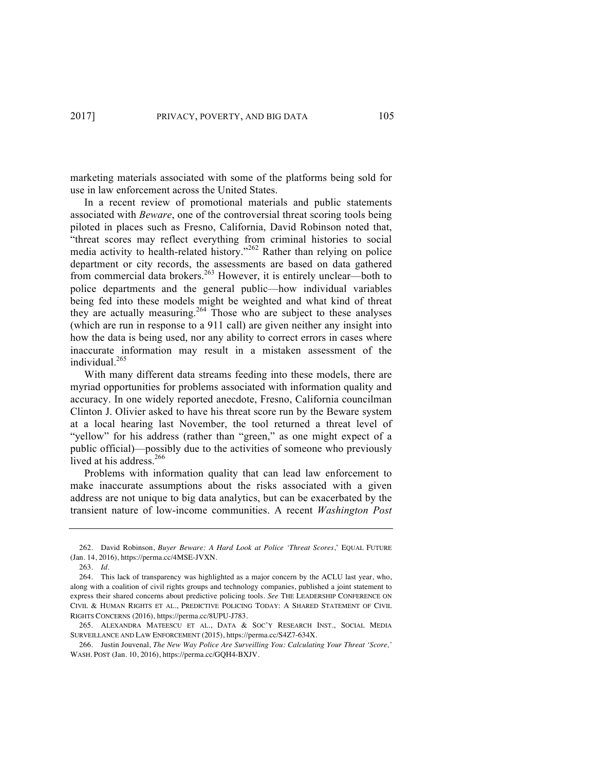marketing materials associated with some of the platforms being sold for use in law enforcement across the United States.

In a recent review of promotional materials and public statements associated with *Beware*, one of the controversial threat scoring tools being piloted in places such as Fresno, California, David Robinson noted that, "threat scores may reflect everything from criminal histories to social media activity to health-related history."[262] Rather than relying on police department or city records, the assessments are based on data gathered from commercial data brokers.[263] However, it is entirely unclear—both to police departments and the general public—how individual variables being fed into these models might be weighted and what kind of threat they are actually measuring.[264] Those who are subject to these analyses (which are run in response to a 911 call) are given neither any insight into how the data is being used, nor any ability to correct errors in cases where inaccurate information may result in a mistaken assessment of the individual.[265]

With many different data streams feeding into these models, there are myriad opportunities for problems associated with information quality and accuracy. In one widely reported anecdote, Fresno, California councilman Clinton J. Olivier asked to have his threat score run by the Beware system at a local hearing last November, the tool returned a threat level of "yellow" for his address (rather than "green," as one might expect of a public official)—possibly due to the activities of someone who previously lived at his address.[266]

Problems with information quality that can lead law enforcement to make inaccurate assumptions about the risks associated with a given address are not unique to big data analytics, but can be exacerbated by the transient nature of low-income communities. A recent *Washington Post*

---

262. David Robinson, *Buyer Beware: A Hard Look at Police 'Threat Scores*,' EQUAL FUTURE (Jan. 14, 2016), https://perma.cc/4MSE-JVXN.

263. *Id*.

264. This lack of transparency was highlighted as a major concern by the ACLU last year, who, along with a coalition of civil rights groups and technology companies, published a joint statement to express their shared concerns about predictive policing tools. *See* THE LEADERSHIP CONFERENCE ON CIVIL & HUMAN RIGHTS ET AL., PREDICTIVE POLICING TODAY: A SHARED STATEMENT OF CIVIL RIGHTS CONCERNS (2016), https://perma.cc/8UPU-J783.

265. ALEXANDRA MATEESCU ET AL., DATA & SOC'Y RESEARCH INST., SOCIAL MEDIA SURVEILLANCE AND LAW ENFORCEMENT (2015), https://perma.cc/S4Z7-634X.

266. Justin Jouvenal, *The New Way Police Are Surveilling You: Calculating Your Threat 'Score,'* WASH. POST (Jan. 10, 2016), https://perma.cc/GQH4-BXJV.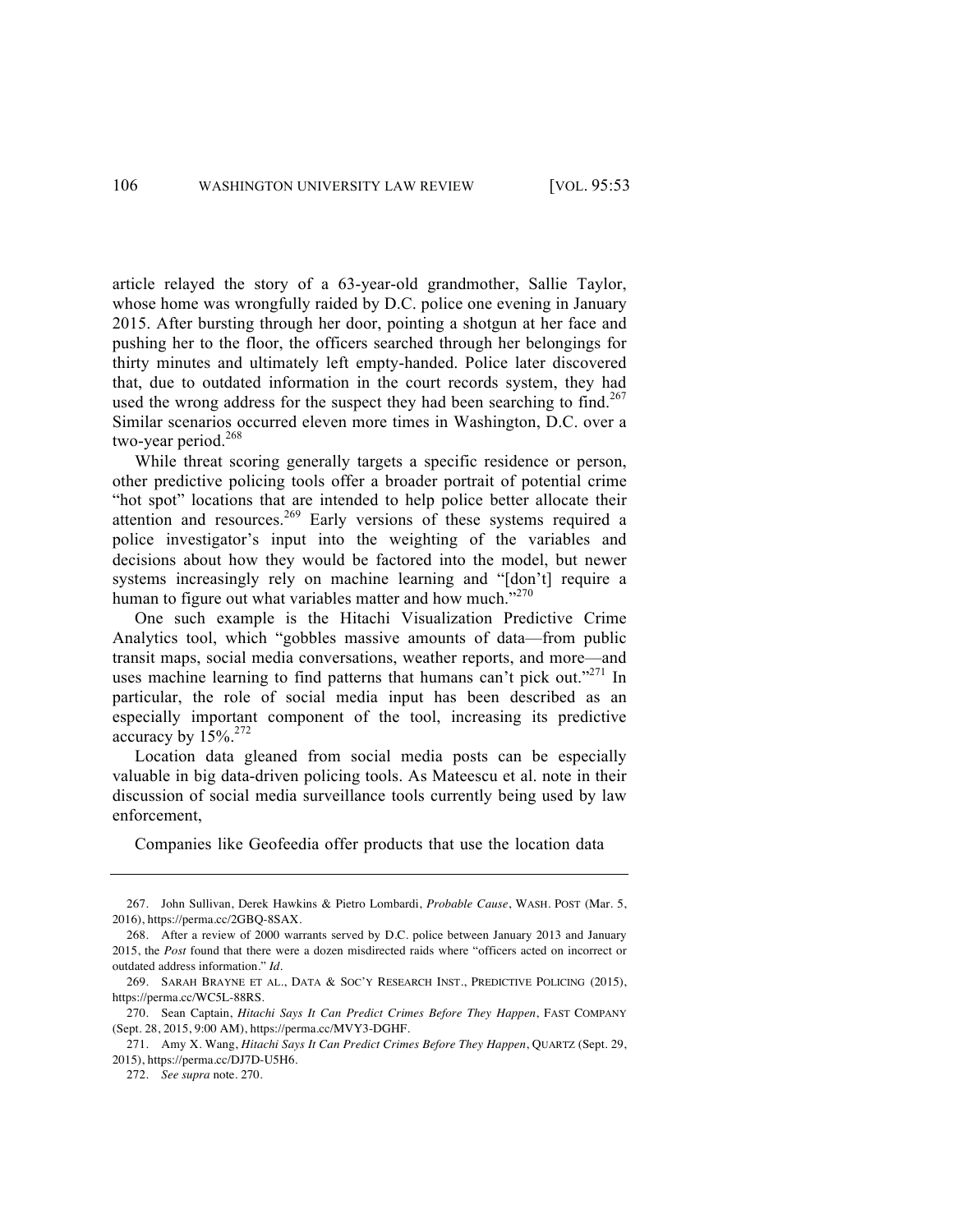article relayed the story of a 63-year-old grandmother, Sallie Taylor, whose home was wrongfully raided by D.C. police one evening in January 2015. After bursting through her door, pointing a shotgun at her face and pushing her to the floor, the officers searched through her belongings for thirty minutes and ultimately left empty-handed. Police later discovered that, due to outdated information in the court records system, they had used the wrong address for the suspect they had been searching to find.[267] Similar scenarios occurred eleven more times in Washington, D.C. over a two-year period.[268]

While threat scoring generally targets a specific residence or person, other predictive policing tools offer a broader portrait of potential crime "hot spot" locations that are intended to help police better allocate their attention and resources.[269] Early versions of these systems required a police investigator's input into the weighting of the variables and decisions about how they would be factored into the model, but newer systems increasingly rely on machine learning and "[don't] require a human to figure out what variables matter and how much."[270]

One such example is the Hitachi Visualization Predictive Crime Analytics tool, which "gobbles massive amounts of data—from public transit maps, social media conversations, weather reports, and more—and uses machine learning to find patterns that humans can't pick out."[271] In particular, the role of social media input has been described as an especially important component of the tool, increasing its predictive accuracy by 15%.[272]

Location data gleaned from social media posts can be especially valuable in big data-driven policing tools. As Mateescu et al. note in their discussion of social media surveillance tools currently being used by law enforcement,

> Companies like Geofeedia offer products that use the location data

---

267. John Sullivan, Derek Hawkins & Pietro Lombardi, *Probable Cause*, WASH. POST (Mar. 5, 2016), https://perma.cc/2GBQ-8SAX.

268. After a review of 2000 warrants served by D.C. police between January 2013 and January 2015, the *Post* found that there were a dozen misdirected raids where "officers acted on incorrect or outdated address information." *Id*.

269. SARAH BRAYNE ET AL., DATA & SOC'Y RESEARCH INST., PREDICTIVE POLICING (2015), https://perma.cc/WC5L-88RS.

270. Sean Captain, *Hitachi Says It Can Predict Crimes Before They Happen*, FAST COMPANY (Sept. 28, 2015, 9:00 AM), https://perma.cc/MVY3-DGHF.

271. Amy X. Wang, *Hitachi Says It Can Predict Crimes Before They Happen*, QUARTZ (Sept. 29, 2015), https://perma.cc/DJ7D-U5H6.

272. *See supra* note. 270.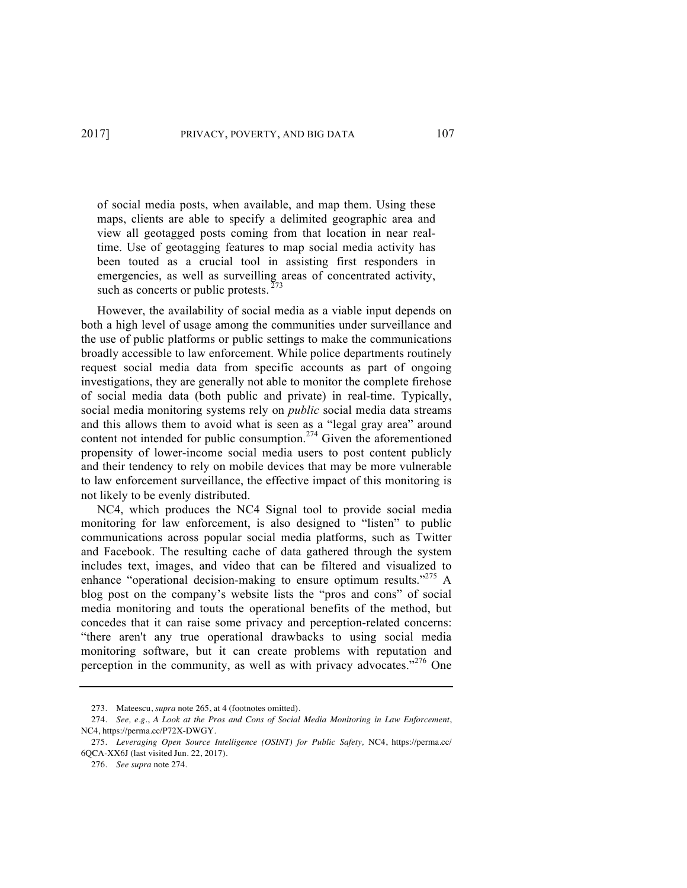of social media posts, when available, and map them. Using these maps, clients are able to specify a delimited geographic area and view all geotagged posts coming from that location in near real-time. Use of geotagging features to map social media activity has been touted as a crucial tool in assisting first responders in emergencies, as well as surveilling areas of concentrated activity, such as concerts or public protests.[273]

However, the availability of social media as a viable input depends on both a high level of usage among the communities under surveillance and the use of public platforms or public settings to make the communications broadly accessible to law enforcement. While police departments routinely request social media data from specific accounts as part of ongoing investigations, they are generally not able to monitor the complete firehose of social media data (both public and private) in real-time. Typically, social media monitoring systems rely on *public* social media data streams and this allows them to avoid what is seen as a "legal gray area" around content not intended for public consumption.[274] Given the aforementioned propensity of lower-income social media users to post content publicly and their tendency to rely on mobile devices that may be more vulnerable to law enforcement surveillance, the effective impact of this monitoring is not likely to be evenly distributed.

NC4, which produces the NC4 Signal tool to provide social media monitoring for law enforcement, is also designed to "listen" to public communications across popular social media platforms, such as Twitter and Facebook. The resulting cache of data gathered through the system includes text, images, and video that can be filtered and visualized to enhance "operational decision-making to ensure optimum results."[275] A blog post on the company's website lists the "pros and cons" of social media monitoring and touts the operational benefits of the method, but concedes that it can raise some privacy and perception-related concerns: "there aren't any true operational drawbacks to using social media monitoring software, but it can create problems with reputation and perception in the community, as well as with privacy advocates."[276] One

---

273. Mateescu, *supra* note 265, at 4 (footnotes omitted).

274. *See, e.g.*, *A Look at the Pros and Cons of Social Media Monitoring in Law Enforcement*, NC4, https://perma.cc/P72X-DWGY.

275. *Leveraging Open Source Intelligence (OSINT) for Public Safety,* NC4, https://perma.cc/6QCA-XX6J (last visited Jun. 22, 2017).

276. *See supra* note 274.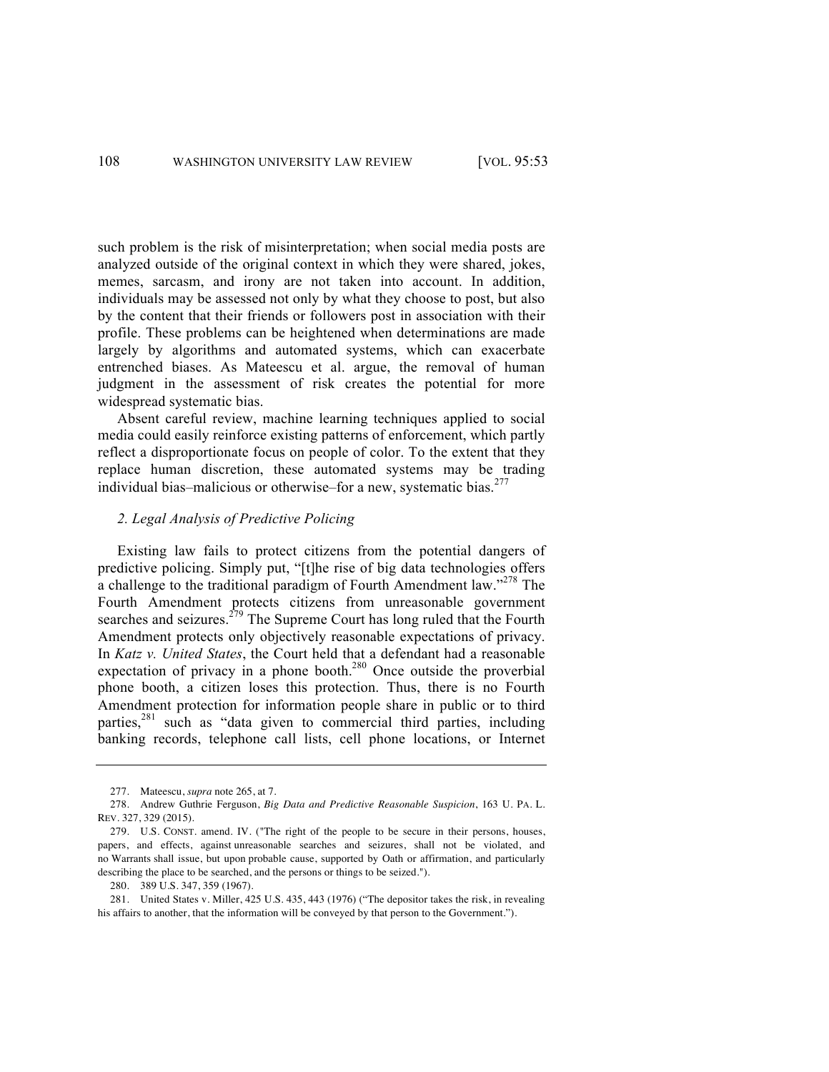such problem is the risk of misinterpretation; when social media posts are analyzed outside of the original context in which they were shared, jokes, memes, sarcasm, and irony are not taken into account. In addition, individuals may be assessed not only by what they choose to post, but also by the content that their friends or followers post in association with their profile. These problems can be heightened when determinations are made largely by algorithms and automated systems, which can exacerbate entrenched biases. As Mateescu et al. argue, the removal of human judgment in the assessment of risk creates the potential for more widespread systematic bias.

Absent careful review, machine learning techniques applied to social media could easily reinforce existing patterns of enforcement, which partly reflect a disproportionate focus on people of color. To the extent that they replace human discretion, these automated systems may be trading individual bias–malicious or otherwise–for a new, systematic bias.[277]

### *2. Legal Analysis of Predictive Policing*

Existing law fails to protect citizens from the potential dangers of predictive policing. Simply put, "[t]he rise of big data technologies offers a challenge to the traditional paradigm of Fourth Amendment law."[278] The Fourth Amendment protects citizens from unreasonable government searches and seizures.[279] The Supreme Court has long ruled that the Fourth Amendment protects only objectively reasonable expectations of privacy. In *Katz v. United States*, the Court held that a defendant had a reasonable expectation of privacy in a phone booth.[280] Once outside the proverbial phone booth, a citizen loses this protection. Thus, there is no Fourth Amendment protection for information people share in public or to third parties,[281] such as "data given to commercial third parties, including banking records, telephone call lists, cell phone locations, or Internet

---

277. Mateescu, *supra* note 265, at 7.

278. Andrew Guthrie Ferguson, *Big Data and Predictive Reasonable Suspicion*, 163 U. PA. L. REV. 327, 329 (2015).

279. U.S. CONST. amend. IV. ("The right of the people to be secure in their persons, houses, papers, and effects, against unreasonable searches and seizures, shall not be violated, and no Warrants shall issue, but upon probable cause, supported by Oath or affirmation, and particularly describing the place to be searched, and the persons or things to be seized.").

280. 389 U.S. 347, 359 (1967).

281. United States v. Miller, 425 U.S. 435, 443 (1976) ("The depositor takes the risk, in revealing his affairs to another, that the information will be conveyed by that person to the Government.").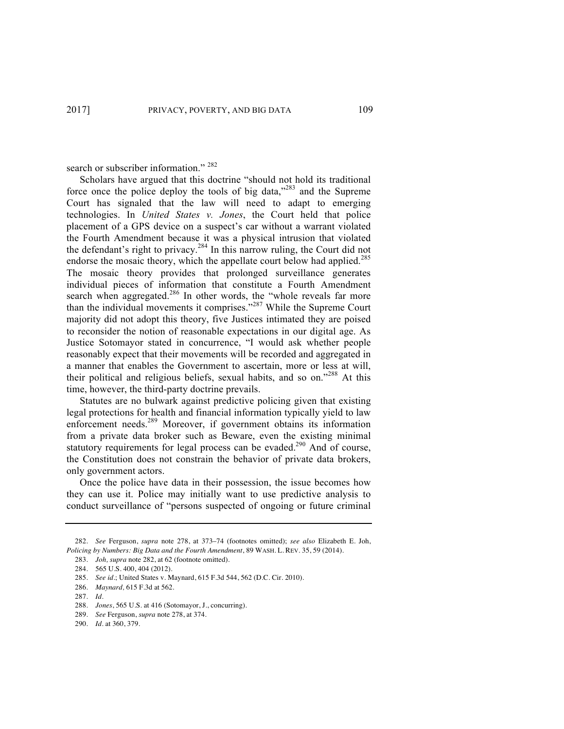search or subscriber information." [282]

Scholars have argued that this doctrine "should not hold its traditional force once the police deploy the tools of big data,"[283] and the Supreme Court has signaled that the law will need to adapt to emerging technologies. In *United States v. Jones*, the Court held that police placement of a GPS device on a suspect's car without a warrant violated the Fourth Amendment because it was a physical intrusion that violated the defendant's right to privacy.[284] In this narrow ruling, the Court did not endorse the mosaic theory, which the appellate court below had applied.[285] The mosaic theory provides that prolonged surveillance generates individual pieces of information that constitute a Fourth Amendment search when aggregated.[286] In other words, the "whole reveals far more than the individual movements it comprises."[287] While the Supreme Court majority did not adopt this theory, five Justices intimated they are poised to reconsider the notion of reasonable expectations in our digital age. As Justice Sotomayor stated in concurrence, "I would ask whether people reasonably expect that their movements will be recorded and aggregated in a manner that enables the Government to ascertain, more or less at will, their political and religious beliefs, sexual habits, and so on."[288] At this time, however, the third-party doctrine prevails.

Statutes are no bulwark against predictive policing given that existing legal protections for health and financial information typically yield to law enforcement needs.[289] Moreover, if government obtains its information from a private data broker such as Beware, even the existing minimal statutory requirements for legal process can be evaded.[290] And of course, the Constitution does not constrain the behavior of private data brokers, only government actors.

Once the police have data in their possession, the issue becomes how they can use it. Police may initially want to use predictive analysis to conduct surveillance of "persons suspected of ongoing or future criminal

---

282. *See* Ferguson, *supra* note 278, at 373–74 (footnotes omitted); *see also* Elizabeth E. Joh, *Policing by Numbers: Big Data and the Fourth Amendment*, 89 WASH. L. REV. 35, 59 (2014).

283. *Joh, supra* note 282, at 62 (footnote omitted).

284. 565 U.S. 400, 404 (2012).

285. *See id*.; United States v. Maynard, 615 F.3d 544, 562 (D.C. Cir. 2010).

286. *Maynard,* 615 F.3d at 562.

287. *Id*.

288. *Jones*, 565 U.S. at 416 (Sotomayor, J., concurring).

289. *See* Ferguson, *supra* note 278, at 374.

290. *Id*. at 360, 379.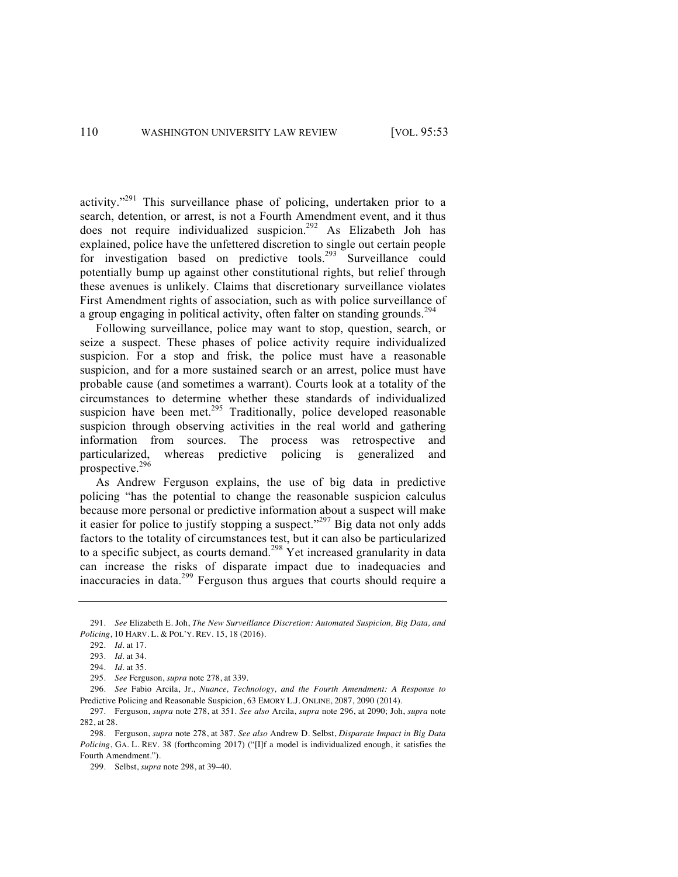activity."[291] This surveillance phase of policing, undertaken prior to a search, detention, or arrest, is not a Fourth Amendment event, and it thus does not require individualized suspicion.[292] As Elizabeth Joh has explained, police have the unfettered discretion to single out certain people for investigation based on predictive tools.[293] Surveillance could potentially bump up against other constitutional rights, but relief through these avenues is unlikely. Claims that discretionary surveillance violates First Amendment rights of association, such as with police surveillance of a group engaging in political activity, often falter on standing grounds.[294]

Following surveillance, police may want to stop, question, search, or seize a suspect. These phases of police activity require individualized suspicion. For a stop and frisk, the police must have a reasonable suspicion, and for a more sustained search or an arrest, police must have probable cause (and sometimes a warrant). Courts look at a totality of the circumstances to determine whether these standards of individualized suspicion have been met.[295] Traditionally, police developed reasonable suspicion through observing activities in the real world and gathering information from sources. The process was retrospective and particularized, whereas predictive policing is generalized and prospective.[296]

As Andrew Ferguson explains, the use of big data in predictive policing "has the potential to change the reasonable suspicion calculus because more personal or predictive information about a suspect will make it easier for police to justify stopping a suspect."[297] Big data not only adds factors to the totality of circumstances test, but it can also be particularized to a specific subject, as courts demand.[298] Yet increased granularity in data can increase the risks of disparate impact due to inadequacies and inaccuracies in data.[299] Ferguson thus argues that courts should require a

---

291. *See* Elizabeth E. Joh, *The New Surveillance Discretion: Automated Suspicion, Big Data, and Policing*, 10 HARV. L. & POL'Y. REV. 15, 18 (2016).

292. *Id.* at 17.

293. *Id.* at 34.

294. *Id.* at 35.

295. *See* Ferguson, *supra* note 278, at 339.

296. *See* Fabio Arcila, Jr., *Nuance, Technology, and the Fourth Amendment: A Response to* Predictive Policing and Reasonable Suspicion, 63 EMORY L.J. ONLINE, 2087, 2090 (2014).

297. Ferguson, *supra* note 278, at 351. *See also* Arcila, *supra* note 296, at 2090; Joh, *supra* note 282, at 28.

298. Ferguson, *supra* note 278, at 387. *See also* Andrew D. Selbst, *Disparate Impact in Big Data Policing*, GA. L. REV. 38 (forthcoming 2017) ("[I]f a model is individualized enough, it satisfies the Fourth Amendment.").

299. Selbst, *supra* note 298, at 39–40.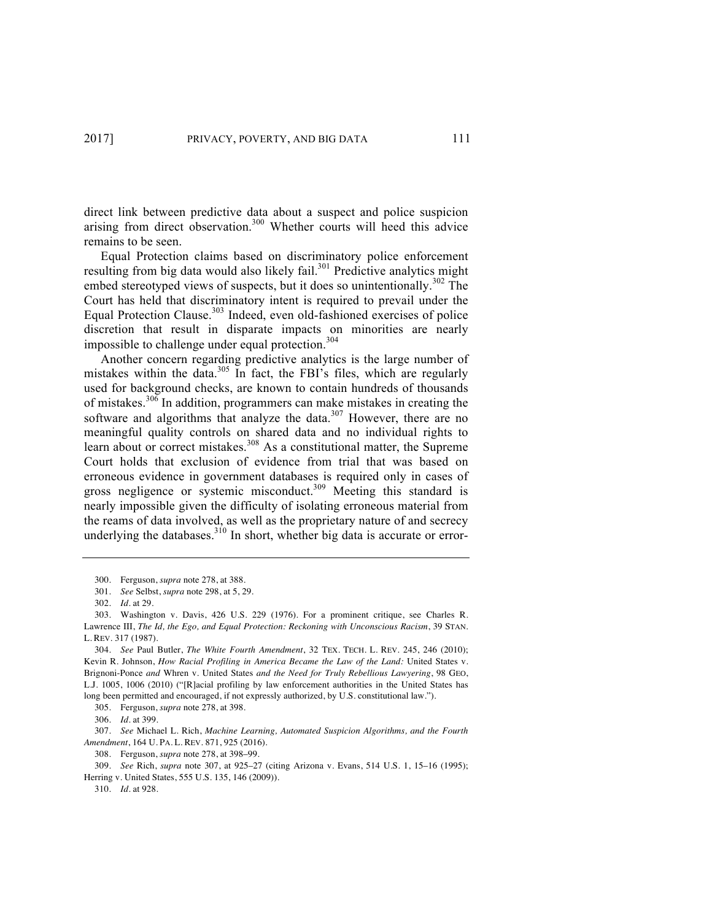direct link between predictive data about a suspect and police suspicion arising from direct observation.[300] Whether courts will heed this advice remains to be seen.

Equal Protection claims based on discriminatory police enforcement resulting from big data would also likely fail.[301] Predictive analytics might embed stereotyped views of suspects, but it does so unintentionally.[302] The Court has held that discriminatory intent is required to prevail under the Equal Protection Clause.[303] Indeed, even old-fashioned exercises of police discretion that result in disparate impacts on minorities are nearly impossible to challenge under equal protection.[304]

Another concern regarding predictive analytics is the large number of mistakes within the data.[305] In fact, the FBI's files, which are regularly used for background checks, are known to contain hundreds of thousands of mistakes.[306] In addition, programmers can make mistakes in creating the software and algorithms that analyze the data.[307] However, there are no meaningful quality controls on shared data and no individual rights to learn about or correct mistakes.[308] As a constitutional matter, the Supreme Court holds that exclusion of evidence from trial that was based on erroneous evidence in government databases is required only in cases of gross negligence or systemic misconduct.[309] Meeting this standard is nearly impossible given the difficulty of isolating erroneous material from the reams of data involved, as well as the proprietary nature of and secrecy underlying the databases.[310] In short, whether big data is accurate or error-

---

300. Ferguson, *supra* note 278, at 388.

301. *See* Selbst, *supra* note 298, at 5, 29.

302. *Id.* at 29.

303. Washington v. Davis, 426 U.S. 229 (1976). For a prominent critique, see Charles R. Lawrence III, *The Id, the Ego, and Equal Protection: Reckoning with Unconscious Racism*, 39 STAN. L. REV. 317 (1987).

304. *See* Paul Butler, *The White Fourth Amendment*, 32 TEX. TECH. L. REV. 245, 246 (2010); Kevin R. Johnson, *How Racial Profiling in America Became the Law of the Land:* United States v. Brignoni-Ponce *and* Whren v. United States *and the Need for Truly Rebellious Lawyering*, 98 GEO. L.J. 1005, 1006 (2010) ("[R]acial profiling by law enforcement authorities in the United States has long been permitted and encouraged, if not expressly authorized, by U.S. constitutional law.").

305. Ferguson, *supra* note 278, at 398.

306. *Id.* at 399.

307. *See* Michael L. Rich, *Machine Learning, Automated Suspicion Algorithms, and the Fourth Amendment*, 164 U. PA. L. REV. 871, 925 (2016).

308. Ferguson, *supra* note 278, at 398–99.

309. *See* Rich, *supra* note 307, at 925–27 (citing Arizona v. Evans, 514 U.S. 1, 15–16 (1995); Herring v. United States, 555 U.S. 135, 146 (2009)).

310. *Id.* at 928.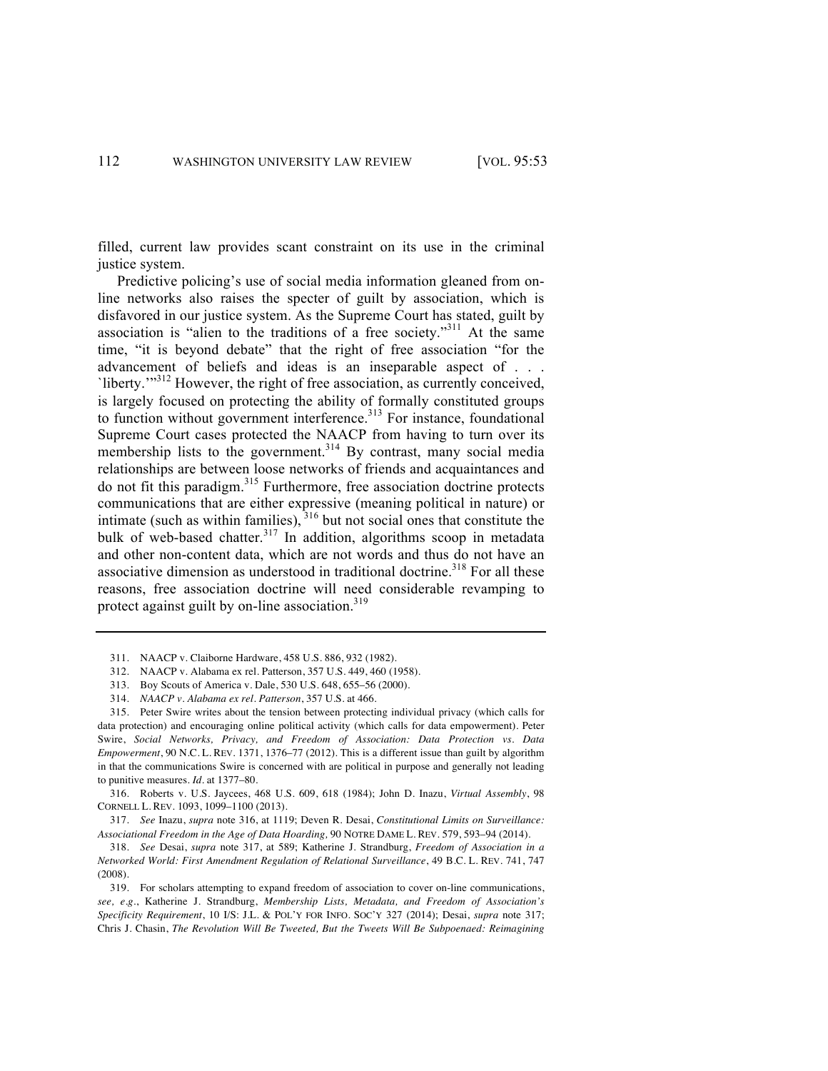filled, current law provides scant constraint on its use in the criminal justice system.

Predictive policing's use of social media information gleaned from on-line networks also raises the specter of guilt by association, which is disfavored in our justice system. As the Supreme Court has stated, guilt by association is "alien to the traditions of a free society."[311] At the same time, "it is beyond debate" that the right of free association "for the advancement of beliefs and ideas is an inseparable aspect of . . . `liberty.'"[312] However, the right of free association, as currently conceived, is largely focused on protecting the ability of formally constituted groups to function without government interference.[313] For instance, foundational Supreme Court cases protected the NAACP from having to turn over its membership lists to the government.[314] By contrast, many social media relationships are between loose networks of friends and acquaintances and do not fit this paradigm.[315] Furthermore, free association doctrine protects communications that are either expressive (meaning political in nature) or intimate (such as within families),[316] but not social ones that constitute the bulk of web-based chatter.[317] In addition, algorithms scoop in metadata and other non-content data, which are not words and thus do not have an associative dimension as understood in traditional doctrine.[318] For all these reasons, free association doctrine will need considerable revamping to protect against guilt by on-line association.[319]

---

311. NAACP v. Claiborne Hardware, 458 U.S. 886, 932 (1982).

312. NAACP v. Alabama ex rel. Patterson, 357 U.S. 449, 460 (1958).

313. Boy Scouts of America v. Dale, 530 U.S. 648, 655–56 (2000).

314. *NAACP v. Alabama ex rel. Patterson*, 357 U.S. at 466.

315. Peter Swire writes about the tension between protecting individual privacy (which calls for data protection) and encouraging online political activity (which calls for data empowerment). Peter Swire, *Social Networks, Privacy, and Freedom of Association: Data Protection vs. Data Empowerment*, 90 N.C. L. REV. 1371, 1376–77 (2012). This is a different issue than guilt by algorithm in that the communications Swire is concerned with are political in purpose and generally not leading to punitive measures. *Id.* at 1377–80.

316. Roberts v. U.S. Jaycees, 468 U.S. 609, 618 (1984); John D. Inazu, *Virtual Assembly*, 98 CORNELL L. REV. 1093, 1099–1100 (2013).

317. *See* Inazu, *supra* note 316, at 1119; Deven R. Desai, *Constitutional Limits on Surveillance: Associational Freedom in the Age of Data Hoarding,* 90 NOTRE DAME L. REV. 579, 593–94 (2014).

318. *See* Desai, *supra* note 317, at 589; Katherine J. Strandburg, *Freedom of Association in a Networked World: First Amendment Regulation of Relational Surveillance*, 49 B.C. L. REV. 741, 747 (2008).

319. For scholars attempting to expand freedom of association to cover on-line communications, *see, e.g.*, Katherine J. Strandburg, *Membership Lists, Metadata, and Freedom of Association's Specificity Requirement*, 10 I/S: J.L. & POL'Y FOR INFO. SOC'Y 327 (2014); Desai, *supra* note 317; Chris J. Chasin, *The Revolution Will Be Tweeted, But the Tweets Will Be Subpoenaed: Reimagining*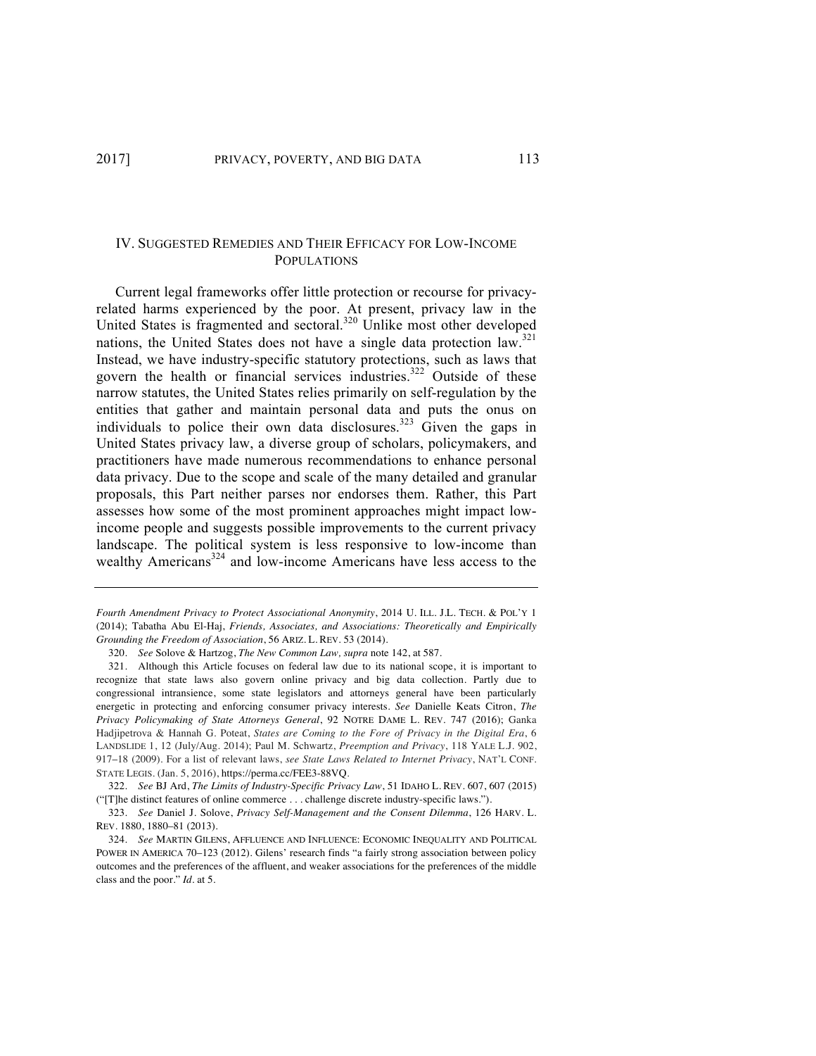## IV. SUGGESTED REMEDIES AND THEIR EFFICACY FOR LOW-INCOME POPULATIONS

Current legal frameworks offer little protection or recourse for privacy-related harms experienced by the poor. At present, privacy law in the United States is fragmented and sectoral.[320] Unlike most other developed nations, the United States does not have a single data protection law.[321] Instead, we have industry-specific statutory protections, such as laws that govern the health or financial services industries.[322] Outside of these narrow statutes, the United States relies primarily on self-regulation by the entities that gather and maintain personal data and puts the onus on individuals to police their own data disclosures.[323] Given the gaps in United States privacy law, a diverse group of scholars, policymakers, and practitioners have made numerous recommendations to enhance personal data privacy. Due to the scope and scale of the many detailed and granular proposals, this Part neither parses nor endorses them. Rather, this Part assesses how some of the most prominent approaches might impact low-income people and suggests possible improvements to the current privacy landscape. The political system is less responsive to low-income than wealthy Americans[324] and low-income Americans have less access to the

---

*Fourth Amendment Privacy to Protect Associational Anonymity*, 2014 U. ILL. J.L. TECH. & POL'Y 1 (2014); Tabatha Abu El-Haj, *Friends, Associates, and Associations: Theoretically and Empirically Grounding the Freedom of Association*, 56 ARIZ. L. REV. 53 (2014).

320. *See* Solove & Hartzog, *The New Common Law, supra* note 142, at 587.

321. Although this Article focuses on federal law due to its national scope, it is important to recognize that state laws also govern online privacy and big data collection. Partly due to congressional intransience, some state legislators and attorneys general have been particularly energetic in protecting and enforcing consumer privacy interests. *See* Danielle Keats Citron, *The Privacy Policymaking of State Attorneys General*, 92 NOTRE DAME L. REV. 747 (2016); Ganka Hadjipetrova & Hannah G. Poteat, *States are Coming to the Fore of Privacy in the Digital Era*, 6 LANDSLIDE 1, 12 (July/Aug. 2014); Paul M. Schwartz, *Preemption and Privacy*, 118 YALE L.J. 902, 917–18 (2009). For a list of relevant laws, *see State Laws Related to Internet Privacy*, NAT'L CONF. STATE LEGIS. (Jan. 5, 2016), https://perma.cc/FEE3-88VQ.

322. *See* BJ Ard, *The Limits of Industry-Specific Privacy Law*, 51 IDAHO L. REV. 607, 607 (2015) ("[T]he distinct features of online commerce . . . challenge discrete industry-specific laws.").

323. *See* Daniel J. Solove, *Privacy Self-Management and the Consent Dilemma*, 126 HARV. L. REV. 1880, 1880–81 (2013).

324. *See* MARTIN GILENS, AFFLUENCE AND INFLUENCE: ECONOMIC INEQUALITY AND POLITICAL POWER IN AMERICA 70–123 (2012). Gilens' research finds "a fairly strong association between policy outcomes and the preferences of the affluent, and weaker associations for the preferences of the middle class and the poor." *Id.* at 5.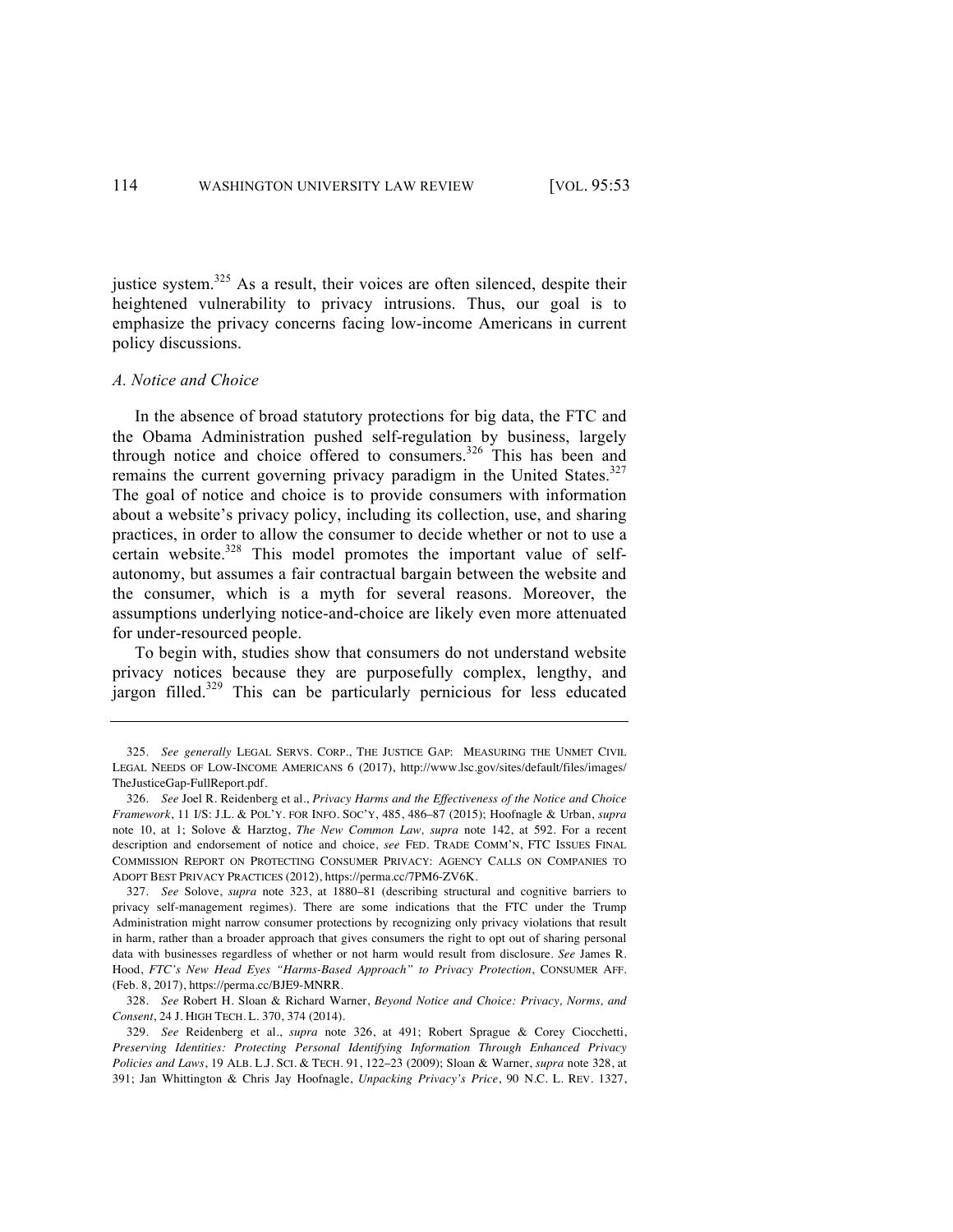justice system.[325] As a result, their voices are often silenced, despite their heightened vulnerability to privacy intrusions. Thus, our goal is to emphasize the privacy concerns facing low-income Americans in current policy discussions.

### *A. Notice and Choice*

In the absence of broad statutory protections for big data, the FTC and the Obama Administration pushed self-regulation by business, largely through notice and choice offered to consumers.[326] This has been and remains the current governing privacy paradigm in the United States.[327] The goal of notice and choice is to provide consumers with information about a website's privacy policy, including its collection, use, and sharing practices, in order to allow the consumer to decide whether or not to use a certain website.[328] This model promotes the important value of self-autonomy, but assumes a fair contractual bargain between the website and the consumer, which is a myth for several reasons. Moreover, the assumptions underlying notice-and-choice are likely even more attenuated for under-resourced people.

To begin with, studies show that consumers do not understand website privacy notices because they are purposefully complex, lengthy, and jargon filled.[329] This can be particularly pernicious for less educated

---

325. *See generally* LEGAL SERVS. CORP., THE JUSTICE GAP: MEASURING THE UNMET CIVIL LEGAL NEEDS OF LOW-INCOME AMERICANS 6 (2017), http://www.lsc.gov/sites/default/files/images/TheJusticeGap-FullReport.pdf.

326. *See* Joel R. Reidenberg et al., *Privacy Harms and the Effectiveness of the Notice and Choice Framework*, 11 I/S: J.L. & POL'Y. FOR INFO. SOC'Y, 485, 486–87 (2015); Hoofnagle & Urban, *supra* note 10, at 1; Solove & Harztog, *The New Common Law, supra* note 142, at 592. For a recent description and endorsement of notice and choice, *see* FED. TRADE COMM'N, FTC ISSUES FINAL COMMISSION REPORT ON PROTECTING CONSUMER PRIVACY: AGENCY CALLS ON COMPANIES TO ADOPT BEST PRIVACY PRACTICES (2012), https://perma.cc/7PM6-ZV6K.

327. *See* Solove, *supra* note 323, at 1880–81 (describing structural and cognitive barriers to privacy self-management regimes). There are some indications that the FTC under the Trump Administration might narrow consumer protections by recognizing only privacy violations that result in harm, rather than a broader approach that gives consumers the right to opt out of sharing personal data with businesses regardless of whether or not harm would result from disclosure. *See* James R. Hood, *FTC's New Head Eyes "Harms-Based Approach" to Privacy Protection*, CONSUMER AFF. (Feb. 8, 2017), https://perma.cc/BJE9-MNRR.

328. *See* Robert H. Sloan & Richard Warner, *Beyond Notice and Choice: Privacy, Norms, and Consent*, 24 J. HIGH TECH. L. 370, 374 (2014).

329. *See* Reidenberg et al., *supra* note 326, at 491; Robert Sprague & Corey Ciocchetti, *Preserving Identities: Protecting Personal Identifying Information Through Enhanced Privacy Policies and Laws*, 19 ALB. L.J. SCI. & TECH. 91, 122–23 (2009); Sloan & Warner, *supra* note 328, at 391; Jan Whittington & Chris Jay Hoofnagle, *Unpacking Privacy's Price*, 90 N.C. L. REV. 1327,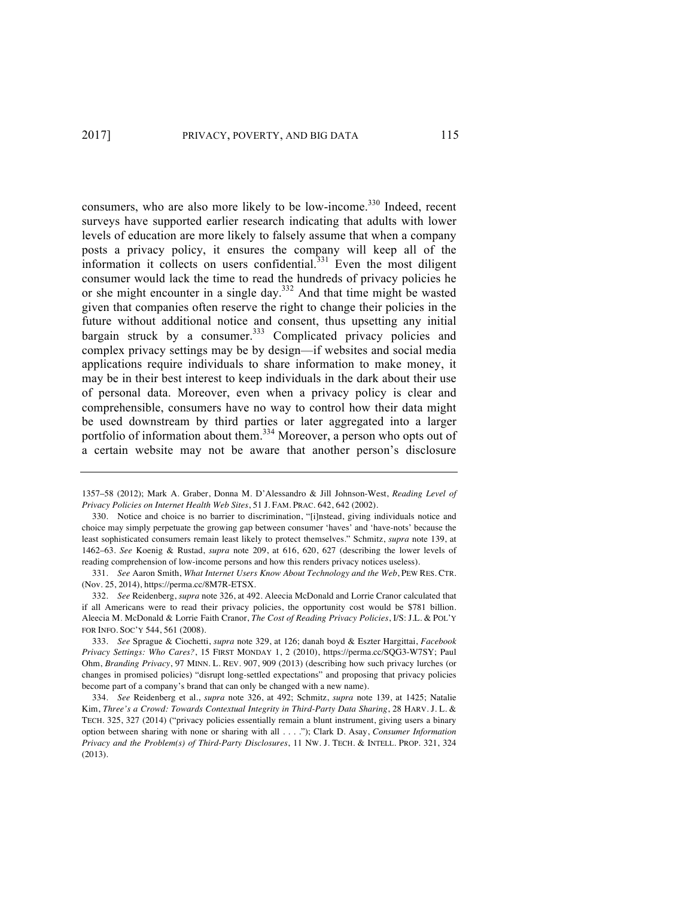consumers, who are also more likely to be low-income.[330] Indeed, recent surveys have supported earlier research indicating that adults with lower levels of education are more likely to falsely assume that when a company posts a privacy policy, it ensures the company will keep all of the information it collects on users confidential.[331] Even the most diligent consumer would lack the time to read the hundreds of privacy policies he or she might encounter in a single day.[332] And that time might be wasted given that companies often reserve the right to change their policies in the future without additional notice and consent, thus upsetting any initial bargain struck by a consumer.[333] Complicated privacy policies and complex privacy settings may be by design—if websites and social media applications require individuals to share information to make money, it may be in their best interest to keep individuals in the dark about their use of personal data. Moreover, even when a privacy policy is clear and comprehensible, consumers have no way to control how their data might be used downstream by third parties or later aggregated into a larger portfolio of information about them.[334] Moreover, a person who opts out of a certain website may not be aware that another person's disclosure

---

1357–58 (2012); Mark A. Graber, Donna M. D'Alessandro & Jill Johnson-West, *Reading Level of Privacy Policies on Internet Health Web Sites*, 51 J. FAM. PRAC. 642, 642 (2002).

330. Notice and choice is no barrier to discrimination, "[i]nstead, giving individuals notice and choice may simply perpetuate the growing gap between consumer 'haves' and 'have-nots' because the least sophisticated consumers remain least likely to protect themselves." Schmitz, *supra* note 139, at 1462–63. *See* Koenig & Rustad, *supra* note 209, at 616, 620, 627 (describing the lower levels of reading comprehension of low-income persons and how this renders privacy notices useless).

331. *See* Aaron Smith, *What Internet Users Know About Technology and the Web*, PEW RES. CTR. (Nov. 25, 2014), https://perma.cc/8M7R-ETSX.

332. *See* Reidenberg, *supra* note 326, at 492. Aleecia McDonald and Lorrie Cranor calculated that if all Americans were to read their privacy policies, the opportunity cost would be $781 billion. Aleecia M. McDonald & Lorrie Faith Cranor, *The Cost of Reading Privacy Policies*, I/S: J.L. & POL'Y FOR INFO. SOC'Y 544, 561 (2008).

333. *See* Sprague & Ciochetti, *supra* note 329, at 126; danah boyd & Eszter Hargittai, *Facebook Privacy Settings: Who Cares?*, 15 FIRST MONDAY 1, 2 (2010), https://perma.cc/SQG3-W7SY; Paul Ohm, *Branding Privacy*, 97 MINN. L. REV. 907, 909 (2013) (describing how such privacy lurches (or changes in promised policies) "disrupt long-settled expectations" and proposing that privacy policies become part of a company's brand that can only be changed with a new name).

334. *See* Reidenberg et al., *supra* note 326, at 492; Schmitz, *supra* note 139, at 1425; Natalie Kim, *Three's a Crowd: Towards Contextual Integrity in Third-Party Data Sharing*, 28 HARV. J. L. & TECH. 325, 327 (2014) ("privacy policies essentially remain a blunt instrument, giving users a binary option between sharing with none or sharing with all . . . ."); Clark D. Asay, *Consumer Information Privacy and the Problem(s) of Third-Party Disclosures*, 11 NW. J. TECH. & INTELL. PROP. 321, 324 (2013).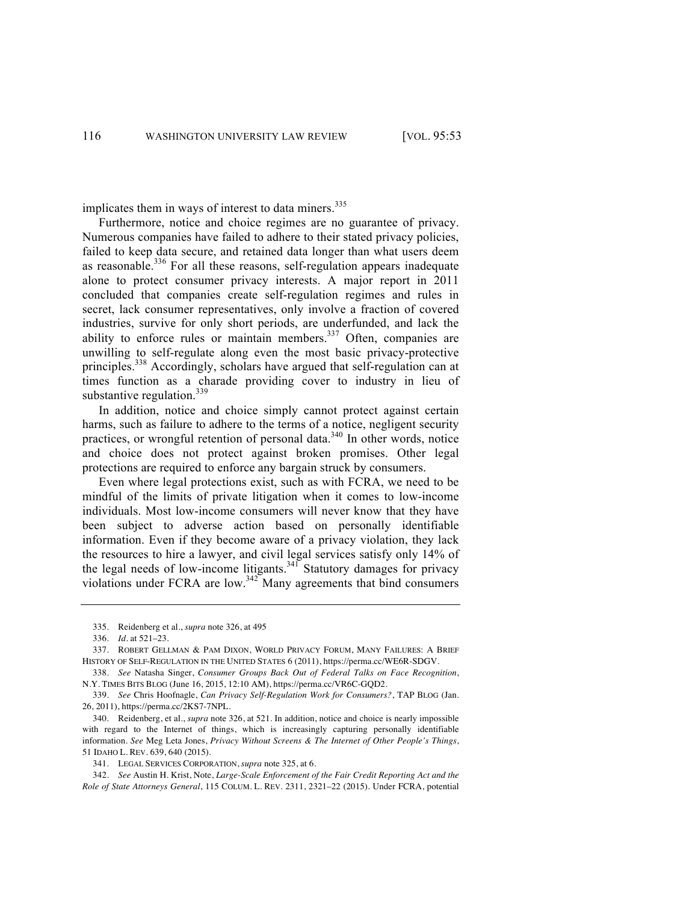implicates them in ways of interest to data miners.[335]

Furthermore, notice and choice regimes are no guarantee of privacy. Numerous companies have failed to adhere to their stated privacy policies, failed to keep data secure, and retained data longer than what users deem as reasonable.[336] For all these reasons, self-regulation appears inadequate alone to protect consumer privacy interests. A major report in 2011 concluded that companies create self-regulation regimes and rules in secret, lack consumer representatives, only involve a fraction of covered industries, survive for only short periods, are underfunded, and lack the ability to enforce rules or maintain members.[337] Often, companies are unwilling to self-regulate along even the most basic privacy-protective principles.[338] Accordingly, scholars have argued that self-regulation can at times function as a charade providing cover to industry in lieu of substantive regulation.[339]

In addition, notice and choice simply cannot protect against certain harms, such as failure to adhere to the terms of a notice, negligent security practices, or wrongful retention of personal data.[340] In other words, notice and choice does not protect against broken promises. Other legal protections are required to enforce any bargain struck by consumers.

Even where legal protections exist, such as with FCRA, we need to be mindful of the limits of private litigation when it comes to low-income individuals. Most low-income consumers will never know that they have been subject to adverse action based on personally identifiable information. Even if they become aware of a privacy violation, they lack the resources to hire a lawyer, and civil legal services satisfy only 14% of the legal needs of low-income litigants.[341] Statutory damages for privacy violations under FCRA are low.[342] Many agreements that bind consumers

---

335. Reidenberg et al., *supra* note 326, at 495

336. *Id*. at 521–23.

337. ROBERT GELLMAN & PAM DIXON, WORLD PRIVACY FORUM, MANY FAILURES: A BRIEF HISTORY OF SELF-REGULATION IN THE UNITED STATES 6 (2011), https://perma.cc/WE6R-SDGV.

338. *See* Natasha Singer, *Consumer Groups Back Out of Federal Talks on Face Recognition*, N.Y. TIMES BITS BLOG (June 16, 2015, 12:10 AM), https://perma.cc/VR6C-GQD2.

339. *See* Chris Hoofnagle, *Can Privacy Self-Regulation Work for Consumers?*, TAP BLOG (Jan. 26, 2011), https://perma.cc/2KS7-7NPL.

340. Reidenberg, et al., *supra* note 326, at 521. In addition, notice and choice is nearly impossible with regard to the Internet of things, which is increasingly capturing personally identifiable information. *See* Meg Leta Jones, *Privacy Without Screens & The Internet of Other People's Things*, 51 IDAHO L. REV. 639, 640 (2015).

341. LEGAL SERVICES CORPORATION, *supra* note 325, at 6.

342. *See* Austin H. Krist, Note, *Large-Scale Enforcement of the Fair Credit Reporting Act and the Role of State Attorneys General*, 115 COLUM. L. REV. 2311, 2321–22 (2015). Under FCRA, potential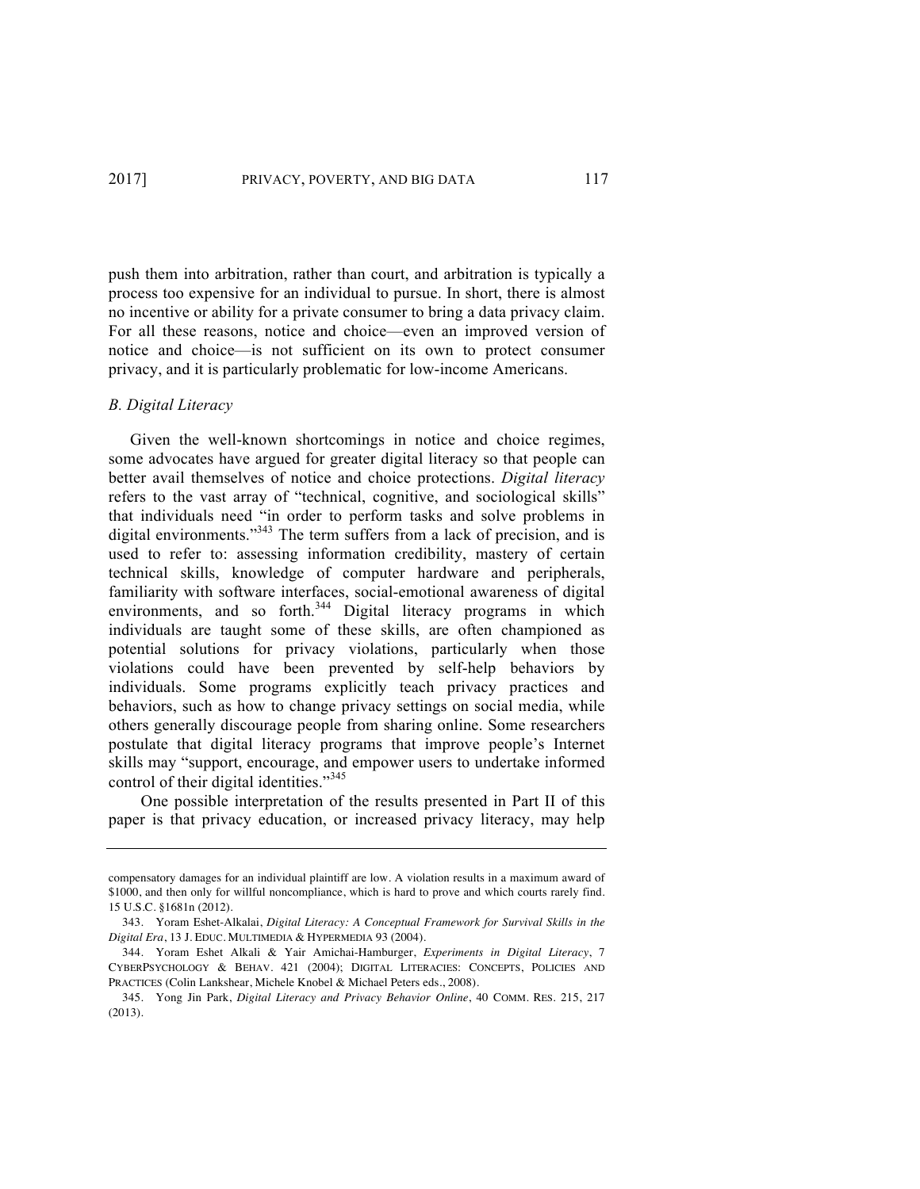push them into arbitration, rather than court, and arbitration is typically a process too expensive for an individual to pursue. In short, there is almost no incentive or ability for a private consumer to bring a data privacy claim. For all these reasons, notice and choice—even an improved version of notice and choice—is not sufficient on its own to protect consumer privacy, and it is particularly problematic for low-income Americans.

### *B. Digital Literacy*

Given the well-known shortcomings in notice and choice regimes, some advocates have argued for greater digital literacy so that people can better avail themselves of notice and choice protections. *Digital literacy* refers to the vast array of "technical, cognitive, and sociological skills" that individuals need "in order to perform tasks and solve problems in digital environments."[343] The term suffers from a lack of precision, and is used to refer to: assessing information credibility, mastery of certain technical skills, knowledge of computer hardware and peripherals, familiarity with software interfaces, social-emotional awareness of digital environments, and so forth.[344] Digital literacy programs in which individuals are taught some of these skills, are often championed as potential solutions for privacy violations, particularly when those violations could have been prevented by self-help behaviors by individuals. Some programs explicitly teach privacy practices and behaviors, such as how to change privacy settings on social media, while others generally discourage people from sharing online. Some researchers postulate that digital literacy programs that improve people's Internet skills may "support, encourage, and empower users to undertake informed control of their digital identities."[345]

One possible interpretation of the results presented in Part II of this paper is that privacy education, or increased privacy literacy, may help

---

compensatory damages for an individual plaintiff are low. A violation results in a maximum award of $1000, and then only for willful noncompliance, which is hard to prove and which courts rarely find. 15 U.S.C. §1681n (2012).

343. Yoram Eshet-Alkalai, *Digital Literacy: A Conceptual Framework for Survival Skills in the Digital Era*, 13 J. EDUC. MULTIMEDIA & HYPERMEDIA 93 (2004).

344. Yoram Eshet Alkali & Yair Amichai-Hamburger, *Experiments in Digital Literacy*, 7 CYBERPSYCHOLOGY & BEHAV. 421 (2004); DIGITAL LITERACIES: CONCEPTS, POLICIES AND PRACTICES (Colin Lankshear, Michele Knobel & Michael Peters eds., 2008).

345. Yong Jin Park, *Digital Literacy and Privacy Behavior Online*, 40 COMM. RES. 215, 217 (2013).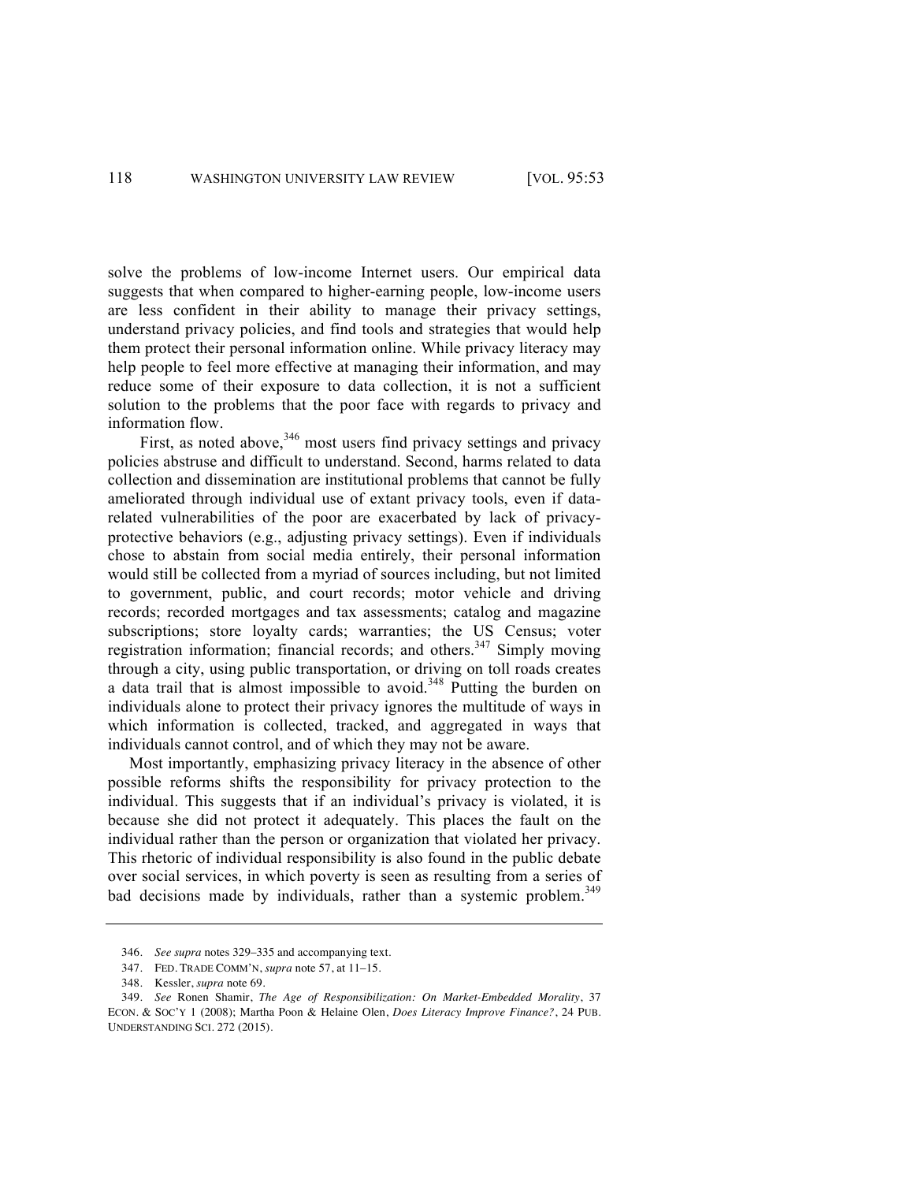solve the problems of low-income Internet users. Our empirical data suggests that when compared to higher-earning people, low-income users are less confident in their ability to manage their privacy settings, understand privacy policies, and find tools and strategies that would help them protect their personal information online. While privacy literacy may help people to feel more effective at managing their information, and may reduce some of their exposure to data collection, it is not a sufficient solution to the problems that the poor face with regards to privacy and information flow.

First, as noted above,[346] most users find privacy settings and privacy policies abstruse and difficult to understand. Second, harms related to data collection and dissemination are institutional problems that cannot be fully ameliorated through individual use of extant privacy tools, even if data-related vulnerabilities of the poor are exacerbated by lack of privacy-protective behaviors (e.g., adjusting privacy settings). Even if individuals chose to abstain from social media entirely, their personal information would still be collected from a myriad of sources including, but not limited to government, public, and court records; motor vehicle and driving records; recorded mortgages and tax assessments; catalog and magazine subscriptions; store loyalty cards; warranties; the US Census; voter registration information; financial records; and others.[347] Simply moving through a city, using public transportation, or driving on toll roads creates a data trail that is almost impossible to avoid.[348] Putting the burden on individuals alone to protect their privacy ignores the multitude of ways in which information is collected, tracked, and aggregated in ways that individuals cannot control, and of which they may not be aware.

Most importantly, emphasizing privacy literacy in the absence of other possible reforms shifts the responsibility for privacy protection to the individual. This suggests that if an individual's privacy is violated, it is because she did not protect it adequately. This places the fault on the individual rather than the person or organization that violated her privacy. This rhetoric of individual responsibility is also found in the public debate over social services, in which poverty is seen as resulting from a series of bad decisions made by individuals, rather than a systemic problem.[349]

---

346. *See supra* notes 329–335 and accompanying text.

347. FED. TRADE COMM'N, *supra* note 57, at 11–15.

348. Kessler, *supra* note 69.

349. *See* Ronen Shamir, *The Age of Responsibilization: On Market-Embedded Morality*, 37 ECON. & SOC'Y 1 (2008); Martha Poon & Helaine Olen, *Does Literacy Improve Finance?*, 24 PUB. UNDERSTANDING SCI. 272 (2015).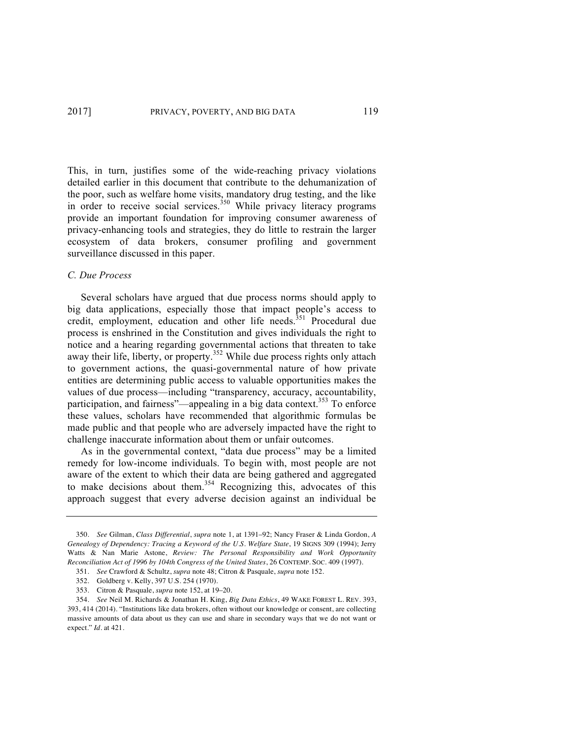This, in turn, justifies some of the wide-reaching privacy violations detailed earlier in this document that contribute to the dehumanization of the poor, such as welfare home visits, mandatory drug testing, and the like in order to receive social services.[350] While privacy literacy programs provide an important foundation for improving consumer awareness of privacy-enhancing tools and strategies, they do little to restrain the larger ecosystem of data brokers, consumer profiling and government surveillance discussed in this paper.

### *C. Due Process*

Several scholars have argued that due process norms should apply to big data applications, especially those that impact people's access to credit, employment, education and other life needs.[351] Procedural due process is enshrined in the Constitution and gives individuals the right to notice and a hearing regarding governmental actions that threaten to take away their life, liberty, or property.[352] While due process rights only attach to government actions, the quasi-governmental nature of how private entities are determining public access to valuable opportunities makes the values of due process—including "transparency, accuracy, accountability, participation, and fairness"—appealing in a big data context.[353] To enforce these values, scholars have recommended that algorithmic formulas be made public and that people who are adversely impacted have the right to challenge inaccurate information about them or unfair outcomes.

As in the governmental context, "data due process" may be a limited remedy for low-income individuals. To begin with, most people are not aware of the extent to which their data are being gathered and aggregated to make decisions about them.[354] Recognizing this, advocates of this approach suggest that every adverse decision against an individual be

---

350. *See* Gilman, *Class Differential*, *supra* note 1, at 1391–92; Nancy Fraser & Linda Gordon, *A Genealogy of Dependency: Tracing a Keyword of the U.S. Welfare State*, 19 SIGNS 309 (1994); Jerry Watts & Nan Marie Astone, *Review: The Personal Responsibility and Work Opportunity Reconciliation Act of 1996 by 104th Congress of the United States*, 26 CONTEMP. SOC. 409 (1997).

351. *See* Crawford & Schultz, *supra* note 48; Citron & Pasquale, *supra* note 152.

352. Goldberg v. Kelly, 397 U.S. 254 (1970).

353. Citron & Pasquale, *supra* note 152, at 19–20.

354. *See* Neil M. Richards & Jonathan H. King, *Big Data Ethics*, 49 WAKE FOREST L. REV. 393, 393, 414 (2014). "Institutions like data brokers, often without our knowledge or consent, are collecting massive amounts of data about us they can use and share in secondary ways that we do not want or expect." *Id*. at 421.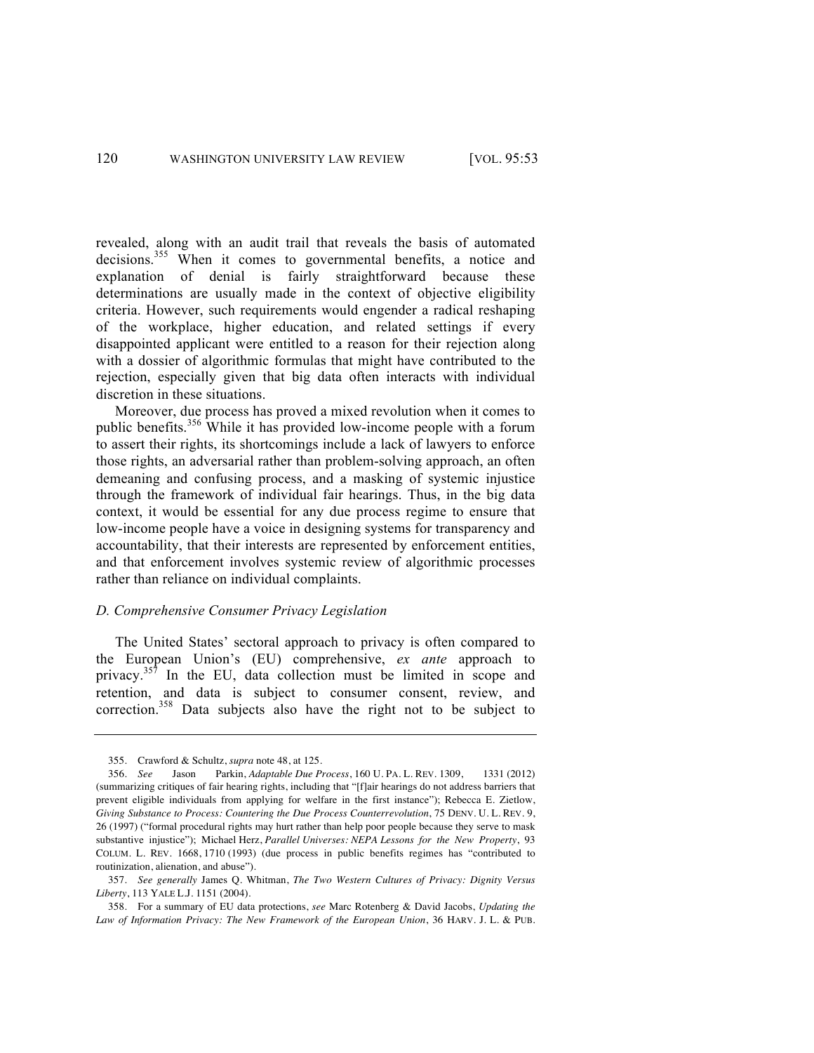revealed, along with an audit trail that reveals the basis of automated decisions.[355] When it comes to governmental benefits, a notice and explanation of denial is fairly straightforward because these determinations are usually made in the context of objective eligibility criteria. However, such requirements would engender a radical reshaping of the workplace, higher education, and related settings if every disappointed applicant were entitled to a reason for their rejection along with a dossier of algorithmic formulas that might have contributed to the rejection, especially given that big data often interacts with individual discretion in these situations.

Moreover, due process has proved a mixed revolution when it comes to public benefits.[356] While it has provided low-income people with a forum to assert their rights, its shortcomings include a lack of lawyers to enforce those rights, an adversarial rather than problem-solving approach, an often demeaning and confusing process, and a masking of systemic injustice through the framework of individual fair hearings. Thus, in the big data context, it would be essential for any due process regime to ensure that low-income people have a voice in designing systems for transparency and accountability, that their interests are represented by enforcement entities, and that enforcement involves systemic review of algorithmic processes rather than reliance on individual complaints.

### *D. Comprehensive Consumer Privacy Legislation*

The United States' sectoral approach to privacy is often compared to the European Union's (EU) comprehensive, *ex ante* approach to privacy.[357] In the EU, data collection must be limited in scope and retention, and data is subject to consumer consent, review, and correction.[358] Data subjects also have the right not to be subject to

---

355. Crawford & Schultz, *supra* note 48, at 125.

356. *See* Jason Parkin, *Adaptable Due Process*, 160 U. PA. L. REV. 1309, 1331 (2012) (summarizing critiques of fair hearing rights, including that "[f]air hearings do not address barriers that prevent eligible individuals from applying for welfare in the first instance"); Rebecca E. Zietlow, *Giving Substance to Process: Countering the Due Process Counterrevolution*, 75 DENV. U. L. REV. 9, 26 (1997) ("formal procedural rights may hurt rather than help poor people because they serve to mask substantive injustice"); Michael Herz, *Parallel Universes: NEPA Lessons for the New Property*, 93 COLUM. L. REV. 1668, 1710 (1993) (due process in public benefits regimes has "contributed to routinization, alienation, and abuse").

357. *See generally* James Q. Whitman, *The Two Western Cultures of Privacy: Dignity Versus Liberty*, 113 YALE L.J. 1151 (2004).

358. For a summary of EU data protections, *see* Marc Rotenberg & David Jacobs, *Updating the Law of Information Privacy: The New Framework of the European Union*, 36 HARV. J. L. & PUB.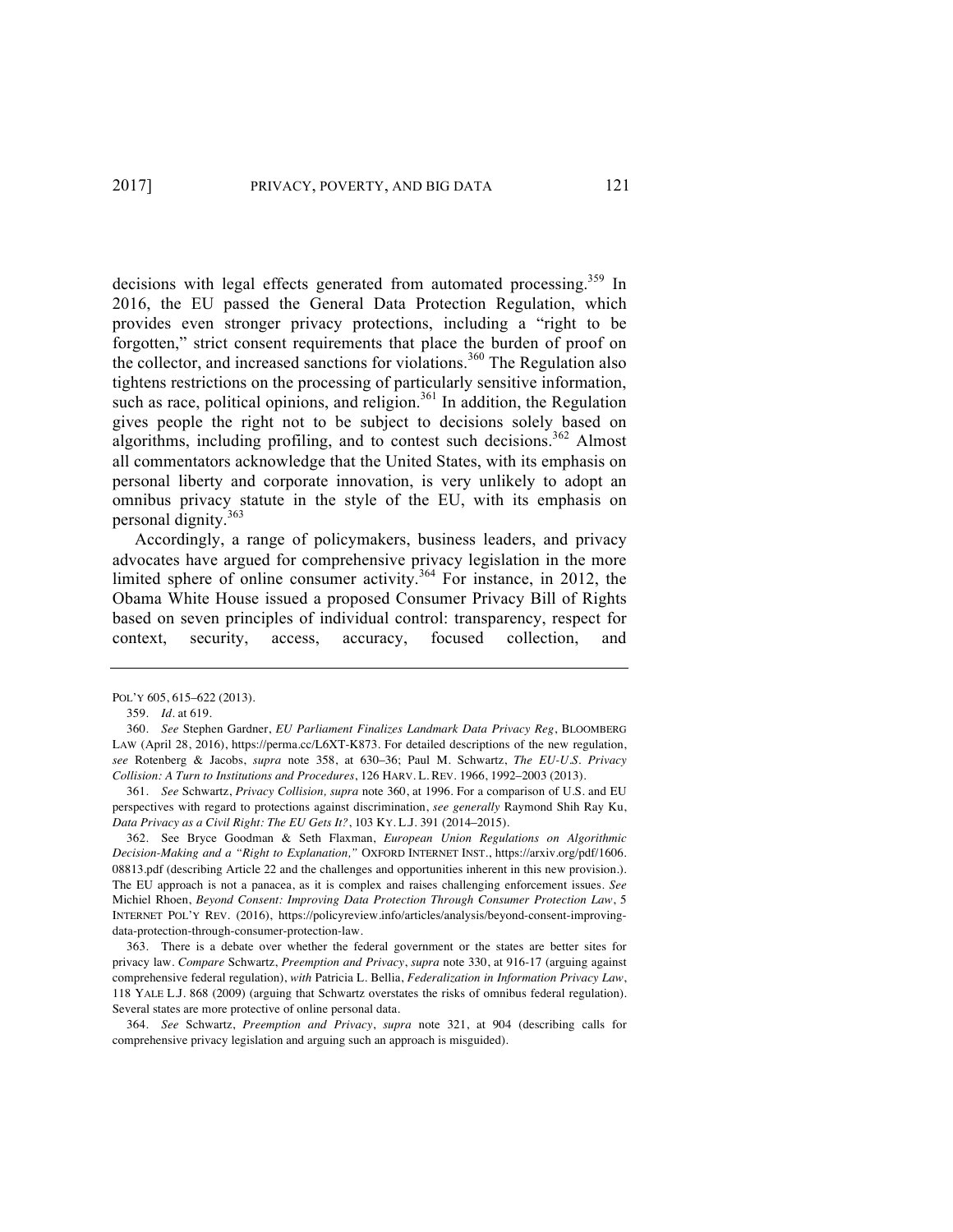decisions with legal effects generated from automated processing.[359] In 2016, the EU passed the General Data Protection Regulation, which provides even stronger privacy protections, including a "right to be forgotten," strict consent requirements that place the burden of proof on the collector, and increased sanctions for violations.[360] The Regulation also tightens restrictions on the processing of particularly sensitive information, such as race, political opinions, and religion.[361] In addition, the Regulation gives people the right not to be subject to decisions solely based on algorithms, including profiling, and to contest such decisions.[362] Almost all commentators acknowledge that the United States, with its emphasis on personal liberty and corporate innovation, is very unlikely to adopt an omnibus privacy statute in the style of the EU, with its emphasis on personal dignity.[363]

Accordingly, a range of policymakers, business leaders, and privacy advocates have argued for comprehensive privacy legislation in the more limited sphere of online consumer activity.[364] For instance, in 2012, the Obama White House issued a proposed Consumer Privacy Bill of Rights based on seven principles of individual control: transparency, respect for context, security, access, accuracy, focused collection, and

---

POL'Y 605, 615–622 (2013).

359. *Id.* at 619.

360. *See* Stephen Gardner, *EU Parliament Finalizes Landmark Data Privacy Reg*, BLOOMBERG LAW (April 28, 2016), https://perma.cc/L6XT-K873. For detailed descriptions of the new regulation, *see* Rotenberg & Jacobs, *supra* note 358, at 630–36; Paul M. Schwartz, *The EU-U.S. Privacy Collision: A Turn to Institutions and Procedures*, 126 HARV. L. REV. 1966, 1992–2003 (2013).

361. *See* Schwartz, *Privacy Collision, supra* note 360, at 1996. For a comparison of U.S. and EU perspectives with regard to protections against discrimination, *see generally* Raymond Shih Ray Ku, *Data Privacy as a Civil Right: The EU Gets It?*, 103 KY. L.J. 391 (2014–2015).

362. See Bryce Goodman & Seth Flaxman, *European Union Regulations on Algorithmic Decision-Making and a "Right to Explanation,"* OXFORD INTERNET INST., https://arxiv.org/pdf/1606.08813.pdf (describing Article 22 and the challenges and opportunities inherent in this new provision.). The EU approach is not a panacea, as it is complex and raises challenging enforcement issues. *See* Michiel Rhoen, *Beyond Consent: Improving Data Protection Through Consumer Protection Law*, 5 INTERNET POL'Y REV. (2016), https://policyreview.info/articles/analysis/beyond-consent-improving-data-protection-through-consumer-protection-law.

363. There is a debate over whether the federal government or the states are better sites for privacy law. *Compare* Schwartz, *Preemption and Privacy*, *supra* note 330, at 916-17 (arguing against comprehensive federal regulation), *with* Patricia L. Bellia, *Federalization in Information Privacy Law*, 118 YALE L.J. 868 (2009) (arguing that Schwartz overstates the risks of omnibus federal regulation). Several states are more protective of online personal data.

364. *See* Schwartz, *Preemption and Privacy*, *supra* note 321, at 904 (describing calls for comprehensive privacy legislation and arguing such an approach is misguided).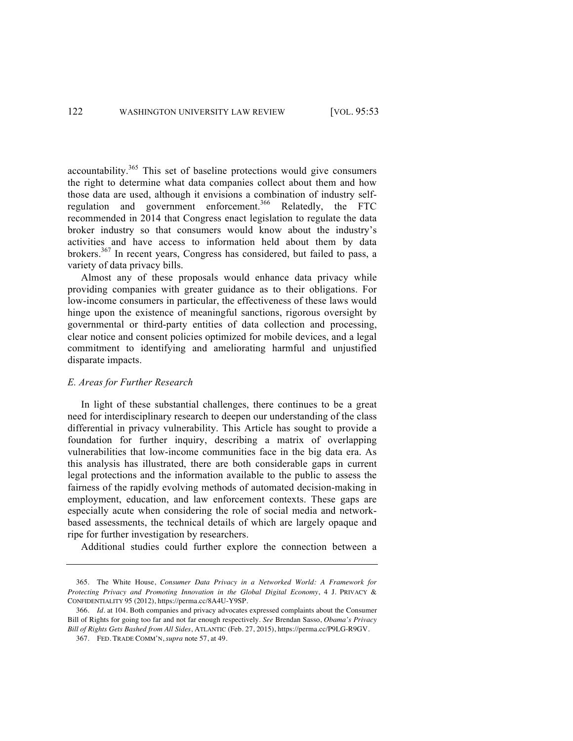accountability.[365] This set of baseline protections would give consumers the right to determine what data companies collect about them and how those data are used, although it envisions a combination of industry self-regulation and government enforcement.[366] Relatedly, the FTC recommended in 2014 that Congress enact legislation to regulate the data broker industry so that consumers would know about the industry's activities and have access to information held about them by data brokers.[367] In recent years, Congress has considered, but failed to pass, a variety of data privacy bills.

Almost any of these proposals would enhance data privacy while providing companies with greater guidance as to their obligations. For low-income consumers in particular, the effectiveness of these laws would hinge upon the existence of meaningful sanctions, rigorous oversight by governmental or third-party entities of data collection and processing, clear notice and consent policies optimized for mobile devices, and a legal commitment to identifying and ameliorating harmful and unjustified disparate impacts.

### *E. Areas for Further Research*

In light of these substantial challenges, there continues to be a great need for interdisciplinary research to deepen our understanding of the class differential in privacy vulnerability. This Article has sought to provide a foundation for further inquiry, describing a matrix of overlapping vulnerabilities that low-income communities face in the big data era. As this analysis has illustrated, there are both considerable gaps in current legal protections and the information available to the public to assess the fairness of the rapidly evolving methods of automated decision-making in employment, education, and law enforcement contexts. These gaps are especially acute when considering the role of social media and network-based assessments, the technical details of which are largely opaque and ripe for further investigation by researchers.

Additional studies could further explore the connection between a

---

365. The White House, *Consumer Data Privacy in a Networked World: A Framework for Protecting Privacy and Promoting Innovation in the Global Digital Economy*, 4 J. PRIVACY & CONFIDENTIALITY 95 (2012), https://perma.cc/8A4U-Y9SP.

366. *Id.* at 104. Both companies and privacy advocates expressed complaints about the Consumer Bill of Rights for going too far and not far enough respectively. *See* Brendan Sasso, *Obama's Privacy Bill of Rights Gets Bashed from All Sides*, ATLANTIC (Feb. 27, 2015), https://perma.cc/P9LG-R9GV.

367. FED. TRADE COMM'N, *supra* note 57, at 49.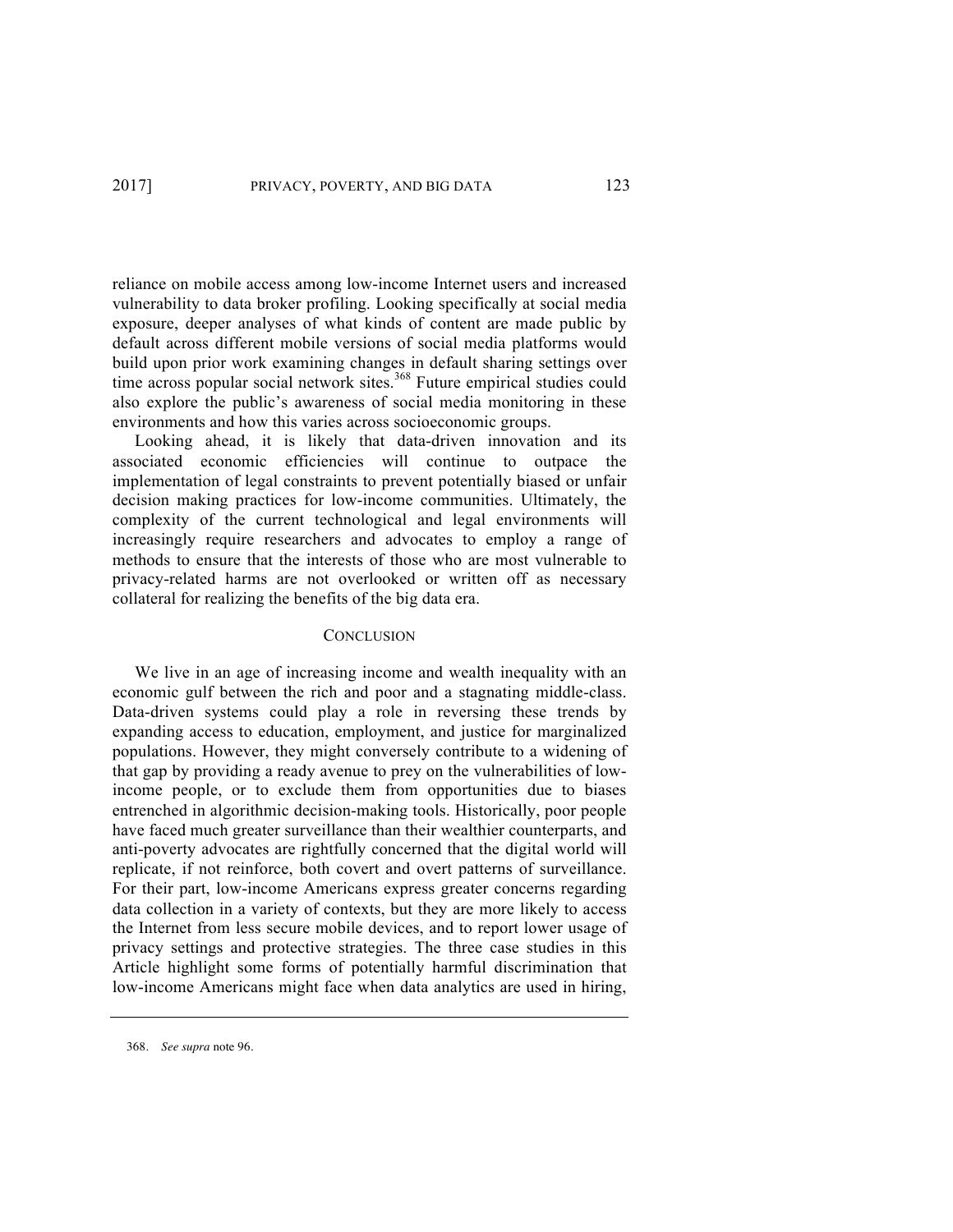reliance on mobile access among low-income Internet users and increased vulnerability to data broker profiling. Looking specifically at social media exposure, deeper analyses of what kinds of content are made public by default across different mobile versions of social media platforms would build upon prior work examining changes in default sharing settings over time across popular social network sites.[368] Future empirical studies could also explore the public's awareness of social media monitoring in these environments and how this varies across socioeconomic groups.

Looking ahead, it is likely that data-driven innovation and its associated economic efficiencies will continue to outpace the implementation of legal constraints to prevent potentially biased or unfair decision making practices for low-income communities. Ultimately, the complexity of the current technological and legal environments will increasingly require researchers and advocates to employ a range of methods to ensure that the interests of those who are most vulnerable to privacy-related harms are not overlooked or written off as necessary collateral for realizing the benefits of the big data era.

## CONCLUSION

We live in an age of increasing income and wealth inequality with an economic gulf between the rich and poor and a stagnating middle-class. Data-driven systems could play a role in reversing these trends by expanding access to education, employment, and justice for marginalized populations. However, they might conversely contribute to a widening of that gap by providing a ready avenue to prey on the vulnerabilities of low-income people, or to exclude them from opportunities due to biases entrenched in algorithmic decision-making tools. Historically, poor people have faced much greater surveillance than their wealthier counterparts, and anti-poverty advocates are rightfully concerned that the digital world will replicate, if not reinforce, both covert and overt patterns of surveillance. For their part, low-income Americans express greater concerns regarding data collection in a variety of contexts, but they are more likely to access the Internet from less secure mobile devices, and to report lower usage of privacy settings and protective strategies. The three case studies in this Article highlight some forms of potentially harmful discrimination that low-income Americans might face when data analytics are used in hiring,

368. *See supra* note 96.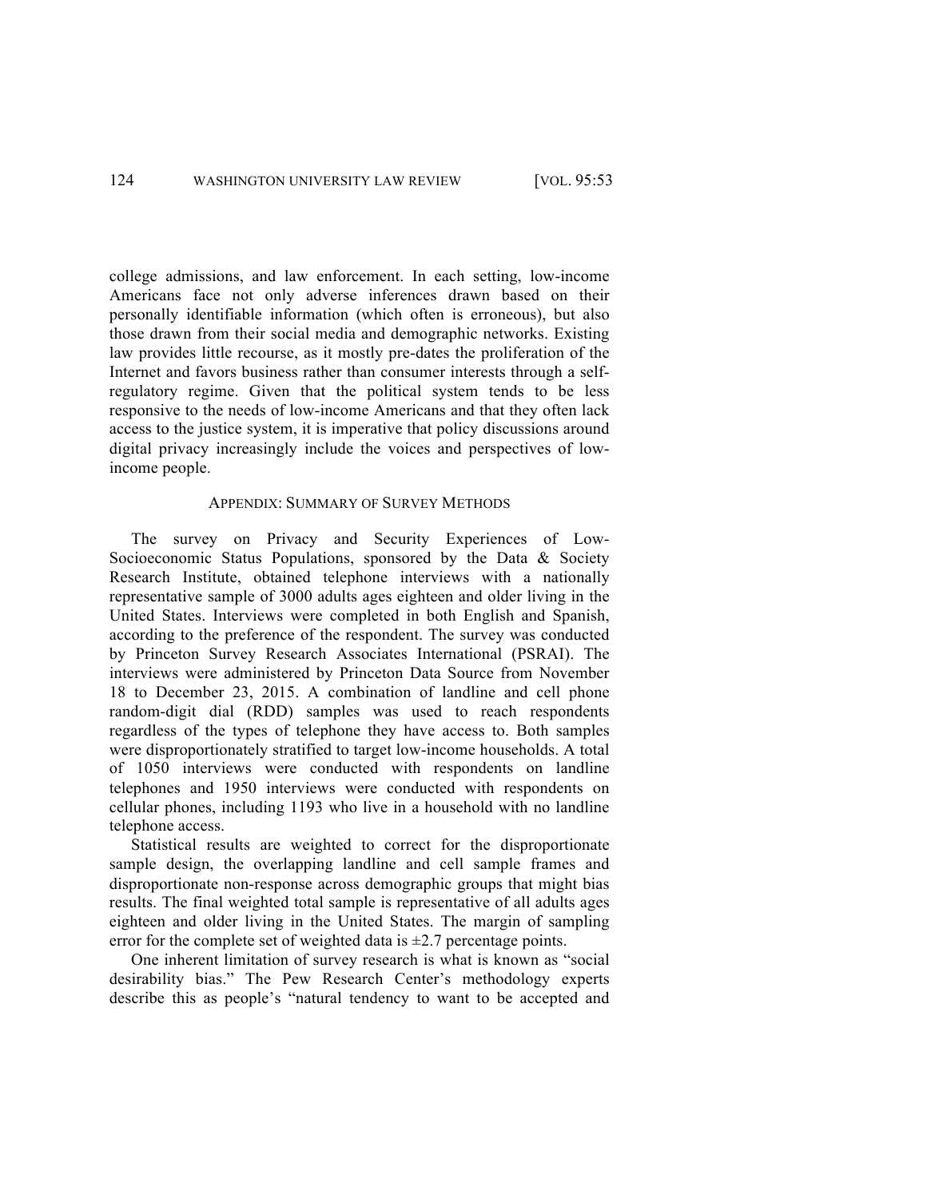college admissions, and law enforcement. In each setting, low-income Americans face not only adverse inferences drawn based on their personally identifiable information (which often is erroneous), but also those drawn from their social media and demographic networks. Existing law provides little recourse, as it mostly pre-dates the proliferation of the Internet and favors business rather than consumer interests through a self-regulatory regime. Given that the political system tends to be less responsive to the needs of low-income Americans and that they often lack access to the justice system, it is imperative that policy discussions around digital privacy increasingly include the voices and perspectives of low-income people.

## APPENDIX: SUMMARY OF SURVEY METHODS

The survey on Privacy and Security Experiences of Low-Socioeconomic Status Populations, sponsored by the Data & Society Research Institute, obtained telephone interviews with a nationally representative sample of 3000 adults ages eighteen and older living in the United States. Interviews were completed in both English and Spanish, according to the preference of the respondent. The survey was conducted by Princeton Survey Research Associates International (PSRAI). The interviews were administered by Princeton Data Source from November 18 to December 23, 2015. A combination of landline and cell phone random-digit dial (RDD) samples was used to reach respondents regardless of the types of telephone they have access to. Both samples were disproportionately stratified to target low-income households. A total of 1050 interviews were conducted with respondents on landline telephones and 1950 interviews were conducted with respondents on cellular phones, including 1193 who live in a household with no landline telephone access.

Statistical results are weighted to correct for the disproportionate sample design, the overlapping landline and cell sample frames and disproportionate non-response across demographic groups that might bias results. The final weighted total sample is representative of all adults ages eighteen and older living in the United States. The margin of sampling error for the complete set of weighted data is ±2.7 percentage points.

One inherent limitation of survey research is what is known as "social desirability bias." The Pew Research Center's methodology experts describe this as people's "natural tendency to want to be accepted and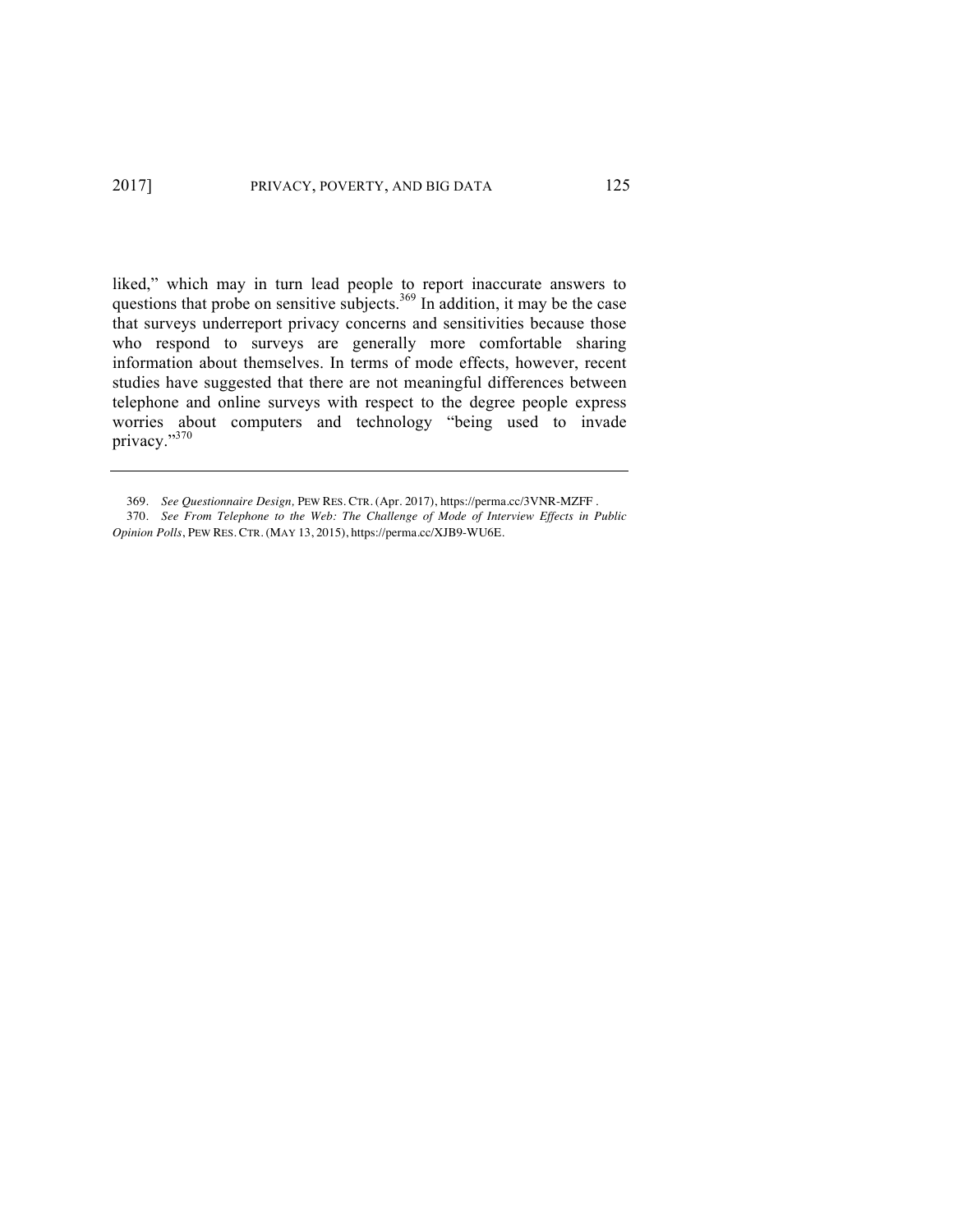liked," which may in turn lead people to report inaccurate answers to questions that probe on sensitive subjects.[369] In addition, it may be the case that surveys underreport privacy concerns and sensitivities because those who respond to surveys are generally more comfortable sharing information about themselves. In terms of mode effects, however, recent studies have suggested that there are not meaningful differences between telephone and online surveys with respect to the degree people express worries about computers and technology "being used to invade privacy."[370]

---

369. *See Questionnaire Design,* PEW RES. CTR. (Apr. 2017), https://perma.cc/3VNR-MZFF .

370. *See From Telephone to the Web: The Challenge of Mode of Interview Effects in Public Opinion Polls*, PEW RES. CTR. (MAY 13, 2015), https://perma.cc/XJB9-WU6E.